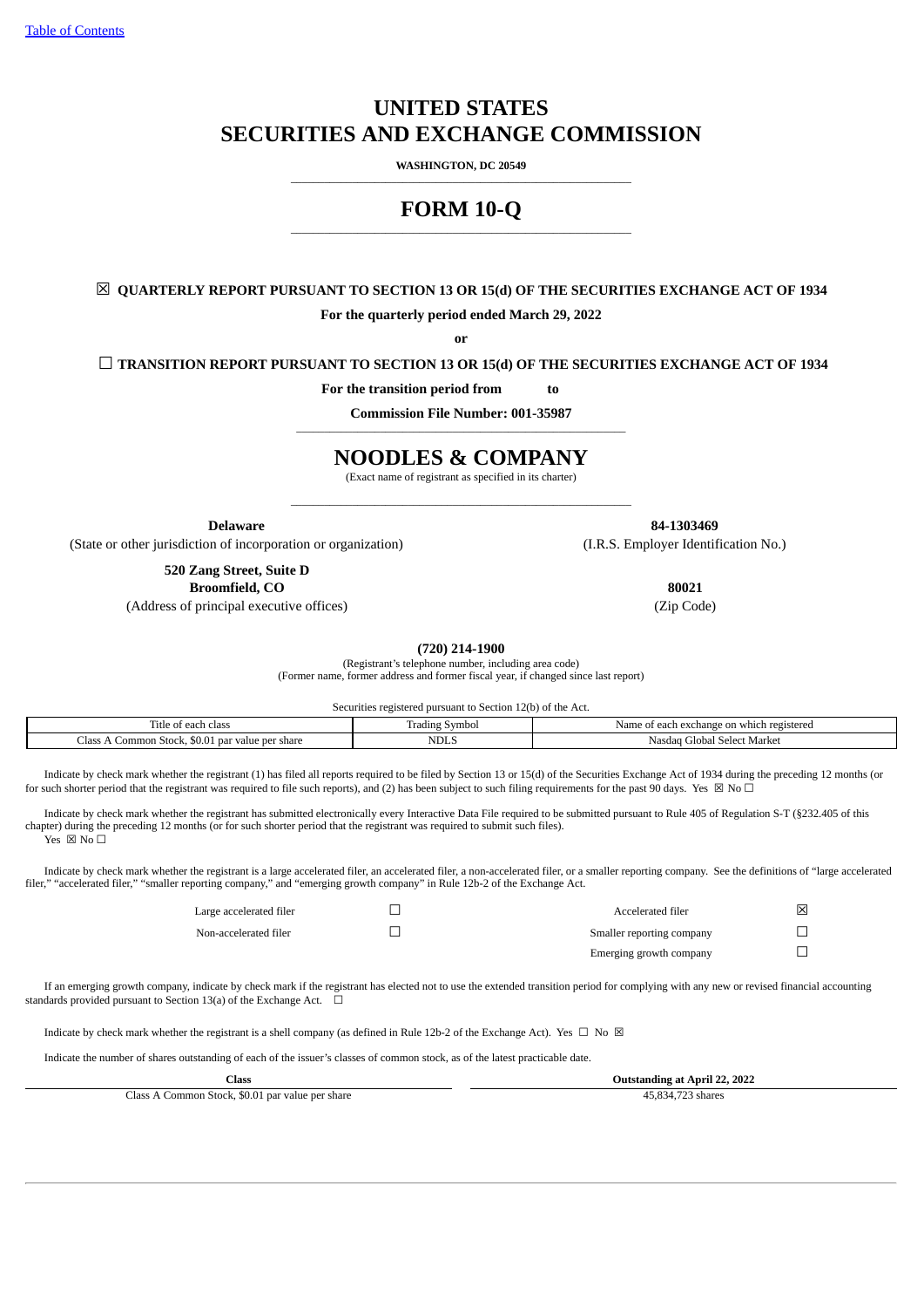[Table of Contents](#)

# UNITED STATES
# SECURITIES AND EXCHANGE COMMISSION

**WASHINGTON, DC 20549**

# FORM 10-Q

☒ **QUARTERLY REPORT PURSUANT TO SECTION 13 OR 15(d) OF THE SECURITIES EXCHANGE ACT OF 1934**

**For the quarterly period ended March 29, 2022**

**or**

☐ **TRANSITION REPORT PURSUANT TO SECTION 13 OR 15(d) OF THE SECURITIES EXCHANGE ACT OF 1934**

**For the transition period from to**

**Commission File Number: 001-35987**

# NOODLES & COMPANY

(Exact name of registrant as specified in its charter)

| **Delaware** | **84-1303469** |
|---|---|
| (State or other jurisdiction of incorporation or organization) | (I.R.S. Employer Identification No.) |
| **520 Zang Street, Suite D Broomfield, CO** | **80021** |
| (Address of principal executive offices) | (Zip Code) |

**(720) 214-1900**

(Registrant's telephone number, including area code)

(Former name, former address and former fiscal year, if changed since last report)

Securities registered pursuant to Section 12(b) of the Act.

| Title of each class | Trading Symbol | Name of each exchange on which registered |
|---|---|---|
| Class A Common Stock, $0.01 par value per share | NDLS | Nasdaq Global Select Market |

Indicate by check mark whether the registrant (1) has filed all reports required to be filed by Section 13 or 15(d) of the Securities Exchange Act of 1934 during the preceding 12 months (or for such shorter period that the registrant was required to file such reports), and (2) has been subject to such filing requirements for the past 90 days. Yes ☒ No ☐

Indicate by check mark whether the registrant has submitted electronically every Interactive Data File required to be submitted pursuant to Rule 405 of Regulation S-T (§232.405 of this chapter) during the preceding 12 months (or for such shorter period that the registrant was required to submit such files).
Yes ☒ No ☐

Indicate by check mark whether the registrant is a large accelerated filer, an accelerated filer, a non-accelerated filer, or a smaller reporting company. See the definitions of "large accelerated filer," "accelerated filer," "smaller reporting company," and "emerging growth company" in Rule 12b-2 of the Exchange Act.

| | | | |
|---|---|---|---|
| Large accelerated filer | ☐ | Accelerated filer | ☒ |
| Non-accelerated filer | ☐ | Smaller reporting company | ☐ |
| | | Emerging growth company | ☐ |

If an emerging growth company, indicate by check mark if the registrant has elected not to use the extended transition period for complying with any new or revised financial accounting standards provided pursuant to Section 13(a) of the Exchange Act. ☐

Indicate by check mark whether the registrant is a shell company (as defined in Rule 12b-2 of the Exchange Act). Yes ☐ No ☒

Indicate the number of shares outstanding of each of the issuer's classes of common stock, as of the latest practicable date.

| Class | Outstanding at April 22, 2022 |
|---|---|
| Class A Common Stock, $0.01 par value per share | 45,834,723 shares |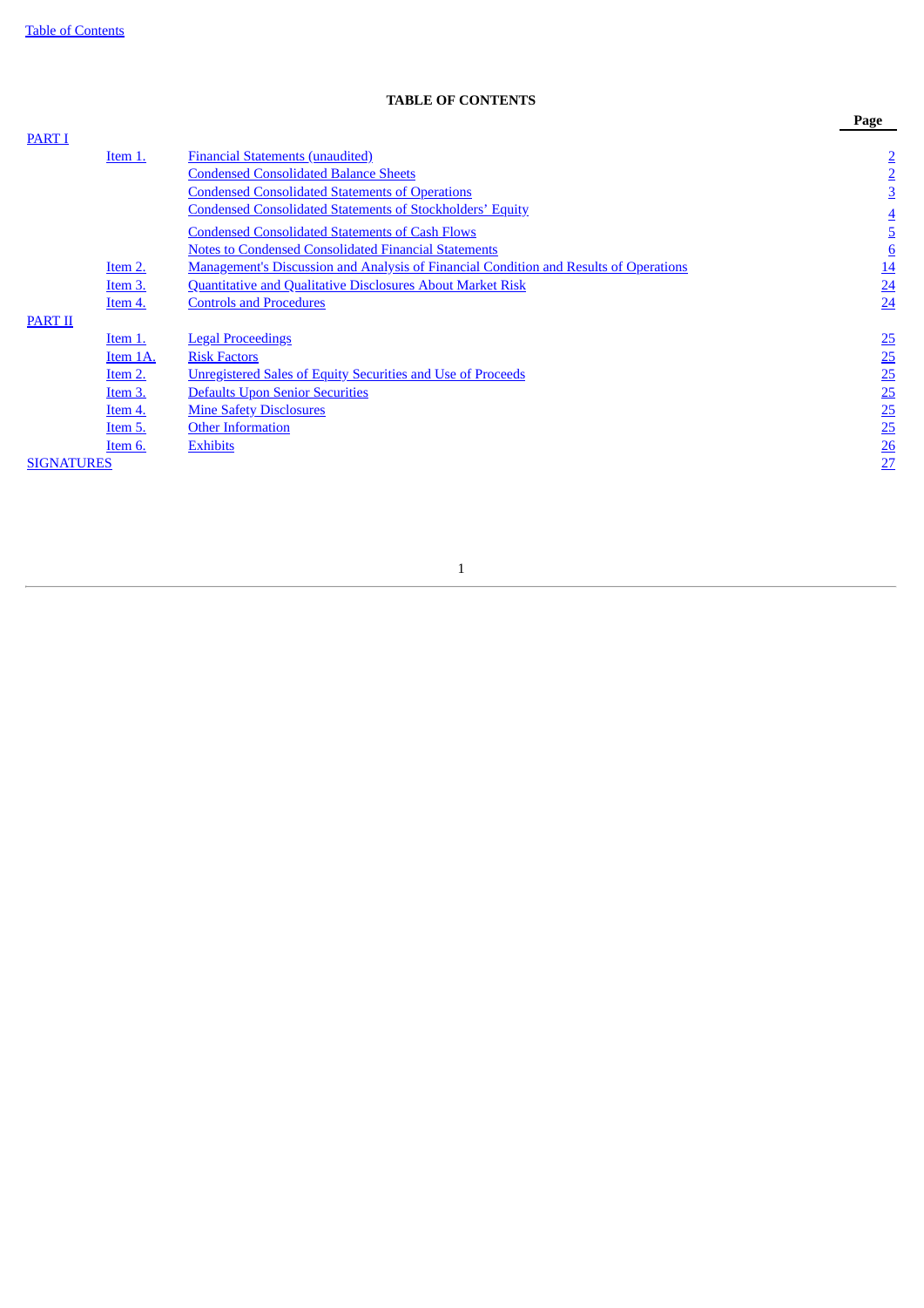[Table of Contents](#)

**TABLE OF CONTENTS**

| | | | Page |
|---|---|---|---|
| PART I | | | |
| | Item 1. | Financial Statements (unaudited) | 2 |
| | | Condensed Consolidated Balance Sheets | 2 |
| | | Condensed Consolidated Statements of Operations | 3 |
| | | Condensed Consolidated Statements of Stockholders' Equity | 4 |
| | | Condensed Consolidated Statements of Cash Flows | 5 |
| | | Notes to Condensed Consolidated Financial Statements | 6 |
| | Item 2. | Management's Discussion and Analysis of Financial Condition and Results of Operations | 14 |
| | Item 3. | Quantitative and Qualitative Disclosures About Market Risk | 24 |
| | Item 4. | Controls and Procedures | 24 |
| PART II | | | |
| | Item 1. | Legal Proceedings | 25 |
| | Item 1A. | Risk Factors | 25 |
| | Item 2. | Unregistered Sales of Equity Securities and Use of Proceeds | 25 |
| | Item 3. | Defaults Upon Senior Securities | 25 |
| | Item 4. | Mine Safety Disclosures | 25 |
| | Item 5. | Other Information | 25 |
| | Item 6. | Exhibits | 26 |
| SIGNATURES | | | 27 |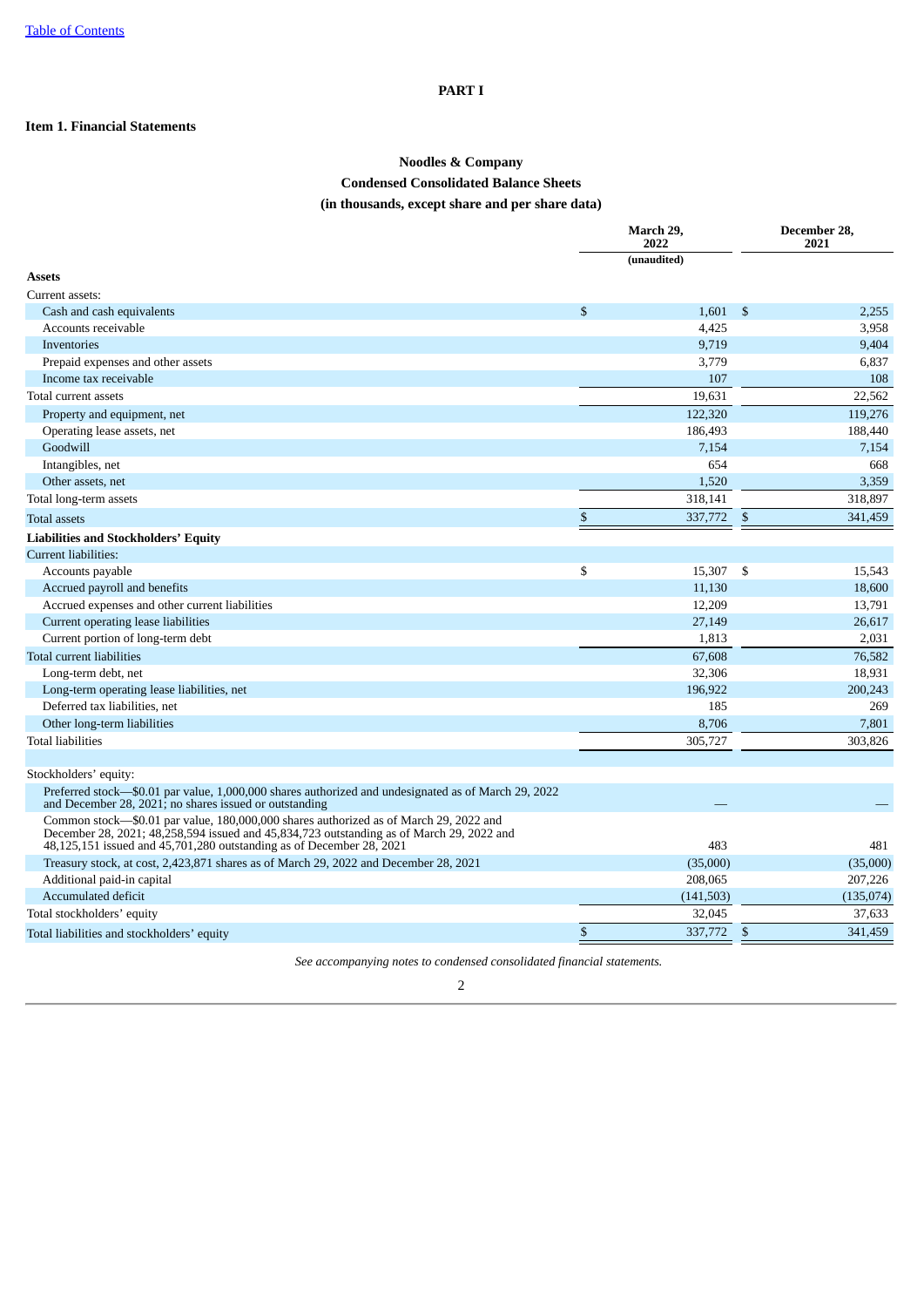# PART I

## Item 1. Financial Statements

**Noodles & Company**

**Condensed Consolidated Balance Sheets**

**(in thousands, except share and per share data)**

| | March 29, 2022 | December 28, 2021 |
|---|---|---|
| | (unaudited) | |
| **Assets** | | |
| Current assets: | | |
| Cash and cash equivalents | $ 1,601 | $ 2,255 |
| Accounts receivable | 4,425 | 3,958 |
| Inventories | 9,719 | 9,404 |
| Prepaid expenses and other assets | 3,779 | 6,837 |
| Income tax receivable | 107 | 108 |
| Total current assets | 19,631 | 22,562 |
| Property and equipment, net | 122,320 | 119,276 |
| Operating lease assets, net | 186,493 | 188,440 |
| Goodwill | 7,154 | 7,154 |
| Intangibles, net | 654 | 668 |
| Other assets, net | 1,520 | 3,359 |
| Total long-term assets | 318,141 | 318,897 |
| Total assets | $ 337,772 | $ 341,459 |
| **Liabilities and Stockholders' Equity** | | |
| Current liabilities: | | |
| Accounts payable | $ 15,307 | $ 15,543 |
| Accrued payroll and benefits | 11,130 | 18,600 |
| Accrued expenses and other current liabilities | 12,209 | 13,791 |
| Current operating lease liabilities | 27,149 | 26,617 |
| Current portion of long-term debt | 1,813 | 2,031 |
| Total current liabilities | 67,608 | 76,582 |
| Long-term debt, net | 32,306 | 18,931 |
| Long-term operating lease liabilities, net | 196,922 | 200,243 |
| Deferred tax liabilities, net | 185 | 269 |
| Other long-term liabilities | 8,706 | 7,801 |
| Total liabilities | 305,727 | 303,826 |
| | | |
| Stockholders' equity: | | |
| Preferred stock—$0.01 par value, 1,000,000 shares authorized and undesignated as of March 29, 2022 and December 28, 2021; no shares issued or outstanding | — | — |
| Common stock—$0.01 par value, 180,000,000 shares authorized as of March 29, 2022 and December 28, 2021; 48,258,594 issued and 45,834,723 outstanding as of March 29, 2022 and 48,125,151 issued and 45,701,280 outstanding as of December 28, 2021 | 483 | 481 |
| Treasury stock, at cost, 2,423,871 shares as of March 29, 2022 and December 28, 2021 | (35,000) | (35,000) |
| Additional paid-in capital | 208,065 | 207,226 |
| Accumulated deficit | (141,503) | (135,074) |
| Total stockholders' equity | 32,045 | 37,633 |
| Total liabilities and stockholders' equity | $ 337,772 | $ 341,459 |

*See accompanying notes to condensed consolidated financial statements.*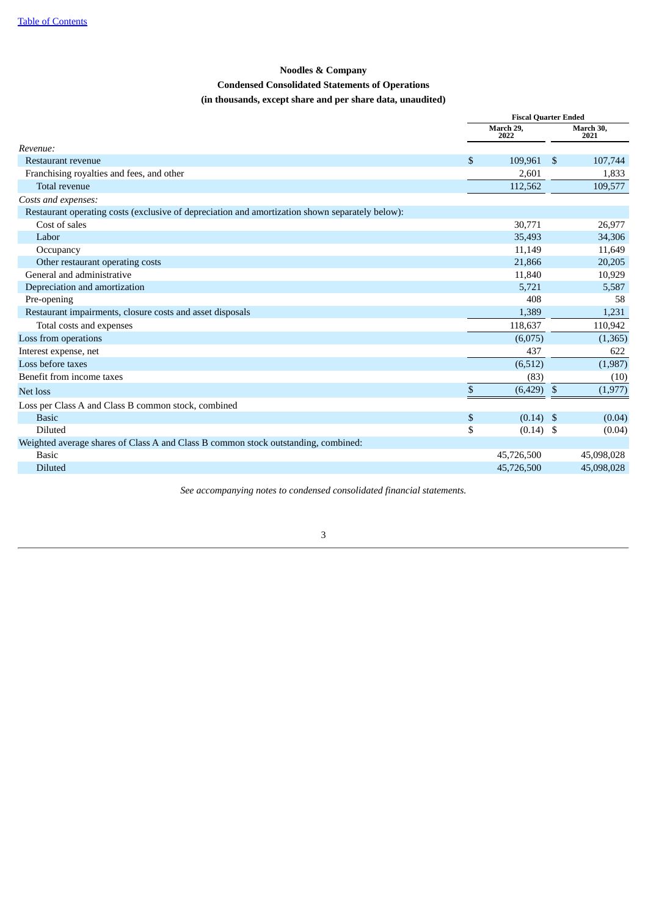**Noodles & Company**

**Condensed Consolidated Statements of Operations**

**(in thousands, except share and per share data, unaudited)**

| | Fiscal Quarter Ended | |
|---|---|---|
| | March 29, 2022 | March 30, 2021 |
| *Revenue:* | | |
| Restaurant revenue | $ 109,961 | $ 107,744 |
| Franchising royalties and fees, and other | 2,601 | 1,833 |
| Total revenue | 112,562 | 109,577 |
| *Costs and expenses:* | | |
| Restaurant operating costs (exclusive of depreciation and amortization shown separately below): | | |
| Cost of sales | 30,771 | 26,977 |
| Labor | 35,493 | 34,306 |
| Occupancy | 11,149 | 11,649 |
| Other restaurant operating costs | 21,866 | 20,205 |
| General and administrative | 11,840 | 10,929 |
| Depreciation and amortization | 5,721 | 5,587 |
| Pre-opening | 408 | 58 |
| Restaurant impairments, closure costs and asset disposals | 1,389 | 1,231 |
| Total costs and expenses | 118,637 | 110,942 |
| Loss from operations | (6,075) | (1,365) |
| Interest expense, net | 437 | 622 |
| Loss before taxes | (6,512) | (1,987) |
| Benefit from income taxes | (83) | (10) |
| Net loss | $ (6,429) | $ (1,977) |
| Loss per Class A and Class B common stock, combined | | |
| Basic | $ (0.14) | $ (0.04) |
| Diluted | $ (0.14) | $ (0.04) |
| Weighted average shares of Class A and Class B common stock outstanding, combined: | | |
| Basic | 45,726,500 | 45,098,028 |
| Diluted | 45,726,500 | 45,098,028 |

*See accompanying notes to condensed consolidated financial statements.*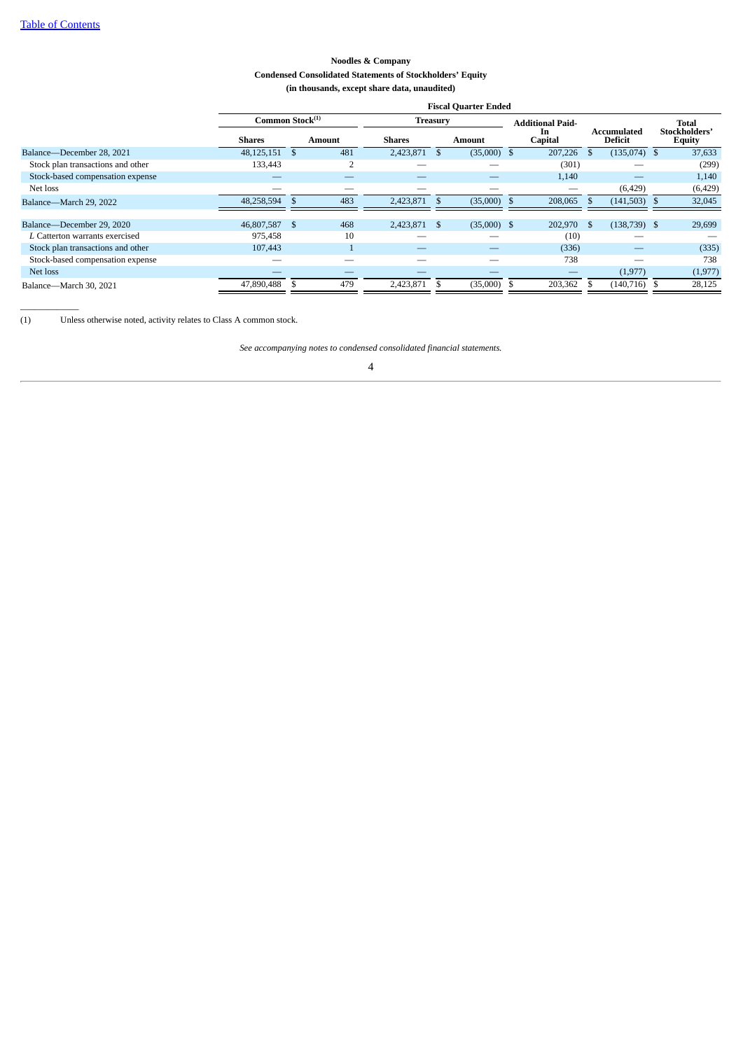**Noodles & Company**

**Condensed Consolidated Statements of Stockholders' Equity**

**(in thousands, except share data, unaudited)**

| | Fiscal Quarter Ended | | | | | | |
|---|---|---|---|---|---|---|---|
| | Common Stock[(1)] | | Treasury | | Additional Paid-In Capital | Accumulated Deficit | Total Stockholders' Equity |
| | Shares | Amount | Shares | Amount | | | |
| Balance—December 28, 2021 | 48,125,151 | $ 481 | 2,423,871 | $ (35,000) | $ 207,226 | $ (135,074) | $ 37,633 |
| Stock plan transactions and other | 133,443 | 2 | — | — | (301) | — | (299) |
| Stock-based compensation expense | — | — | — | — | 1,140 | — | 1,140 |
| Net loss | — | — | — | — | — | (6,429) | (6,429) |
| Balance—March 29, 2022 | 48,258,594 | $ 483 | 2,423,871 | $ (35,000) | $ 208,065 | $ (141,503) | $ 32,045 |
| | | | | | | | |
| Balance—December 29, 2020 | 46,807,587 | $ 468 | 2,423,871 | $ (35,000) | $ 202,970 | $ (138,739) | $ 29,699 |
| *L* Catterton warrants exercised | 975,458 | 10 | — | — | (10) | — | — |
| Stock plan transactions and other | 107,443 | 1 | — | — | (336) | — | (335) |
| Stock-based compensation expense | — | — | — | — | 738 | — | 738 |
| Net loss | — | — | — | — | — | (1,977) | (1,977) |
| Balance—March 30, 2021 | 47,890,488 | $ 479 | 2,423,871 | $ (35,000) | $ 203,362 | $ (140,716) | $ 28,125 |

(1) Unless otherwise noted, activity relates to Class A common stock.

*See accompanying notes to condensed consolidated financial statements.*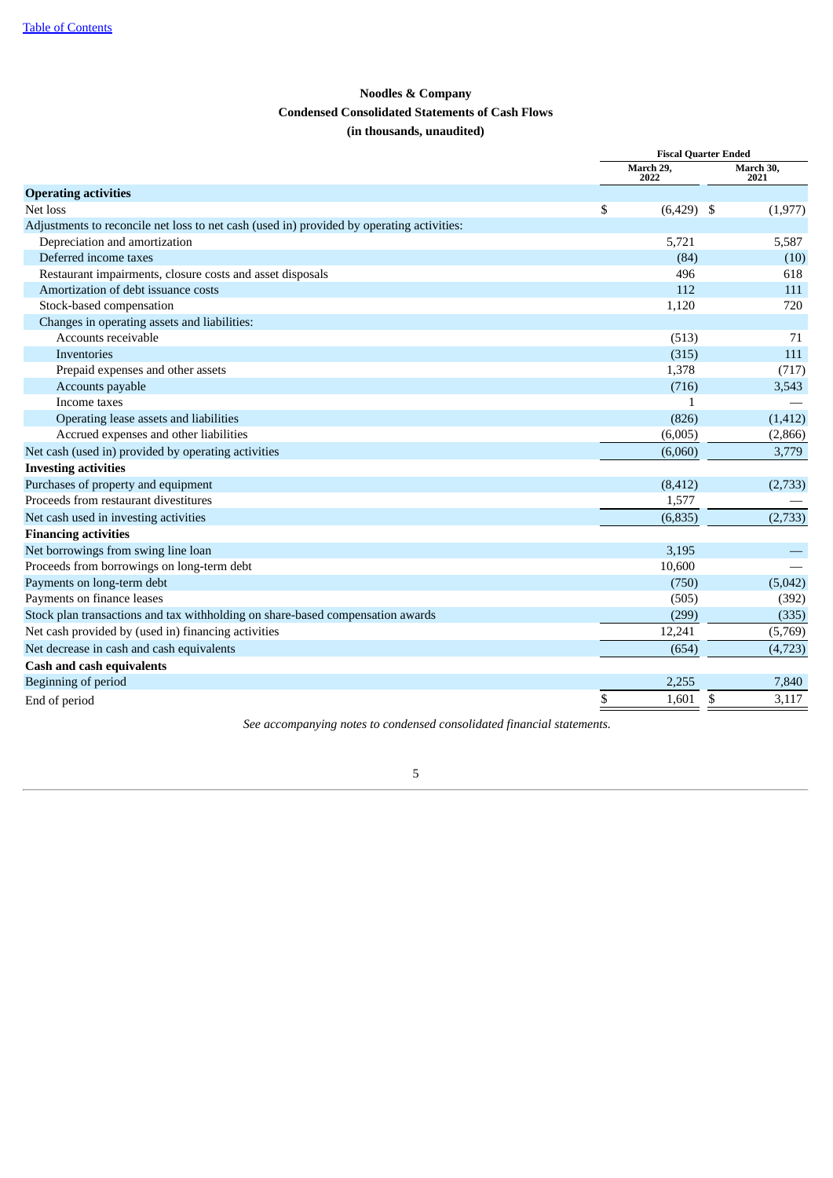**Noodles & Company**

**Condensed Consolidated Statements of Cash Flows**

**(in thousands, unaudited)**

| | Fiscal Quarter Ended | |
|---|---|---|
| | March 29, 2022 | March 30, 2021 |
| **Operating activities** | | |
| Net loss | $ (6,429) | $ (1,977) |
| Adjustments to reconcile net loss to net cash (used in) provided by operating activities: | | |
| Depreciation and amortization | 5,721 | 5,587 |
| Deferred income taxes | (84) | (10) |
| Restaurant impairments, closure costs and asset disposals | 496 | 618 |
| Amortization of debt issuance costs | 112 | 111 |
| Stock-based compensation | 1,120 | 720 |
| Changes in operating assets and liabilities: | | |
| Accounts receivable | (513) | 71 |
| Inventories | (315) | 111 |
| Prepaid expenses and other assets | 1,378 | (717) |
| Accounts payable | (716) | 3,543 |
| Income taxes | 1 | — |
| Operating lease assets and liabilities | (826) | (1,412) |
| Accrued expenses and other liabilities | (6,005) | (2,866) |
| Net cash (used in) provided by operating activities | (6,060) | 3,779 |
| **Investing activities** | | |
| Purchases of property and equipment | (8,412) | (2,733) |
| Proceeds from restaurant divestitures | 1,577 | — |
| Net cash used in investing activities | (6,835) | (2,733) |
| **Financing activities** | | |
| Net borrowings from swing line loan | 3,195 | — |
| Proceeds from borrowings on long-term debt | 10,600 | — |
| Payments on long-term debt | (750) | (5,042) |
| Payments on finance leases | (505) | (392) |
| Stock plan transactions and tax withholding on share-based compensation awards | (299) | (335) |
| Net cash provided by (used in) financing activities | 12,241 | (5,769) |
| Net decrease in cash and cash equivalents | (654) | (4,723) |
| **Cash and cash equivalents** | | |
| Beginning of period | 2,255 | 7,840 |
| End of period | $ 1,601 | $ 3,117 |

*See accompanying notes to condensed consolidated financial statements.*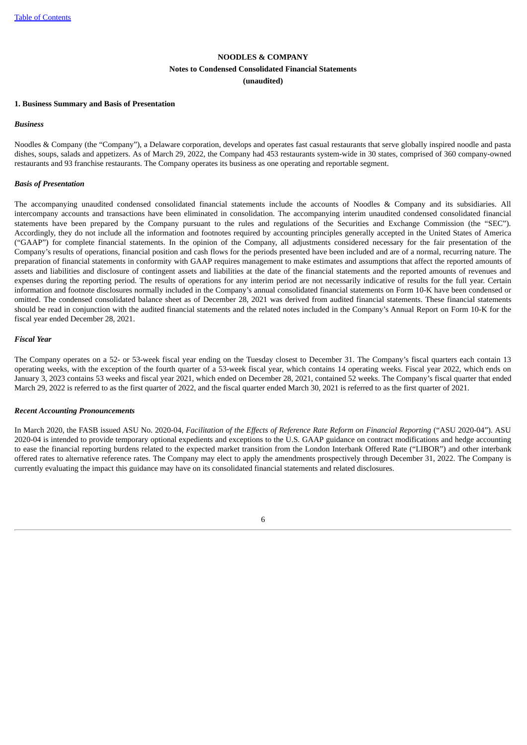# NOODLES & COMPANY

## Notes to Condensed Consolidated Financial Statements

**(unaudited)**

### 1. Business Summary and Basis of Presentation

***Business***

Noodles & Company (the "Company"), a Delaware corporation, develops and operates fast casual restaurants that serve globally inspired noodle and pasta dishes, soups, salads and appetizers. As of March 29, 2022, the Company had 453 restaurants system-wide in 30 states, comprised of 360 company-owned restaurants and 93 franchise restaurants. The Company operates its business as one operating and reportable segment.

***Basis of Presentation***

The accompanying unaudited condensed consolidated financial statements include the accounts of Noodles & Company and its subsidiaries. All intercompany accounts and transactions have been eliminated in consolidation. The accompanying interim unaudited condensed consolidated financial statements have been prepared by the Company pursuant to the rules and regulations of the Securities and Exchange Commission (the "SEC"). Accordingly, they do not include all the information and footnotes required by accounting principles generally accepted in the United States of America ("GAAP") for complete financial statements. In the opinion of the Company, all adjustments considered necessary for the fair presentation of the Company's results of operations, financial position and cash flows for the periods presented have been included and are of a normal, recurring nature. The preparation of financial statements in conformity with GAAP requires management to make estimates and assumptions that affect the reported amounts of assets and liabilities and disclosure of contingent assets and liabilities at the date of the financial statements and the reported amounts of revenues and expenses during the reporting period. The results of operations for any interim period are not necessarily indicative of results for the full year. Certain information and footnote disclosures normally included in the Company's annual consolidated financial statements on Form 10-K have been condensed or omitted. The condensed consolidated balance sheet as of December 28, 2021 was derived from audited financial statements. These financial statements should be read in conjunction with the audited financial statements and the related notes included in the Company's Annual Report on Form 10-K for the fiscal year ended December 28, 2021.

***Fiscal Year***

The Company operates on a 52- or 53-week fiscal year ending on the Tuesday closest to December 31. The Company's fiscal quarters each contain 13 operating weeks, with the exception of the fourth quarter of a 53-week fiscal year, which contains 14 operating weeks. Fiscal year 2022, which ends on January 3, 2023 contains 53 weeks and fiscal year 2021, which ended on December 28, 2021, contained 52 weeks. The Company's fiscal quarter that ended March 29, 2022 is referred to as the first quarter of 2022, and the fiscal quarter ended March 30, 2021 is referred to as the first quarter of 2021.

***Recent Accounting Pronouncements***

In March 2020, the FASB issued ASU No. 2020-04, *Facilitation of the Effects of Reference Rate Reform on Financial Reporting* ("ASU 2020-04"). ASU 2020-04 is intended to provide temporary optional expedients and exceptions to the U.S. GAAP guidance on contract modifications and hedge accounting to ease the financial reporting burdens related to the expected market transition from the London Interbank Offered Rate ("LIBOR") and other interbank offered rates to alternative reference rates. The Company may elect to apply the amendments prospectively through December 31, 2022. The Company is currently evaluating the impact this guidance may have on its consolidated financial statements and related disclosures.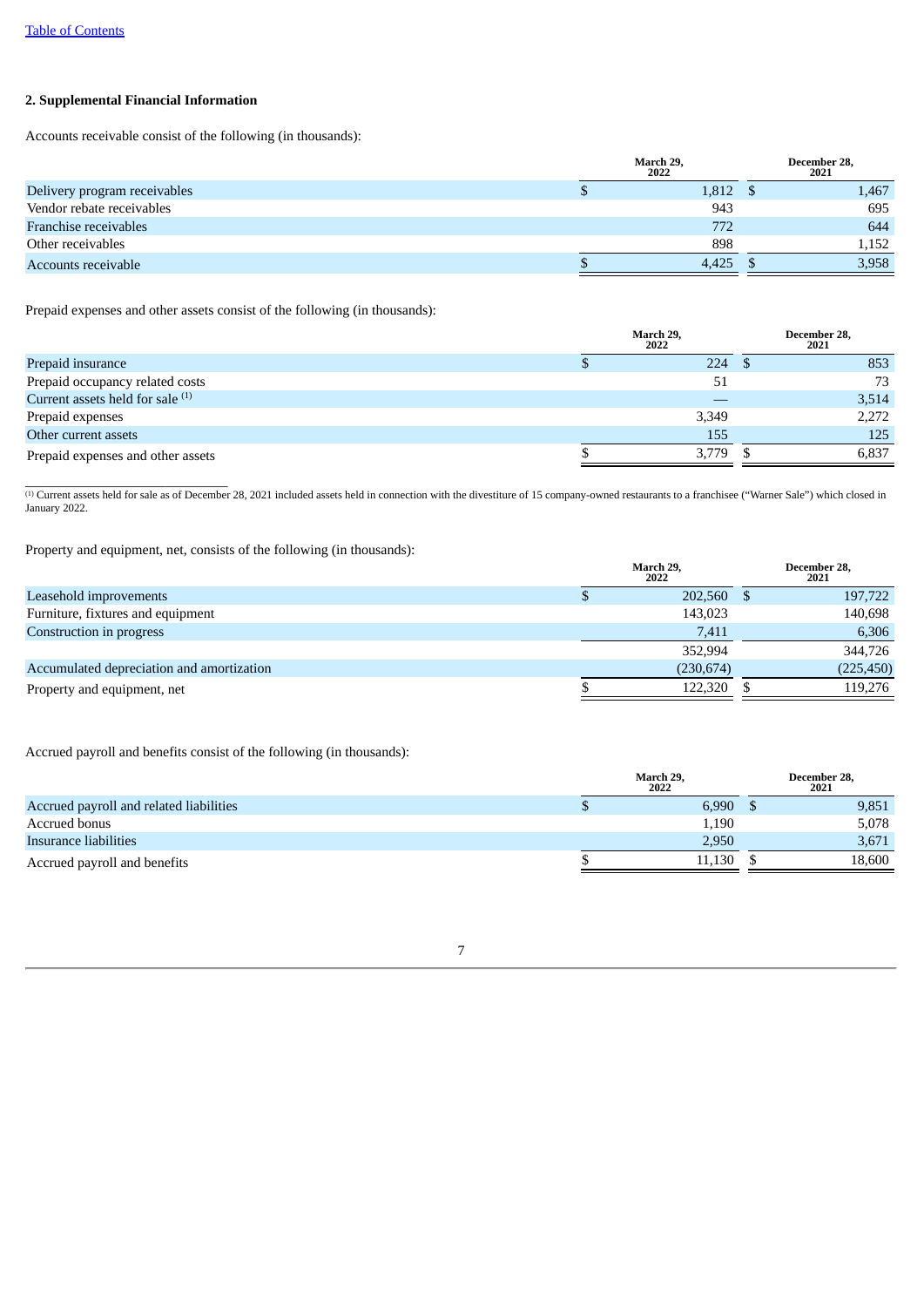## 2. Supplemental Financial Information

Accounts receivable consist of the following (in thousands):

| | March 29, 2022 | December 28, 2021 |
|---|---|---|
| Delivery program receivables | $ 1,812 | $ 1,467 |
| Vendor rebate receivables | 943 | 695 |
| Franchise receivables | 772 | 644 |
| Other receivables | 898 | 1,152 |
| Accounts receivable | $ 4,425 | $ 3,958 |

Prepaid expenses and other assets consist of the following (in thousands):

| | March 29, 2022 | December 28, 2021 |
|---|---|---|
| Prepaid insurance | $ 224 | $ 853 |
| Prepaid occupancy related costs | 51 | 73 |
| Current assets held for sale [(1)] | — | 3,514 |
| Prepaid expenses | 3,349 | 2,272 |
| Other current assets | 155 | 125 |
| Prepaid expenses and other assets | $ 3,779 | $ 6,837 |

[(1)] Current assets held for sale as of December 28, 2021 included assets held in connection with the divestiture of 15 company-owned restaurants to a franchisee ("Warner Sale") which closed in January 2022.

Property and equipment, net, consists of the following (in thousands):

| | March 29, 2022 | December 28, 2021 |
|---|---|---|
| Leasehold improvements | $ 202,560 | $ 197,722 |
| Furniture, fixtures and equipment | 143,023 | 140,698 |
| Construction in progress | 7,411 | 6,306 |
| | 352,994 | 344,726 |
| Accumulated depreciation and amortization | (230,674) | (225,450) |
| Property and equipment, net | $ 122,320 | $ 119,276 |

Accrued payroll and benefits consist of the following (in thousands):

| | March 29, 2022 | December 28, 2021 |
|---|---|---|
| Accrued payroll and related liabilities | $ 6,990 | $ 9,851 |
| Accrued bonus | 1,190 | 5,078 |
| Insurance liabilities | 2,950 | 3,671 |
| Accrued payroll and benefits | $ 11,130 | $ 18,600 |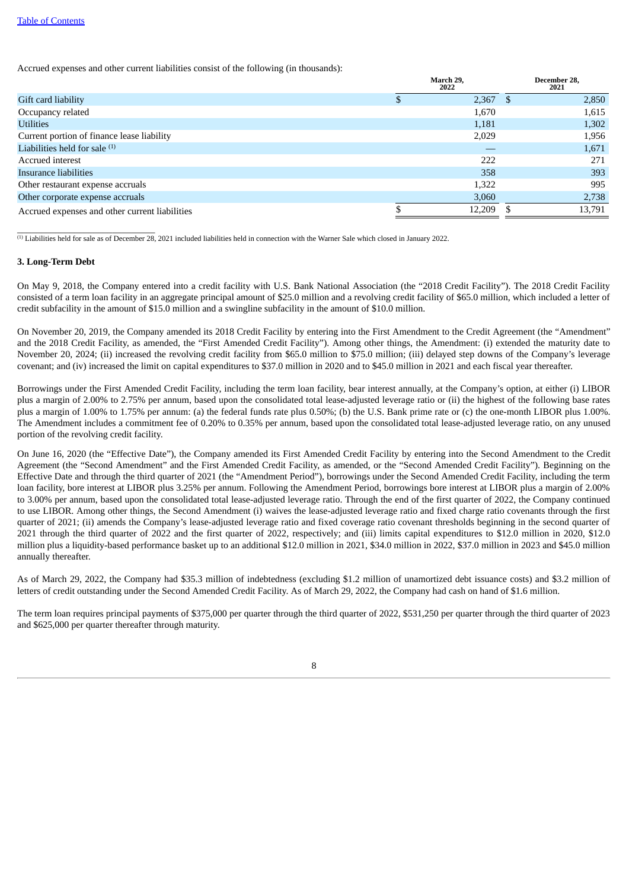Accrued expenses and other current liabilities consist of the following (in thousands):

| | March 29, 2022 | December 28, 2021 |
|---|---|---|
| Gift card liability | $ 2,367 | $ 2,850 |
| Occupancy related | 1,670 | 1,615 |
| Utilities | 1,181 | 1,302 |
| Current portion of finance lease liability | 2,029 | 1,956 |
| Liabilities held for sale [(1)] | — | 1,671 |
| Accrued interest | 222 | 271 |
| Insurance liabilities | 358 | 393 |
| Other restaurant expense accruals | 1,322 | 995 |
| Other corporate expense accruals | 3,060 | 2,738 |
| Accrued expenses and other current liabilities | $ 12,209 | $ 13,791 |

[(1)] Liabilities held for sale as of December 28, 2021 included liabilities held in connection with the Warner Sale which closed in January 2022.

### 3. Long-Term Debt

On May 9, 2018, the Company entered into a credit facility with U.S. Bank National Association (the "2018 Credit Facility"). The 2018 Credit Facility consisted of a term loan facility in an aggregate principal amount of $25.0 million and a revolving credit facility of $65.0 million, which included a letter of credit subfacility in the amount of $15.0 million and a swingline subfacility in the amount of $10.0 million.

On November 20, 2019, the Company amended its 2018 Credit Facility by entering into the First Amendment to the Credit Agreement (the "Amendment" and the 2018 Credit Facility, as amended, the "First Amended Credit Facility"). Among other things, the Amendment: (i) extended the maturity date to November 20, 2024; (ii) increased the revolving credit facility from $65.0 million to $75.0 million; (iii) delayed step downs of the Company's leverage covenant; and (iv) increased the limit on capital expenditures to $37.0 million in 2020 and to $45.0 million in 2021 and each fiscal year thereafter.

Borrowings under the First Amended Credit Facility, including the term loan facility, bear interest annually, at the Company's option, at either (i) LIBOR plus a margin of 2.00% to 2.75% per annum, based upon the consolidated total lease-adjusted leverage ratio or (ii) the highest of the following base rates plus a margin of 1.00% to 1.75% per annum: (a) the federal funds rate plus 0.50%; (b) the U.S. Bank prime rate or (c) the one-month LIBOR plus 1.00%. The Amendment includes a commitment fee of 0.20% to 0.35% per annum, based upon the consolidated total lease-adjusted leverage ratio, on any unused portion of the revolving credit facility.

On June 16, 2020 (the "Effective Date"), the Company amended its First Amended Credit Facility by entering into the Second Amendment to the Credit Agreement (the "Second Amendment" and the First Amended Credit Facility, as amended, or the "Second Amended Credit Facility"). Beginning on the Effective Date and through the third quarter of 2021 (the "Amendment Period"), borrowings under the Second Amended Credit Facility, including the term loan facility, bore interest at LIBOR plus 3.25% per annum. Following the Amendment Period, borrowings bore interest at LIBOR plus a margin of 2.00% to 3.00% per annum, based upon the consolidated total lease-adjusted leverage ratio. Through the end of the first quarter of 2022, the Company continued to use LIBOR. Among other things, the Second Amendment (i) waives the lease-adjusted leverage ratio and fixed charge ratio covenants through the first quarter of 2021; (ii) amends the Company's lease-adjusted leverage ratio and fixed coverage ratio covenant thresholds beginning in the second quarter of 2021 through the third quarter of 2022 and the first quarter of 2022, respectively; and (iii) limits capital expenditures to $12.0 million in 2020, $12.0 million plus a liquidity-based performance basket up to an additional $12.0 million in 2021, $34.0 million in 2022, $37.0 million in 2023 and $45.0 million annually thereafter.

As of March 29, 2022, the Company had $35.3 million of indebtedness (excluding $1.2 million of unamortized debt issuance costs) and $3.2 million of letters of credit outstanding under the Second Amended Credit Facility. As of March 29, 2022, the Company had cash on hand of $1.6 million.

The term loan requires principal payments of $375,000 per quarter through the third quarter of 2022, $531,250 per quarter through the third quarter of 2023 and $625,000 per quarter thereafter through maturity.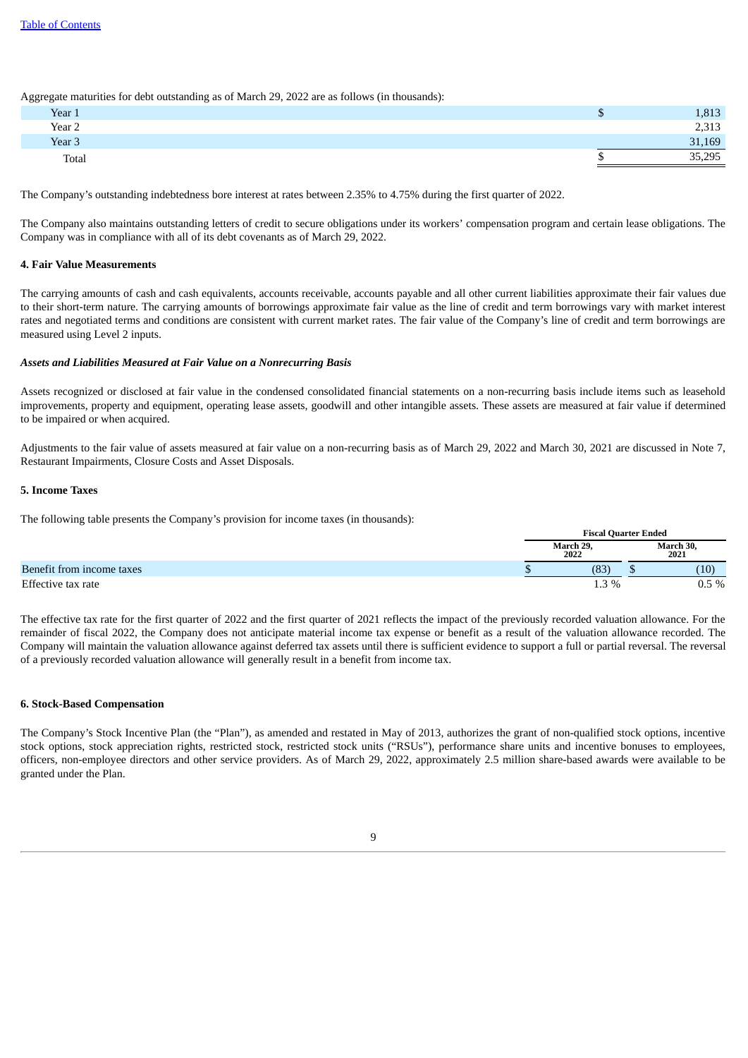Aggregate maturities for debt outstanding as of March 29, 2022 are as follows (in thousands):

| | |
|---|---|
| Year 1 | $ 1,813 |
| Year 2 | 2,313 |
| Year 3 | 31,169 |
| Total | $ 35,295 |

The Company's outstanding indebtedness bore interest at rates between 2.35% to 4.75% during the first quarter of 2022.

The Company also maintains outstanding letters of credit to secure obligations under its workers' compensation program and certain lease obligations. The Company was in compliance with all of its debt covenants as of March 29, 2022.

**4. Fair Value Measurements**

The carrying amounts of cash and cash equivalents, accounts receivable, accounts payable and all other current liabilities approximate their fair values due to their short-term nature. The carrying amounts of borrowings approximate fair value as the line of credit and term borrowings vary with market interest rates and negotiated terms and conditions are consistent with current market rates. The fair value of the Company's line of credit and term borrowings are measured using Level 2 inputs.

***Assets and Liabilities Measured at Fair Value on a Nonrecurring Basis***

Assets recognized or disclosed at fair value in the condensed consolidated financial statements on a non-recurring basis include items such as leasehold improvements, property and equipment, operating lease assets, goodwill and other intangible assets. These assets are measured at fair value if determined to be impaired or when acquired.

Adjustments to the fair value of assets measured at fair value on a non-recurring basis as of March 29, 2022 and March 30, 2021 are discussed in Note 7, Restaurant Impairments, Closure Costs and Asset Disposals.

**5. Income Taxes**

The following table presents the Company's provision for income taxes (in thousands):

| | Fiscal Quarter Ended | |
|---|---|---|
| | March 29, 2022 | March 30, 2021 |
| Benefit from income taxes | $ (83) | $ (10) |
| Effective tax rate | 1.3 % | 0.5 % |

The effective tax rate for the first quarter of 2022 and the first quarter of 2021 reflects the impact of the previously recorded valuation allowance. For the remainder of fiscal 2022, the Company does not anticipate material income tax expense or benefit as a result of the valuation allowance recorded. The Company will maintain the valuation allowance against deferred tax assets until there is sufficient evidence to support a full or partial reversal. The reversal of a previously recorded valuation allowance will generally result in a benefit from income tax.

**6. Stock-Based Compensation**

The Company's Stock Incentive Plan (the "Plan"), as amended and restated in May of 2013, authorizes the grant of non-qualified stock options, incentive stock options, stock appreciation rights, restricted stock, restricted stock units ("RSUs"), performance share units and incentive bonuses to employees, officers, non-employee directors and other service providers. As of March 29, 2022, approximately 2.5 million share-based awards were available to be granted under the Plan.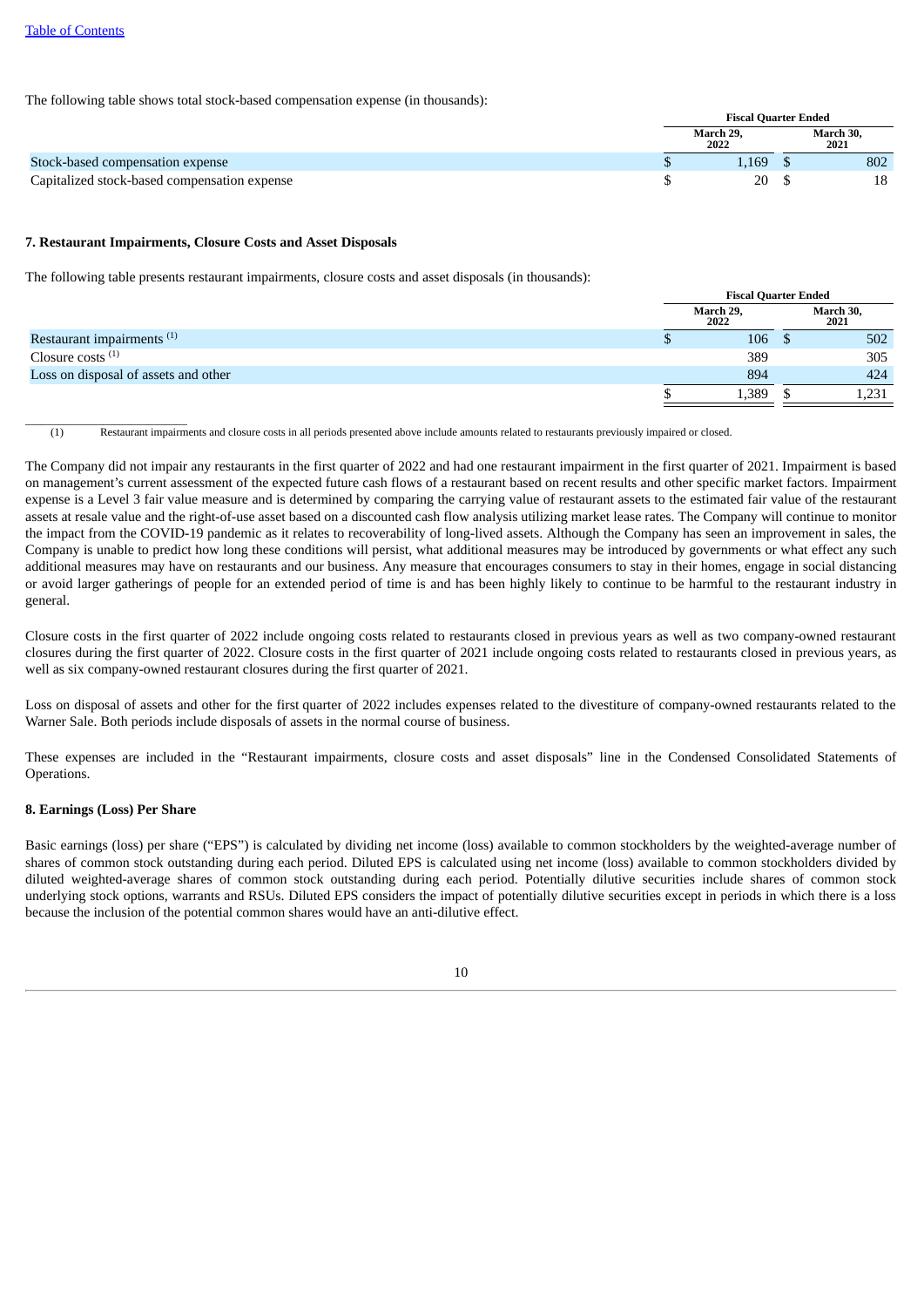The following table shows total stock-based compensation expense (in thousands):

| | Fiscal Quarter Ended | |
|---|---|---|
| | March 29, 2022 | March 30, 2021 |
| Stock-based compensation expense | $ 1,169 | $ 802 |
| Capitalized stock-based compensation expense | $ 20 | $ 18 |

**7. Restaurant Impairments, Closure Costs and Asset Disposals**

The following table presents restaurant impairments, closure costs and asset disposals (in thousands):

| | Fiscal Quarter Ended | |
|---|---|---|
| | March 29, 2022 | March 30, 2021 |
| Restaurant impairments [(1)] | $ 106 | $ 502 |
| Closure costs [(1)] | 389 | 305 |
| Loss on disposal of assets and other | 894 | 424 |
| | $ 1,389 | $ 1,231 |

(1) Restaurant impairments and closure costs in all periods presented above include amounts related to restaurants previously impaired or closed.

The Company did not impair any restaurants in the first quarter of 2022 and had one restaurant impairment in the first quarter of 2021. Impairment is based on management's current assessment of the expected future cash flows of a restaurant based on recent results and other specific market factors. Impairment expense is a Level 3 fair value measure and is determined by comparing the carrying value of restaurant assets to the estimated fair value of the restaurant assets at resale value and the right-of-use asset based on a discounted cash flow analysis utilizing market lease rates. The Company will continue to monitor the impact from the COVID-19 pandemic as it relates to recoverability of long-lived assets. Although the Company has seen an improvement in sales, the Company is unable to predict how long these conditions will persist, what additional measures may be introduced by governments or what effect any such additional measures may have on restaurants and our business. Any measure that encourages consumers to stay in their homes, engage in social distancing or avoid larger gatherings of people for an extended period of time is and has been highly likely to continue to be harmful to the restaurant industry in general.

Closure costs in the first quarter of 2022 include ongoing costs related to restaurants closed in previous years as well as two company-owned restaurant closures during the first quarter of 2022. Closure costs in the first quarter of 2021 include ongoing costs related to restaurants closed in previous years, as well as six company-owned restaurant closures during the first quarter of 2021.

Loss on disposal of assets and other for the first quarter of 2022 includes expenses related to the divestiture of company-owned restaurants related to the Warner Sale. Both periods include disposals of assets in the normal course of business.

These expenses are included in the "Restaurant impairments, closure costs and asset disposals" line in the Condensed Consolidated Statements of Operations.

**8. Earnings (Loss) Per Share**

Basic earnings (loss) per share ("EPS") is calculated by dividing net income (loss) available to common stockholders by the weighted-average number of shares of common stock outstanding during each period. Diluted EPS is calculated using net income (loss) available to common stockholders divided by diluted weighted-average shares of common stock outstanding during each period. Potentially dilutive securities include shares of common stock underlying stock options, warrants and RSUs. Diluted EPS considers the impact of potentially dilutive securities except in periods in which there is a loss because the inclusion of the potential common shares would have an anti-dilutive effect.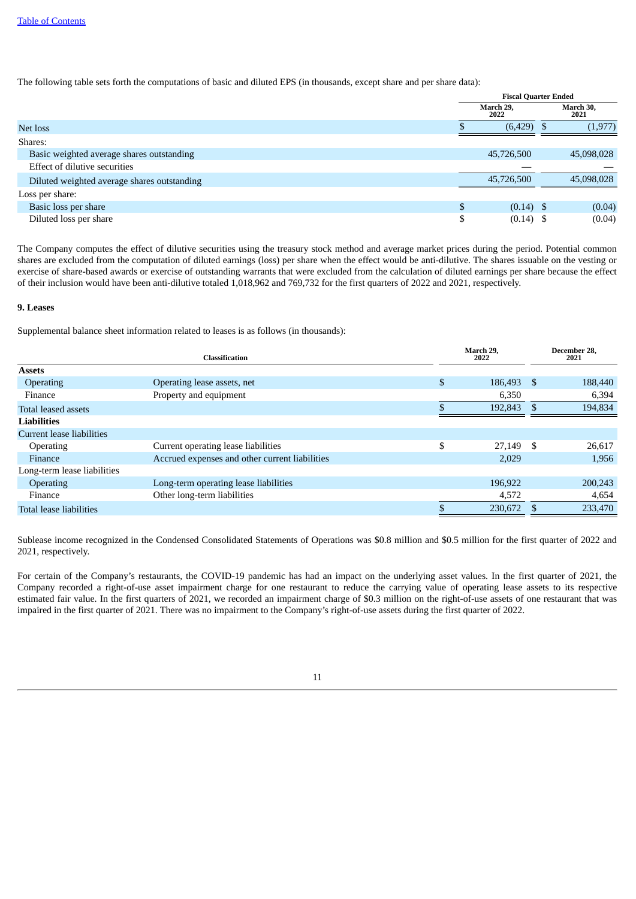The following table sets forth the computations of basic and diluted EPS (in thousands, except share and per share data):

| | Fiscal Quarter Ended | |
|---|---|---|
| | March 29, 2022 | March 30, 2021 |
| Net loss | $ (6,429) | $ (1,977) |
| Shares: | | |
| Basic weighted average shares outstanding | 45,726,500 | 45,098,028 |
| Effect of dilutive securities | — | — |
| Diluted weighted average shares outstanding | 45,726,500 | 45,098,028 |
| Loss per share: | | |
| Basic loss per share | $ (0.14) | $ (0.04) |
| Diluted loss per share | $ (0.14) | $ (0.04) |

The Company computes the effect of dilutive securities using the treasury stock method and average market prices during the period. Potential common shares are excluded from the computation of diluted earnings (loss) per share when the effect would be anti-dilutive. The shares issuable on the vesting or exercise of share-based awards or exercise of outstanding warrants that were excluded from the calculation of diluted earnings per share because the effect of their inclusion would have been anti-dilutive totaled 1,018,962 and 769,732 for the first quarters of 2022 and 2021, respectively.

**9. Leases**

Supplemental balance sheet information related to leases is as follows (in thousands):

| | Classification | March 29, 2022 | December 28, 2021 |
|---|---|---|---|
| **Assets** | | | |
| Operating | Operating lease assets, net | $ 186,493 | $ 188,440 |
| Finance | Property and equipment | 6,350 | 6,394 |
| Total leased assets | | $ 192,843 | $ 194,834 |
| **Liabilities** | | | |
| Current lease liabilities | | | |
| Operating | Current operating lease liabilities | $ 27,149 | $ 26,617 |
| Finance | Accrued expenses and other current liabilities | 2,029 | 1,956 |
| Long-term lease liabilities | | | |
| Operating | Long-term operating lease liabilities | 196,922 | 200,243 |
| Finance | Other long-term liabilities | 4,572 | 4,654 |
| Total lease liabilities | | $ 230,672 | $ 233,470 |

Sublease income recognized in the Condensed Consolidated Statements of Operations was $0.8 million and $0.5 million for the first quarter of 2022 and 2021, respectively.

For certain of the Company's restaurants, the COVID-19 pandemic has had an impact on the underlying asset values. In the first quarter of 2021, the Company recorded a right-of-use asset impairment charge for one restaurant to reduce the carrying value of operating lease assets to its respective estimated fair value. In the first quarters of 2021, we recorded an impairment charge of $0.3 million on the right-of-use assets of one restaurant that was impaired in the first quarter of 2021. There was no impairment to the Company's right-of-use assets during the first quarter of 2022.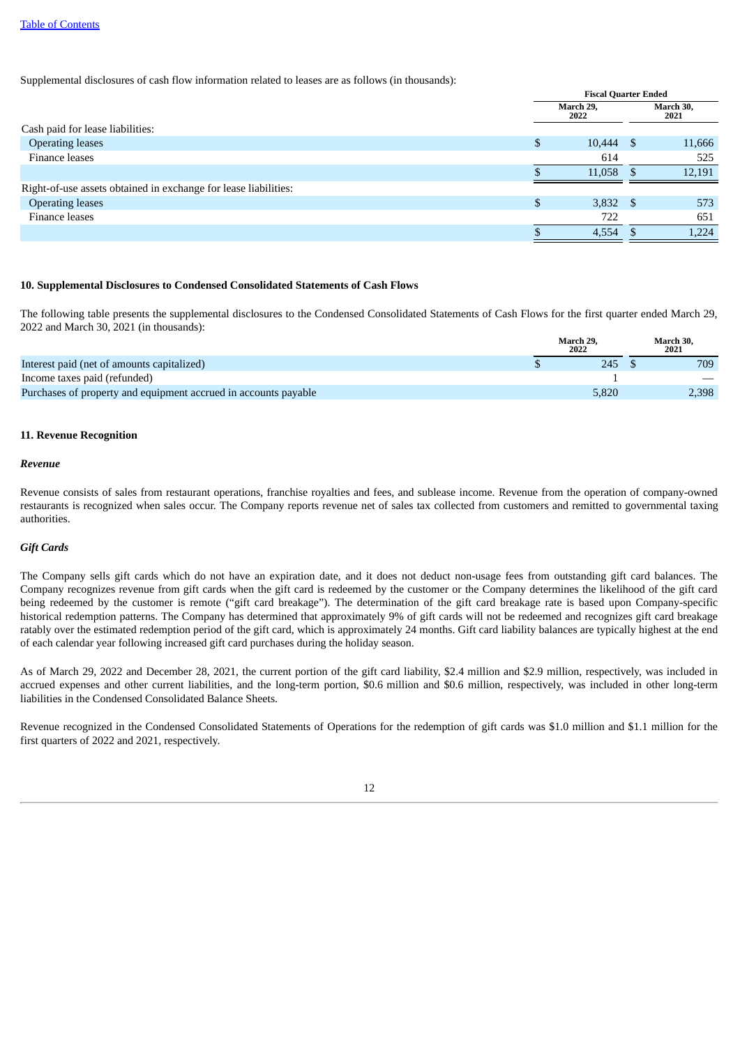Supplemental disclosures of cash flow information related to leases are as follows (in thousands):

| | Fiscal Quarter Ended | |
|---|---|---|
| | March 29, 2022 | March 30, 2021 |
| Cash paid for lease liabilities: | | |
| Operating leases | $ 10,444 | $ 11,666 |
| Finance leases | 614 | 525 |
| | $ 11,058 | $ 12,191 |
| Right-of-use assets obtained in exchange for lease liabilities: | | |
| Operating leases | $ 3,832 | $ 573 |
| Finance leases | 722 | 651 |
| | $ 4,554 | $ 1,224 |

**10. Supplemental Disclosures to Condensed Consolidated Statements of Cash Flows**

The following table presents the supplemental disclosures to the Condensed Consolidated Statements of Cash Flows for the first quarter ended March 29, 2022 and March 30, 2021 (in thousands):

| | March 29, 2022 | March 30, 2021 |
|---|---|---|
| Interest paid (net of amounts capitalized) | $ 245 | $ 709 |
| Income taxes paid (refunded) | 1 | — |
| Purchases of property and equipment accrued in accounts payable | 5,820 | 2,398 |

**11. Revenue Recognition**

***Revenue***

Revenue consists of sales from restaurant operations, franchise royalties and fees, and sublease income. Revenue from the operation of company-owned restaurants is recognized when sales occur. The Company reports revenue net of sales tax collected from customers and remitted to governmental taxing authorities.

***Gift Cards***

The Company sells gift cards which do not have an expiration date, and it does not deduct non-usage fees from outstanding gift card balances. The Company recognizes revenue from gift cards when the gift card is redeemed by the customer or the Company determines the likelihood of the gift card being redeemed by the customer is remote ("gift card breakage"). The determination of the gift card breakage rate is based upon Company-specific historical redemption patterns. The Company has determined that approximately 9% of gift cards will not be redeemed and recognizes gift card breakage ratably over the estimated redemption period of the gift card, which is approximately 24 months. Gift card liability balances are typically highest at the end of each calendar year following increased gift card purchases during the holiday season.

As of March 29, 2022 and December 28, 2021, the current portion of the gift card liability, $2.4 million and $2.9 million, respectively, was included in accrued expenses and other current liabilities, and the long-term portion, $0.6 million and $0.6 million, respectively, was included in other long-term liabilities in the Condensed Consolidated Balance Sheets.

Revenue recognized in the Condensed Consolidated Statements of Operations for the redemption of gift cards was $1.0 million and $1.1 million for the first quarters of 2022 and 2021, respectively.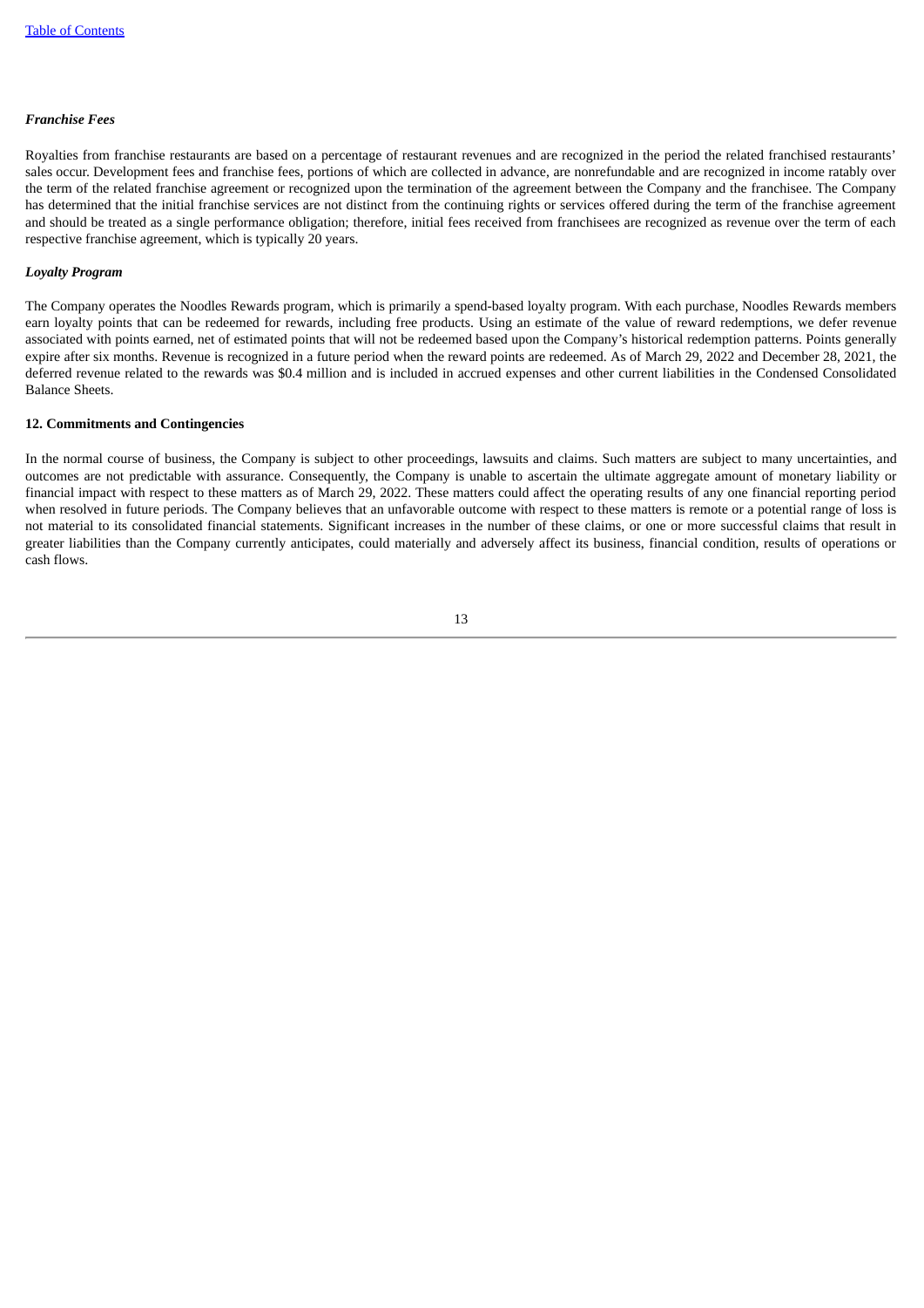***Franchise Fees***

Royalties from franchise restaurants are based on a percentage of restaurant revenues and are recognized in the period the related franchised restaurants' sales occur. Development fees and franchise fees, portions of which are collected in advance, are nonrefundable and are recognized in income ratably over the term of the related franchise agreement or recognized upon the termination of the agreement between the Company and the franchisee. The Company has determined that the initial franchise services are not distinct from the continuing rights or services offered during the term of the franchise agreement and should be treated as a single performance obligation; therefore, initial fees received from franchisees are recognized as revenue over the term of each respective franchise agreement, which is typically 20 years.

***Loyalty Program***

The Company operates the Noodles Rewards program, which is primarily a spend-based loyalty program. With each purchase, Noodles Rewards members earn loyalty points that can be redeemed for rewards, including free products. Using an estimate of the value of reward redemptions, we defer revenue associated with points earned, net of estimated points that will not be redeemed based upon the Company's historical redemption patterns. Points generally expire after six months. Revenue is recognized in a future period when the reward points are redeemed. As of March 29, 2022 and December 28, 2021, the deferred revenue related to the rewards was $0.4 million and is included in accrued expenses and other current liabilities in the Condensed Consolidated Balance Sheets.

**12. Commitments and Contingencies**

In the normal course of business, the Company is subject to other proceedings, lawsuits and claims. Such matters are subject to many uncertainties, and outcomes are not predictable with assurance. Consequently, the Company is unable to ascertain the ultimate aggregate amount of monetary liability or financial impact with respect to these matters as of March 29, 2022. These matters could affect the operating results of any one financial reporting period when resolved in future periods. The Company believes that an unfavorable outcome with respect to these matters is remote or a potential range of loss is not material to its consolidated financial statements. Significant increases in the number of these claims, or one or more successful claims that result in greater liabilities than the Company currently anticipates, could materially and adversely affect its business, financial condition, results of operations or cash flows.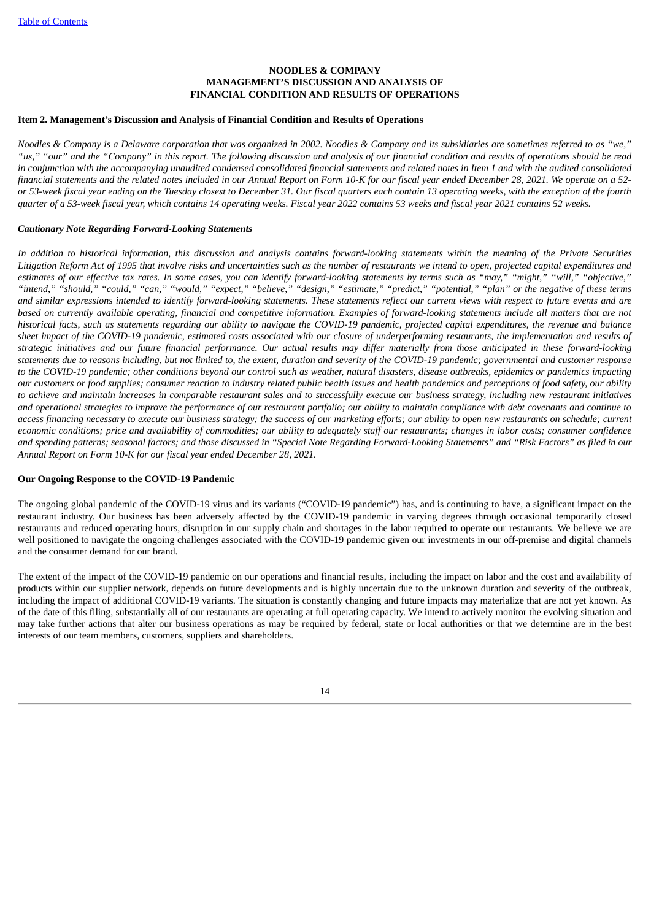**NOODLES & COMPANY**
**MANAGEMENT'S DISCUSSION AND ANALYSIS OF**
**FINANCIAL CONDITION AND RESULTS OF OPERATIONS**

## Item 2. Management's Discussion and Analysis of Financial Condition and Results of Operations

*Noodles & Company is a Delaware corporation that was organized in 2002. Noodles & Company and its subsidiaries are sometimes referred to as "we," "us," "our" and the "Company" in this report. The following discussion and analysis of our financial condition and results of operations should be read in conjunction with the accompanying unaudited condensed consolidated financial statements and related notes in Item 1 and with the audited consolidated financial statements and the related notes included in our Annual Report on Form 10-K for our fiscal year ended December 28, 2021. We operate on a 52- or 53-week fiscal year ending on the Tuesday closest to December 31. Our fiscal quarters each contain 13 operating weeks, with the exception of the fourth quarter of a 53-week fiscal year, which contains 14 operating weeks. Fiscal year 2022 contains 53 weeks and fiscal year 2021 contains 52 weeks.*

### *Cautionary Note Regarding Forward-Looking Statements*

*In addition to historical information, this discussion and analysis contains forward-looking statements within the meaning of the Private Securities Litigation Reform Act of 1995 that involve risks and uncertainties such as the number of restaurants we intend to open, projected capital expenditures and estimates of our effective tax rates. In some cases, you can identify forward-looking statements by terms such as "may," "might," "will," "objective," "intend," "should," "could," "can," "would," "expect," "believe," "design," "estimate," "predict," "potential," "plan" or the negative of these terms and similar expressions intended to identify forward-looking statements. These statements reflect our current views with respect to future events and are based on currently available operating, financial and competitive information. Examples of forward-looking statements include all matters that are not historical facts, such as statements regarding our ability to navigate the COVID-19 pandemic, projected capital expenditures, the revenue and balance sheet impact of the COVID-19 pandemic, estimated costs associated with our closure of underperforming restaurants, the implementation and results of strategic initiatives and our future financial performance. Our actual results may differ materially from those anticipated in these forward-looking statements due to reasons including, but not limited to, the extent, duration and severity of the COVID-19 pandemic; governmental and customer response to the COVID-19 pandemic; other conditions beyond our control such as weather, natural disasters, disease outbreaks, epidemics or pandemics impacting our customers or food supplies; consumer reaction to industry related public health issues and health pandemics and perceptions of food safety, our ability to achieve and maintain increases in comparable restaurant sales and to successfully execute our business strategy, including new restaurant initiatives and operational strategies to improve the performance of our restaurant portfolio; our ability to maintain compliance with debt covenants and continue to access financing necessary to execute our business strategy; the success of our marketing efforts; our ability to open new restaurants on schedule; current economic conditions; price and availability of commodities; our ability to adequately staff our restaurants; changes in labor costs; consumer confidence and spending patterns; seasonal factors; and those discussed in "Special Note Regarding Forward-Looking Statements" and "Risk Factors" as filed in our Annual Report on Form 10-K for our fiscal year ended December 28, 2021.*

### Our Ongoing Response to the COVID-19 Pandemic

The ongoing global pandemic of the COVID-19 virus and its variants ("COVID-19 pandemic") has, and is continuing to have, a significant impact on the restaurant industry. Our business has been adversely affected by the COVID-19 pandemic in varying degrees through occasional temporarily closed restaurants and reduced operating hours, disruption in our supply chain and shortages in the labor required to operate our restaurants. We believe we are well positioned to navigate the ongoing challenges associated with the COVID-19 pandemic given our investments in our off-premise and digital channels and the consumer demand for our brand.

The extent of the impact of the COVID-19 pandemic on our operations and financial results, including the impact on labor and the cost and availability of products within our supplier network, depends on future developments and is highly uncertain due to the unknown duration and severity of the outbreak, including the impact of additional COVID-19 variants. The situation is constantly changing and future impacts may materialize that are not yet known. As of the date of this filing, substantially all of our restaurants are operating at full operating capacity. We intend to actively monitor the evolving situation and may take further actions that alter our business operations as may be required by federal, state or local authorities or that we determine are in the best interests of our team members, customers, suppliers and shareholders.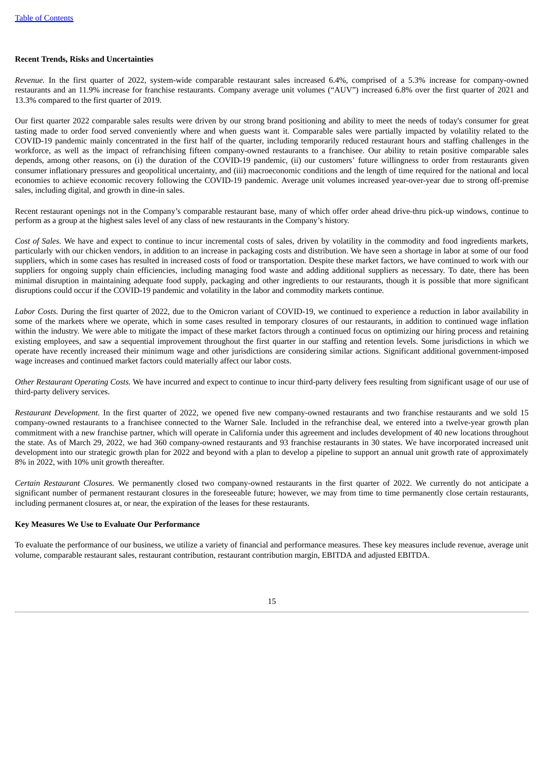**Recent Trends, Risks and Uncertainties**

*Revenue.* In the first quarter of 2022, system-wide comparable restaurant sales increased 6.4%, comprised of a 5.3% increase for company-owned restaurants and an 11.9% increase for franchise restaurants. Company average unit volumes ("AUV") increased 6.8% over the first quarter of 2021 and 13.3% compared to the first quarter of 2019.

Our first quarter 2022 comparable sales results were driven by our strong brand positioning and ability to meet the needs of today's consumer for great tasting made to order food served conveniently where and when guests want it. Comparable sales were partially impacted by volatility related to the COVID-19 pandemic mainly concentrated in the first half of the quarter, including temporarily reduced restaurant hours and staffing challenges in the workforce, as well as the impact of refranchising fifteen company-owned restaurants to a franchisee. Our ability to retain positive comparable sales depends, among other reasons, on (i) the duration of the COVID-19 pandemic, (ii) our customers' future willingness to order from restaurants given consumer inflationary pressures and geopolitical uncertainty, and (iii) macroeconomic conditions and the length of time required for the national and local economies to achieve economic recovery following the COVID-19 pandemic. Average unit volumes increased year-over-year due to strong off-premise sales, including digital, and growth in dine-in sales.

Recent restaurant openings not in the Company's comparable restaurant base, many of which offer order ahead drive-thru pick-up windows, continue to perform as a group at the highest sales level of any class of new restaurants in the Company's history.

*Cost of Sales.* We have and expect to continue to incur incremental costs of sales, driven by volatility in the commodity and food ingredients markets, particularly with our chicken vendors, in addition to an increase in packaging costs and distribution. We have seen a shortage in labor at some of our food suppliers, which in some cases has resulted in increased costs of food or transportation. Despite these market factors, we have continued to work with our suppliers for ongoing supply chain efficiencies, including managing food waste and adding additional suppliers as necessary. To date, there has been minimal disruption in maintaining adequate food supply, packaging and other ingredients to our restaurants, though it is possible that more significant disruptions could occur if the COVID-19 pandemic and volatility in the labor and commodity markets continue.

*Labor Costs.* During the first quarter of 2022, due to the Omicron variant of COVID-19, we continued to experience a reduction in labor availability in some of the markets where we operate, which in some cases resulted in temporary closures of our restaurants, in addition to continued wage inflation within the industry. We were able to mitigate the impact of these market factors through a continued focus on optimizing our hiring process and retaining existing employees, and saw a sequential improvement throughout the first quarter in our staffing and retention levels. Some jurisdictions in which we operate have recently increased their minimum wage and other jurisdictions are considering similar actions. Significant additional government-imposed wage increases and continued market factors could materially affect our labor costs.

*Other Restaurant Operating Costs.* We have incurred and expect to continue to incur third-party delivery fees resulting from significant usage of our use of third-party delivery services.

*Restaurant Development.* In the first quarter of 2022, we opened five new company-owned restaurants and two franchise restaurants and we sold 15 company-owned restaurants to a franchisee connected to the Warner Sale. Included in the refranchise deal, we entered into a twelve-year growth plan commitment with a new franchise partner, which will operate in California under this agreement and includes development of 40 new locations throughout the state. As of March 29, 2022, we had 360 company-owned restaurants and 93 franchise restaurants in 30 states. We have incorporated increased unit development into our strategic growth plan for 2022 and beyond with a plan to develop a pipeline to support an annual unit growth rate of approximately 8% in 2022, with 10% unit growth thereafter.

*Certain Restaurant Closures.* We permanently closed two company-owned restaurants in the first quarter of 2022. We currently do not anticipate a significant number of permanent restaurant closures in the foreseeable future; however, we may from time to time permanently close certain restaurants, including permanent closures at, or near, the expiration of the leases for these restaurants.

**Key Measures We Use to Evaluate Our Performance**

To evaluate the performance of our business, we utilize a variety of financial and performance measures. These key measures include revenue, average unit volume, comparable restaurant sales, restaurant contribution, restaurant contribution margin, EBITDA and adjusted EBITDA.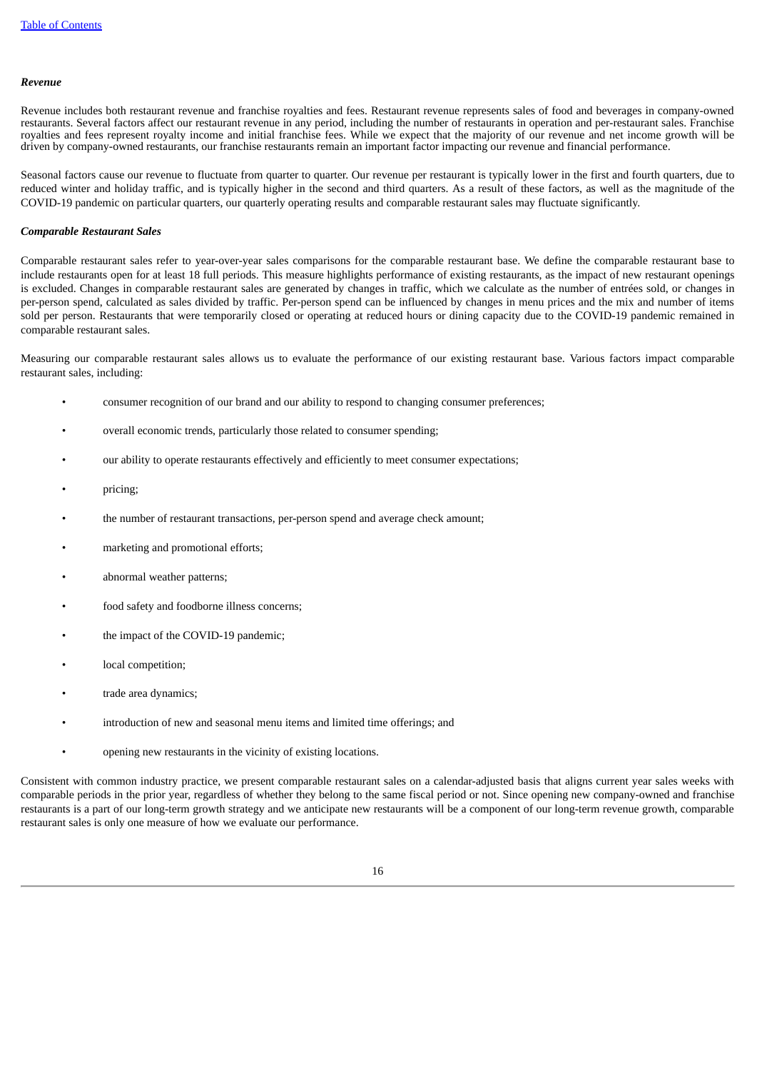***Revenue***

Revenue includes both restaurant revenue and franchise royalties and fees. Restaurant revenue represents sales of food and beverages in company-owned restaurants. Several factors affect our restaurant revenue in any period, including the number of restaurants in operation and per-restaurant sales. Franchise royalties and fees represent royalty income and initial franchise fees. While we expect that the majority of our revenue and net income growth will be driven by company-owned restaurants, our franchise restaurants remain an important factor impacting our revenue and financial performance.

Seasonal factors cause our revenue to fluctuate from quarter to quarter. Our revenue per restaurant is typically lower in the first and fourth quarters, due to reduced winter and holiday traffic, and is typically higher in the second and third quarters. As a result of these factors, as well as the magnitude of the COVID-19 pandemic on particular quarters, our quarterly operating results and comparable restaurant sales may fluctuate significantly.

***Comparable Restaurant Sales***

Comparable restaurant sales refer to year-over-year sales comparisons for the comparable restaurant base. We define the comparable restaurant base to include restaurants open for at least 18 full periods. This measure highlights performance of existing restaurants, as the impact of new restaurant openings is excluded. Changes in comparable restaurant sales are generated by changes in traffic, which we calculate as the number of entrées sold, or changes in per-person spend, calculated as sales divided by traffic. Per-person spend can be influenced by changes in menu prices and the mix and number of items sold per person. Restaurants that were temporarily closed or operating at reduced hours or dining capacity due to the COVID-19 pandemic remained in comparable restaurant sales.

Measuring our comparable restaurant sales allows us to evaluate the performance of our existing restaurant base. Various factors impact comparable restaurant sales, including:

- consumer recognition of our brand and our ability to respond to changing consumer preferences;
- overall economic trends, particularly those related to consumer spending;
- our ability to operate restaurants effectively and efficiently to meet consumer expectations;
- pricing;
- the number of restaurant transactions, per-person spend and average check amount;
- marketing and promotional efforts;
- abnormal weather patterns;
- food safety and foodborne illness concerns;
- the impact of the COVID-19 pandemic;
- local competition;
- trade area dynamics;
- introduction of new and seasonal menu items and limited time offerings; and
- opening new restaurants in the vicinity of existing locations.

Consistent with common industry practice, we present comparable restaurant sales on a calendar-adjusted basis that aligns current year sales weeks with comparable periods in the prior year, regardless of whether they belong to the same fiscal period or not. Since opening new company-owned and franchise restaurants is a part of our long-term growth strategy and we anticipate new restaurants will be a component of our long-term revenue growth, comparable restaurant sales is only one measure of how we evaluate our performance.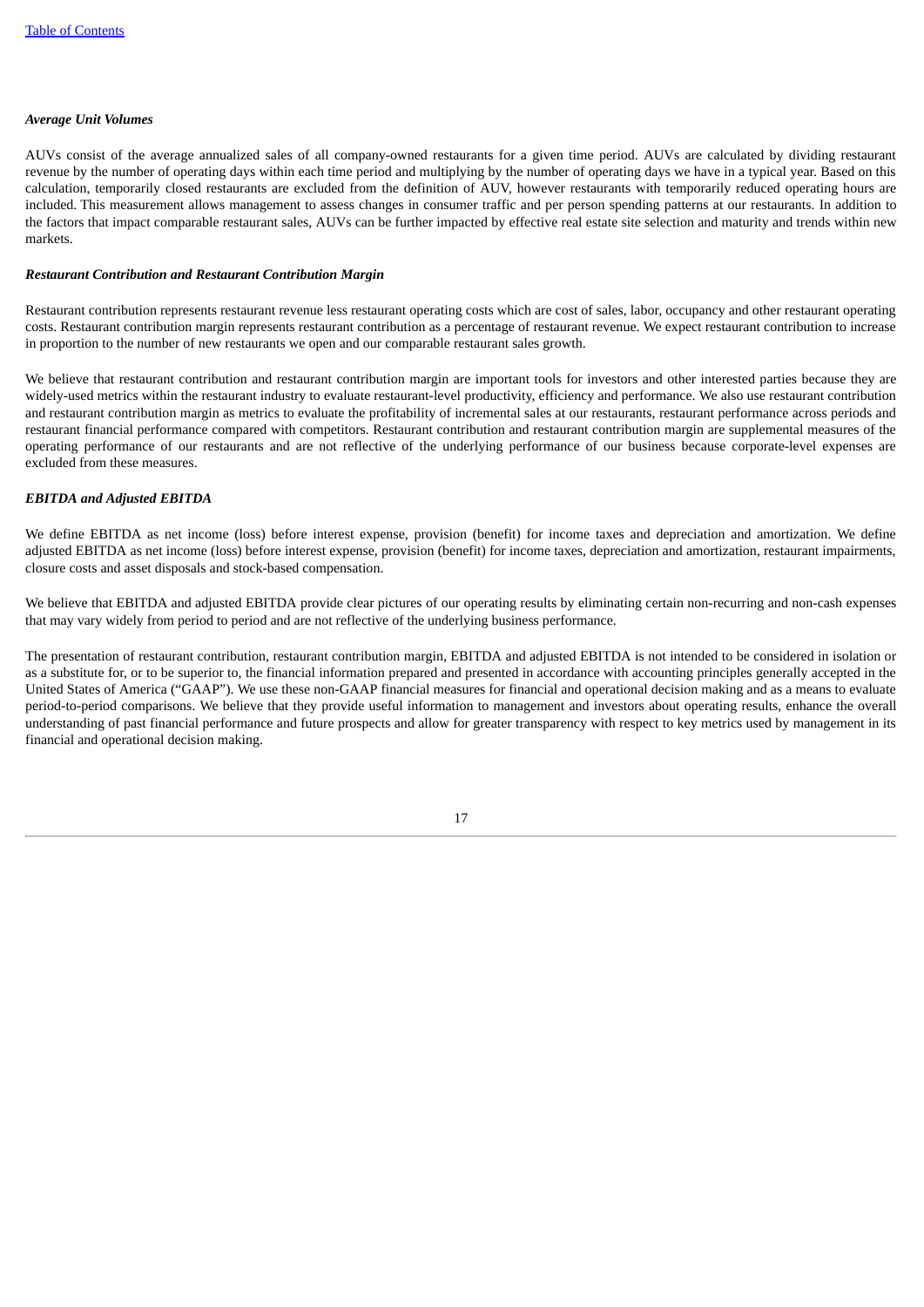### *Average Unit Volumes*

AUVs consist of the average annualized sales of all company-owned restaurants for a given time period. AUVs are calculated by dividing restaurant revenue by the number of operating days within each time period and multiplying by the number of operating days we have in a typical year. Based on this calculation, temporarily closed restaurants are excluded from the definition of AUV, however restaurants with temporarily reduced operating hours are included. This measurement allows management to assess changes in consumer traffic and per person spending patterns at our restaurants. In addition to the factors that impact comparable restaurant sales, AUVs can be further impacted by effective real estate site selection and maturity and trends within new markets.

### *Restaurant Contribution and Restaurant Contribution Margin*

Restaurant contribution represents restaurant revenue less restaurant operating costs which are cost of sales, labor, occupancy and other restaurant operating costs. Restaurant contribution margin represents restaurant contribution as a percentage of restaurant revenue. We expect restaurant contribution to increase in proportion to the number of new restaurants we open and our comparable restaurant sales growth.

We believe that restaurant contribution and restaurant contribution margin are important tools for investors and other interested parties because they are widely-used metrics within the restaurant industry to evaluate restaurant-level productivity, efficiency and performance. We also use restaurant contribution and restaurant contribution margin as metrics to evaluate the profitability of incremental sales at our restaurants, restaurant performance across periods and restaurant financial performance compared with competitors. Restaurant contribution and restaurant contribution margin are supplemental measures of the operating performance of our restaurants and are not reflective of the underlying performance of our business because corporate-level expenses are excluded from these measures.

### *EBITDA and Adjusted EBITDA*

We define EBITDA as net income (loss) before interest expense, provision (benefit) for income taxes and depreciation and amortization. We define adjusted EBITDA as net income (loss) before interest expense, provision (benefit) for income taxes, depreciation and amortization, restaurant impairments, closure costs and asset disposals and stock-based compensation.

We believe that EBITDA and adjusted EBITDA provide clear pictures of our operating results by eliminating certain non-recurring and non-cash expenses that may vary widely from period to period and are not reflective of the underlying business performance.

The presentation of restaurant contribution, restaurant contribution margin, EBITDA and adjusted EBITDA is not intended to be considered in isolation or as a substitute for, or to be superior to, the financial information prepared and presented in accordance with accounting principles generally accepted in the United States of America ("GAAP"). We use these non-GAAP financial measures for financial and operational decision making and as a means to evaluate period-to-period comparisons. We believe that they provide useful information to management and investors about operating results, enhance the overall understanding of past financial performance and future prospects and allow for greater transparency with respect to key metrics used by management in its financial and operational decision making.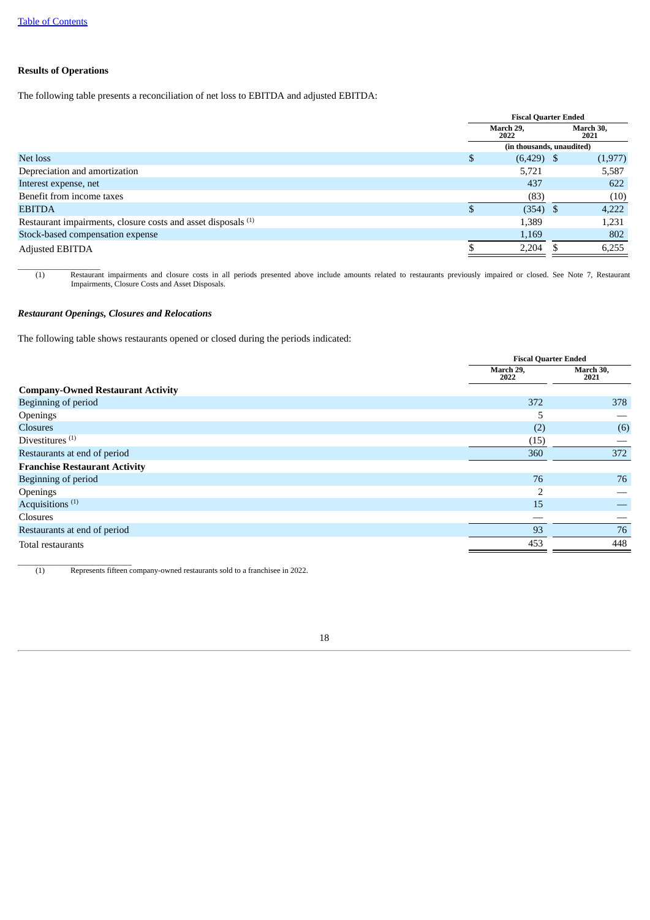[Table of Contents](#)

**Results of Operations**

The following table presents a reconciliation of net loss to EBITDA and adjusted EBITDA:

| | Fiscal Quarter Ended | |
|---|---|---|
| | March 29, 2022 | March 30, 2021 |
| | (in thousands, unaudited) | |
| Net loss | $ (6,429) | $ (1,977) |
| Depreciation and amortization | 5,721 | 5,587 |
| Interest expense, net | 437 | 622 |
| Benefit from income taxes | (83) | (10) |
| EBITDA | $ (354) | $ 4,222 |
| Restaurant impairments, closure costs and asset disposals [(1)] | 1,389 | 1,231 |
| Stock-based compensation expense | 1,169 | 802 |
| Adjusted EBITDA | $ 2,204 | $ 6,255 |

(1) Restaurant impairments and closure costs in all periods presented above include amounts related to restaurants previously impaired or closed. See Note 7, Restaurant Impairments, Closure Costs and Asset Disposals.

***Restaurant Openings, Closures and Relocations***

The following table shows restaurants opened or closed during the periods indicated:

| | Fiscal Quarter Ended | |
|---|---|---|
| | March 29, 2022 | March 30, 2021 |
| **Company-Owned Restaurant Activity** | | |
| Beginning of period | 372 | 378 |
| Openings | 5 | — |
| Closures | (2) | (6) |
| Divestitures [(1)] | (15) | — |
| Restaurants at end of period | 360 | 372 |
| **Franchise Restaurant Activity** | | |
| Beginning of period | 76 | 76 |
| Openings | 2 | — |
| Acquisitions [(1)] | 15 | — |
| Closures | — | — |
| Restaurants at end of period | 93 | 76 |
| Total restaurants | 453 | 448 |

(1) Represents fifteen company-owned restaurants sold to a franchisee in 2022.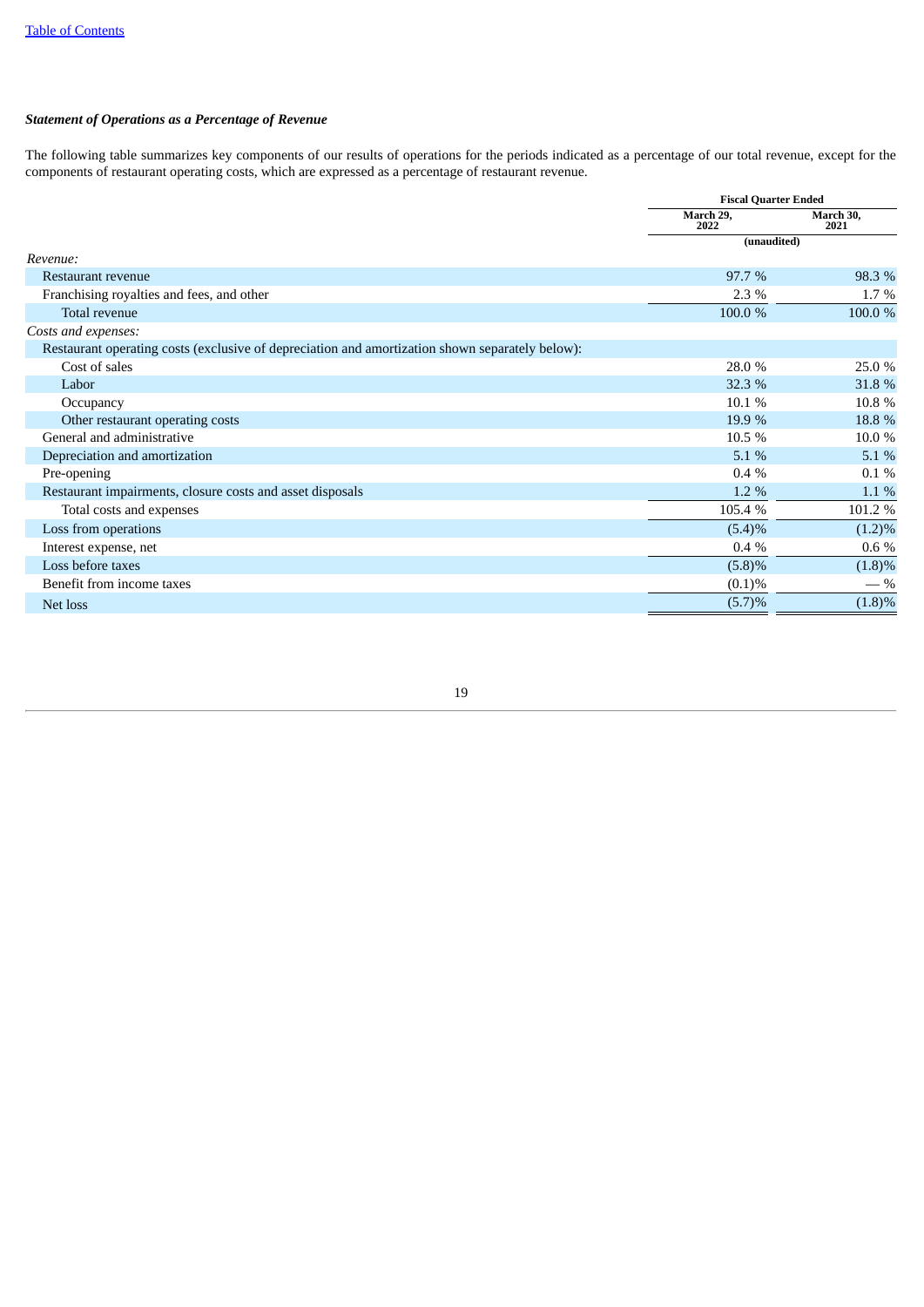### *Statement of Operations as a Percentage of Revenue*

The following table summarizes key components of our results of operations for the periods indicated as a percentage of our total revenue, except for the components of restaurant operating costs, which are expressed as a percentage of restaurant revenue.

| | Fiscal Quarter Ended | |
|---|---|---|
| | March 29, 2022 | March 30, 2021 |
| | (unaudited) | |
| *Revenue:* | | |
| Restaurant revenue | 97.7 % | 98.3 % |
| Franchising royalties and fees, and other | 2.3 % | 1.7 % |
| Total revenue | 100.0 % | 100.0 % |
| *Costs and expenses:* | | |
| Restaurant operating costs (exclusive of depreciation and amortization shown separately below): | | |
| Cost of sales | 28.0 % | 25.0 % |
| Labor | 32.3 % | 31.8 % |
| Occupancy | 10.1 % | 10.8 % |
| Other restaurant operating costs | 19.9 % | 18.8 % |
| General and administrative | 10.5 % | 10.0 % |
| Depreciation and amortization | 5.1 % | 5.1 % |
| Pre-opening | 0.4 % | 0.1 % |
| Restaurant impairments, closure costs and asset disposals | 1.2 % | 1.1 % |
| Total costs and expenses | 105.4 % | 101.2 % |
| Loss from operations | (5.4)% | (1.2)% |
| Interest expense, net | 0.4 % | 0.6 % |
| Loss before taxes | (5.8)% | (1.8)% |
| Benefit from income taxes | (0.1)% | — % |
| Net loss | (5.7)% | (1.8)% |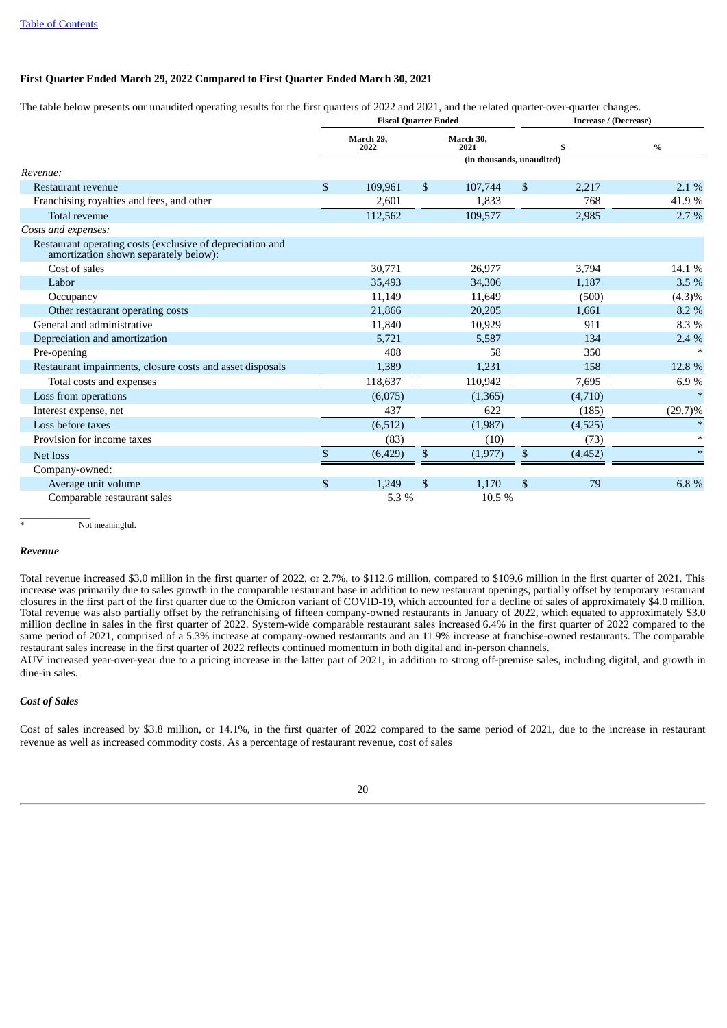**First Quarter Ended March 29, 2022 Compared to First Quarter Ended March 30, 2021**

The table below presents our unaudited operating results for the first quarters of 2022 and 2021, and the related quarter-over-quarter changes.

| | Fiscal Quarter Ended | | Increase / (Decrease) | |
|---|---|---|---|---|
| | March 29, 2022 | March 30, 2021 | $ | % |
| | (in thousands, unaudited) | | | |
| *Revenue:* | | | | |
| Restaurant revenue | $ 109,961 | $ 107,744 | $ 2,217 | 2.1 % |
| Franchising royalties and fees, and other | 2,601 | 1,833 | 768 | 41.9 % |
| Total revenue | 112,562 | 109,577 | 2,985 | 2.7 % |
| *Costs and expenses:* | | | | |
| Restaurant operating costs (exclusive of depreciation and amortization shown separately below): | | | | |
| Cost of sales | 30,771 | 26,977 | 3,794 | 14.1 % |
| Labor | 35,493 | 34,306 | 1,187 | 3.5 % |
| Occupancy | 11,149 | 11,649 | (500) | (4.3)% |
| Other restaurant operating costs | 21,866 | 20,205 | 1,661 | 8.2 % |
| General and administrative | 11,840 | 10,929 | 911 | 8.3 % |
| Depreciation and amortization | 5,721 | 5,587 | 134 | 2.4 % |
| Pre-opening | 408 | 58 | 350 | * |
| Restaurant impairments, closure costs and asset disposals | 1,389 | 1,231 | 158 | 12.8 % |
| Total costs and expenses | 118,637 | 110,942 | 7,695 | 6.9 % |
| Loss from operations | (6,075) | (1,365) | (4,710) | * |
| Interest expense, net | 437 | 622 | (185) | (29.7)% |
| Loss before taxes | (6,512) | (1,987) | (4,525) | * |
| Provision for income taxes | (83) | (10) | (73) | * |
| Net loss | $ (6,429) | $ (1,977) | $ (4,452) | * |
| Company-owned: | | | | |
| Average unit volume | $ 1,249 | $ 1,170 | $ 79 | 6.8 % |
| Comparable restaurant sales | 5.3 % | 10.5 % | | |

\* Not meaningful.

***Revenue***

Total revenue increased $3.0 million in the first quarter of 2022, or 2.7%, to $112.6 million, compared to $109.6 million in the first quarter of 2021. This increase was primarily due to sales growth in the comparable restaurant base in addition to new restaurant openings, partially offset by temporary restaurant closures in the first part of the first quarter due to the Omicron variant of COVID-19, which accounted for a decline of sales of approximately $4.0 million. Total revenue was also partially offset by the refranchising of fifteen company-owned restaurants in January of 2022, which equated to approximately $3.0 million decline in sales in the first quarter of 2022. System-wide comparable restaurant sales increased 6.4% in the first quarter of 2022 compared to the same period of 2021, comprised of a 5.3% increase at company-owned restaurants and an 11.9% increase at franchise-owned restaurants. The comparable restaurant sales increase in the first quarter of 2022 reflects continued momentum in both digital and in-person channels.

AUV increased year-over-year due to a pricing increase in the latter part of 2021, in addition to strong off-premise sales, including digital, and growth in dine-in sales.

***Cost of Sales***

Cost of sales increased by $3.8 million, or 14.1%, in the first quarter of 2022 compared to the same period of 2021, due to the increase in restaurant revenue as well as increased commodity costs. As a percentage of restaurant revenue, cost of sales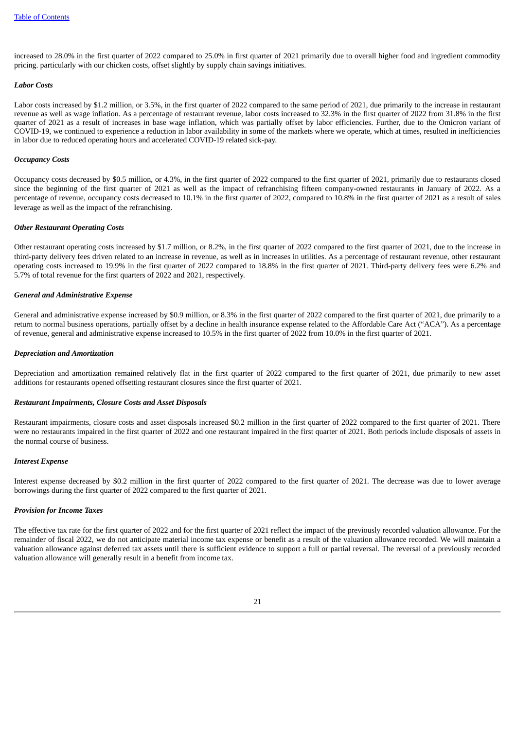increased to 28.0% in the first quarter of 2022 compared to 25.0% in first quarter of 2021 primarily due to overall higher food and ingredient commodity pricing. particularly with our chicken costs, offset slightly by supply chain savings initiatives.

***Labor Costs***

Labor costs increased by $1.2 million, or 3.5%, in the first quarter of 2022 compared to the same period of 2021, due primarily to the increase in restaurant revenue as well as wage inflation. As a percentage of restaurant revenue, labor costs increased to 32.3% in the first quarter of 2022 from 31.8% in the first quarter of 2021 as a result of increases in base wage inflation, which was partially offset by labor efficiencies. Further, due to the Omicron variant of COVID-19, we continued to experience a reduction in labor availability in some of the markets where we operate, which at times, resulted in inefficiencies in labor due to reduced operating hours and accelerated COVID-19 related sick-pay.

***Occupancy Costs***

Occupancy costs decreased by $0.5 million, or 4.3%, in the first quarter of 2022 compared to the first quarter of 2021, primarily due to restaurants closed since the beginning of the first quarter of 2021 as well as the impact of refranchising fifteen company-owned restaurants in January of 2022. As a percentage of revenue, occupancy costs decreased to 10.1% in the first quarter of 2022, compared to 10.8% in the first quarter of 2021 as a result of sales leverage as well as the impact of the refranchising.

***Other Restaurant Operating Costs***

Other restaurant operating costs increased by $1.7 million, or 8.2%, in the first quarter of 2022 compared to the first quarter of 2021, due to the increase in third-party delivery fees driven related to an increase in revenue, as well as in increases in utilities. As a percentage of restaurant revenue, other restaurant operating costs increased to 19.9% in the first quarter of 2022 compared to 18.8% in the first quarter of 2021. Third-party delivery fees were 6.2% and 5.7% of total revenue for the first quarters of 2022 and 2021, respectively.

***General and Administrative Expense***

General and administrative expense increased by $0.9 million, or 8.3% in the first quarter of 2022 compared to the first quarter of 2021, due primarily to a return to normal business operations, partially offset by a decline in health insurance expense related to the Affordable Care Act ("ACA"). As a percentage of revenue, general and administrative expense increased to 10.5% in the first quarter of 2022 from 10.0% in the first quarter of 2021.

***Depreciation and Amortization***

Depreciation and amortization remained relatively flat in the first quarter of 2022 compared to the first quarter of 2021, due primarily to new asset additions for restaurants opened offsetting restaurant closures since the first quarter of 2021.

***Restaurant Impairments, Closure Costs and Asset Disposals***

Restaurant impairments, closure costs and asset disposals increased $0.2 million in the first quarter of 2022 compared to the first quarter of 2021. There were no restaurants impaired in the first quarter of 2022 and one restaurant impaired in the first quarter of 2021. Both periods include disposals of assets in the normal course of business.

***Interest Expense***

Interest expense decreased by $0.2 million in the first quarter of 2022 compared to the first quarter of 2021. The decrease was due to lower average borrowings during the first quarter of 2022 compared to the first quarter of 2021.

***Provision for Income Taxes***

The effective tax rate for the first quarter of 2022 and for the first quarter of 2021 reflect the impact of the previously recorded valuation allowance. For the remainder of fiscal 2022, we do not anticipate material income tax expense or benefit as a result of the valuation allowance recorded. We will maintain a valuation allowance against deferred tax assets until there is sufficient evidence to support a full or partial reversal. The reversal of a previously recorded valuation allowance will generally result in a benefit from income tax.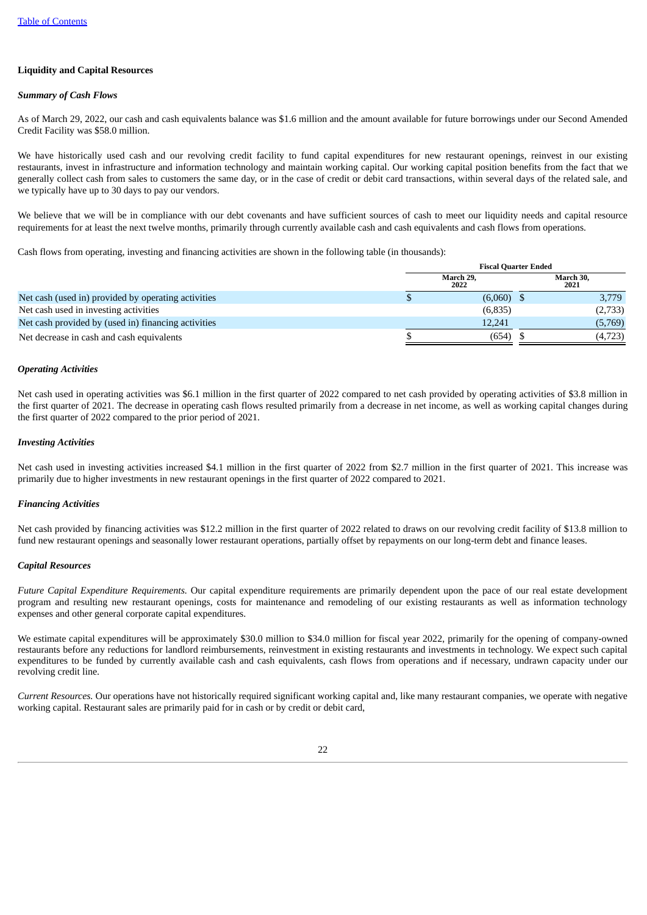Table of Contents

### Liquidity and Capital Resources

#### *Summary of Cash Flows*

As of March 29, 2022, our cash and cash equivalents balance was $1.6 million and the amount available for future borrowings under our Second Amended Credit Facility was $58.0 million.

We have historically used cash and our revolving credit facility to fund capital expenditures for new restaurant openings, reinvest in our existing restaurants, invest in infrastructure and information technology and maintain working capital. Our working capital position benefits from the fact that we generally collect cash from sales to customers the same day, or in the case of credit or debit card transactions, within several days of the related sale, and we typically have up to 30 days to pay our vendors.

We believe that we will be in compliance with our debt covenants and have sufficient sources of cash to meet our liquidity needs and capital resource requirements for at least the next twelve months, primarily through currently available cash and cash equivalents and cash flows from operations.

Cash flows from operating, investing and financing activities are shown in the following table (in thousands):

| | Fiscal Quarter Ended | |
|---|---|---|
| | March 29, 2022 | March 30, 2021 |
| Net cash (used in) provided by operating activities | $ (6,060) | $ 3,779 |
| Net cash used in investing activities | (6,835) | (2,733) |
| Net cash provided by (used in) financing activities | 12,241 | (5,769) |
| Net decrease in cash and cash equivalents | $ (654) | $ (4,723) |

#### *Operating Activities*

Net cash used in operating activities was $6.1 million in the first quarter of 2022 compared to net cash provided by operating activities of $3.8 million in the first quarter of 2021. The decrease in operating cash flows resulted primarily from a decrease in net income, as well as working capital changes during the first quarter of 2022 compared to the prior period of 2021.

#### *Investing Activities*

Net cash used in investing activities increased $4.1 million in the first quarter of 2022 from $2.7 million in the first quarter of 2021. This increase was primarily due to higher investments in new restaurant openings in the first quarter of 2022 compared to 2021.

#### *Financing Activities*

Net cash provided by financing activities was $12.2 million in the first quarter of 2022 related to draws on our revolving credit facility of $13.8 million to fund new restaurant openings and seasonally lower restaurant operations, partially offset by repayments on our long-term debt and finance leases.

#### *Capital Resources*

*Future Capital Expenditure Requirements.* Our capital expenditure requirements are primarily dependent upon the pace of our real estate development program and resulting new restaurant openings, costs for maintenance and remodeling of our existing restaurants as well as information technology expenses and other general corporate capital expenditures.

We estimate capital expenditures will be approximately $30.0 million to $34.0 million for fiscal year 2022, primarily for the opening of company-owned restaurants before any reductions for landlord reimbursements, reinvestment in existing restaurants and investments in technology. We expect such capital expenditures to be funded by currently available cash and cash equivalents, cash flows from operations and if necessary, undrawn capacity under our revolving credit line.

*Current Resources.* Our operations have not historically required significant working capital and, like many restaurant companies, we operate with negative working capital. Restaurant sales are primarily paid for in cash or by credit or debit card,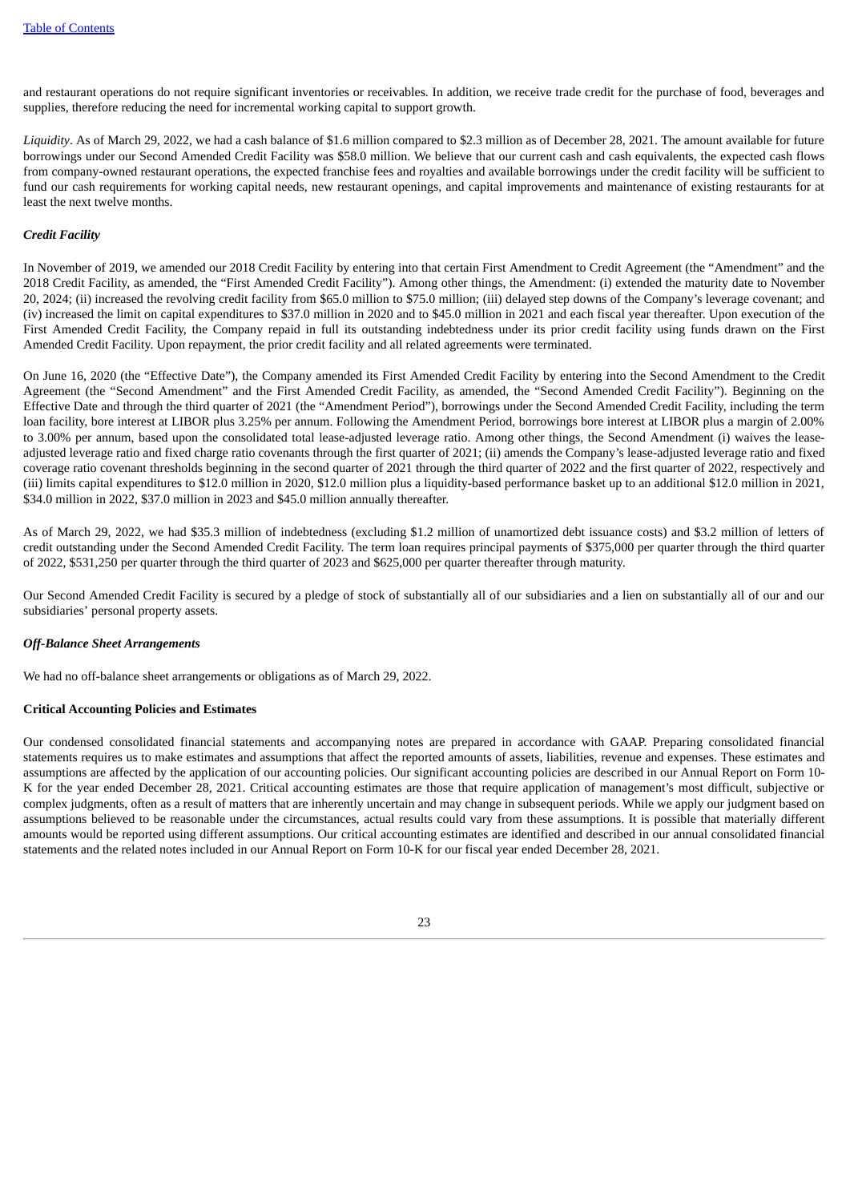and restaurant operations do not require significant inventories or receivables. In addition, we receive trade credit for the purchase of food, beverages and supplies, therefore reducing the need for incremental working capital to support growth.

*Liquidity*. As of March 29, 2022, we had a cash balance of $1.6 million compared to $2.3 million as of December 28, 2021. The amount available for future borrowings under our Second Amended Credit Facility was $58.0 million. We believe that our current cash and cash equivalents, the expected cash flows from company-owned restaurant operations, the expected franchise fees and royalties and available borrowings under the credit facility will be sufficient to fund our cash requirements for working capital needs, new restaurant openings, and capital improvements and maintenance of existing restaurants for at least the next twelve months.

***Credit Facility***

In November of 2019, we amended our 2018 Credit Facility by entering into that certain First Amendment to Credit Agreement (the "Amendment" and the 2018 Credit Facility, as amended, the "First Amended Credit Facility"). Among other things, the Amendment: (i) extended the maturity date to November 20, 2024; (ii) increased the revolving credit facility from $65.0 million to $75.0 million; (iii) delayed step downs of the Company's leverage covenant; and (iv) increased the limit on capital expenditures to $37.0 million in 2020 and to $45.0 million in 2021 and each fiscal year thereafter. Upon execution of the First Amended Credit Facility, the Company repaid in full its outstanding indebtedness under its prior credit facility using funds drawn on the First Amended Credit Facility. Upon repayment, the prior credit facility and all related agreements were terminated.

On June 16, 2020 (the "Effective Date"), the Company amended its First Amended Credit Facility by entering into the Second Amendment to the Credit Agreement (the "Second Amendment" and the First Amended Credit Facility, as amended, the "Second Amended Credit Facility"). Beginning on the Effective Date and through the third quarter of 2021 (the "Amendment Period"), borrowings under the Second Amended Credit Facility, including the term loan facility, bore interest at LIBOR plus 3.25% per annum. Following the Amendment Period, borrowings bore interest at LIBOR plus a margin of 2.00% to 3.00% per annum, based upon the consolidated total lease-adjusted leverage ratio. Among other things, the Second Amendment (i) waives the lease-adjusted leverage ratio and fixed charge ratio covenants through the first quarter of 2021; (ii) amends the Company's lease-adjusted leverage ratio and fixed coverage ratio covenant thresholds beginning in the second quarter of 2021 through the third quarter of 2022 and the first quarter of 2022, respectively and (iii) limits capital expenditures to $12.0 million in 2020, $12.0 million plus a liquidity-based performance basket up to an additional $12.0 million in 2021, $34.0 million in 2022, $37.0 million in 2023 and $45.0 million annually thereafter.

As of March 29, 2022, we had $35.3 million of indebtedness (excluding $1.2 million of unamortized debt issuance costs) and $3.2 million of letters of credit outstanding under the Second Amended Credit Facility. The term loan requires principal payments of $375,000 per quarter through the third quarter of 2022, $531,250 per quarter through the third quarter of 2023 and $625,000 per quarter thereafter through maturity.

Our Second Amended Credit Facility is secured by a pledge of stock of substantially all of our subsidiaries and a lien on substantially all of our and our subsidiaries' personal property assets.

***Off-Balance Sheet Arrangements***

We had no off-balance sheet arrangements or obligations as of March 29, 2022.

**Critical Accounting Policies and Estimates**

Our condensed consolidated financial statements and accompanying notes are prepared in accordance with GAAP. Preparing consolidated financial statements requires us to make estimates and assumptions that affect the reported amounts of assets, liabilities, revenue and expenses. These estimates and assumptions are affected by the application of our accounting policies. Our significant accounting policies are described in our Annual Report on Form 10-K for the year ended December 28, 2021. Critical accounting estimates are those that require application of management's most difficult, subjective or complex judgments, often as a result of matters that are inherently uncertain and may change in subsequent periods. While we apply our judgment based on assumptions believed to be reasonable under the circumstances, actual results could vary from these assumptions. It is possible that materially different amounts would be reported using different assumptions. Our critical accounting estimates are identified and described in our annual consolidated financial statements and the related notes included in our Annual Report on Form 10-K for our fiscal year ended December 28, 2021.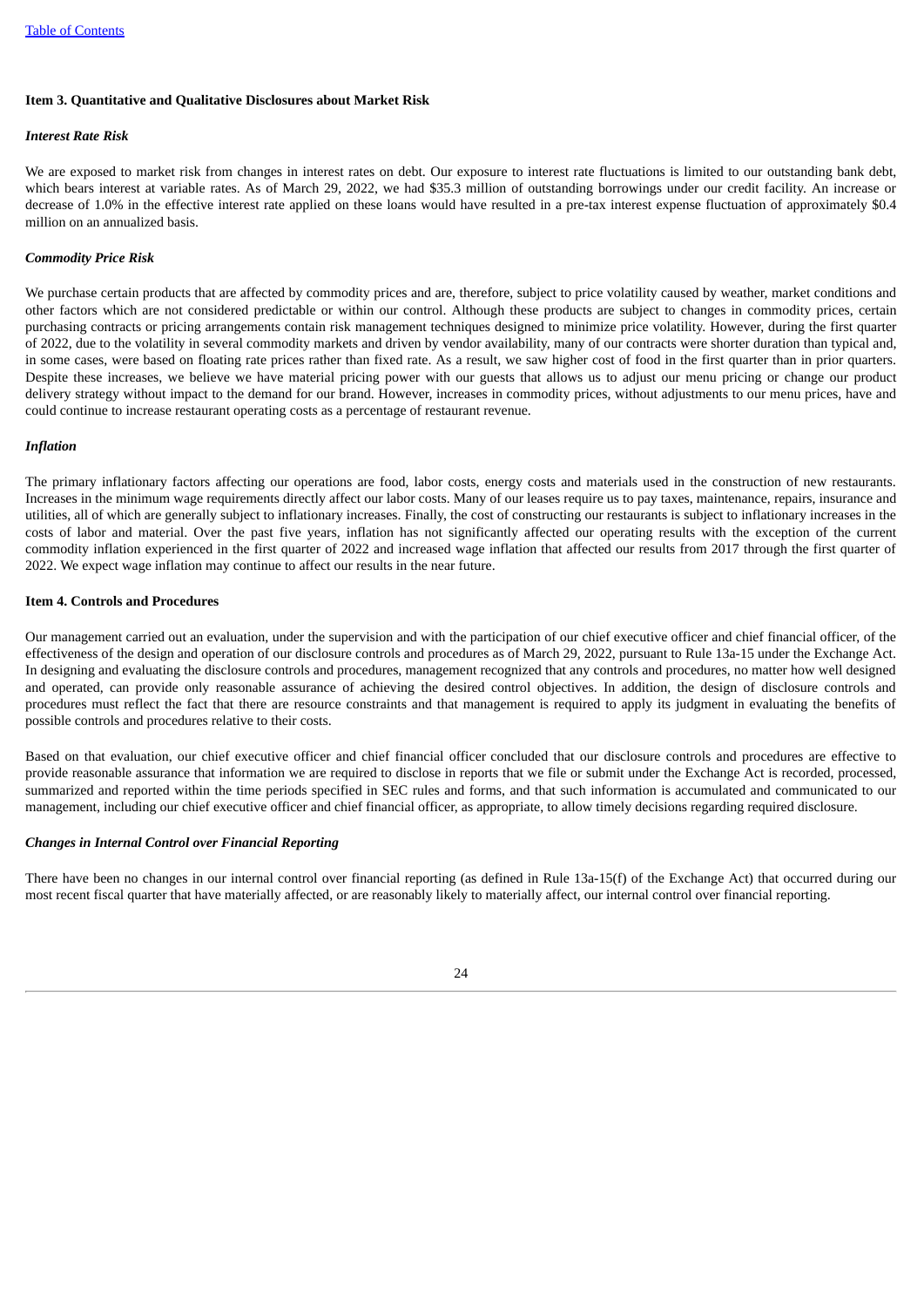## Item 3. Quantitative and Qualitative Disclosures about Market Risk

### *Interest Rate Risk*

We are exposed to market risk from changes in interest rates on debt. Our exposure to interest rate fluctuations is limited to our outstanding bank debt, which bears interest at variable rates. As of March 29, 2022, we had $35.3 million of outstanding borrowings under our credit facility. An increase or decrease of 1.0% in the effective interest rate applied on these loans would have resulted in a pre-tax interest expense fluctuation of approximately $0.4 million on an annualized basis.

### *Commodity Price Risk*

We purchase certain products that are affected by commodity prices and are, therefore, subject to price volatility caused by weather, market conditions and other factors which are not considered predictable or within our control. Although these products are subject to changes in commodity prices, certain purchasing contracts or pricing arrangements contain risk management techniques designed to minimize price volatility. However, during the first quarter of 2022, due to the volatility in several commodity markets and driven by vendor availability, many of our contracts were shorter duration than typical and, in some cases, were based on floating rate prices rather than fixed rate. As a result, we saw higher cost of food in the first quarter than in prior quarters. Despite these increases, we believe we have material pricing power with our guests that allows us to adjust our menu pricing or change our product delivery strategy without impact to the demand for our brand. However, increases in commodity prices, without adjustments to our menu prices, have and could continue to increase restaurant operating costs as a percentage of restaurant revenue.

### *Inflation*

The primary inflationary factors affecting our operations are food, labor costs, energy costs and materials used in the construction of new restaurants. Increases in the minimum wage requirements directly affect our labor costs. Many of our leases require us to pay taxes, maintenance, repairs, insurance and utilities, all of which are generally subject to inflationary increases. Finally, the cost of constructing our restaurants is subject to inflationary increases in the costs of labor and material. Over the past five years, inflation has not significantly affected our operating results with the exception of the current commodity inflation experienced in the first quarter of 2022 and increased wage inflation that affected our results from 2017 through the first quarter of 2022. We expect wage inflation may continue to affect our results in the near future.

## Item 4. Controls and Procedures

Our management carried out an evaluation, under the supervision and with the participation of our chief executive officer and chief financial officer, of the effectiveness of the design and operation of our disclosure controls and procedures as of March 29, 2022, pursuant to Rule 13a-15 under the Exchange Act. In designing and evaluating the disclosure controls and procedures, management recognized that any controls and procedures, no matter how well designed and operated, can provide only reasonable assurance of achieving the desired control objectives. In addition, the design of disclosure controls and procedures must reflect the fact that there are resource constraints and that management is required to apply its judgment in evaluating the benefits of possible controls and procedures relative to their costs.

Based on that evaluation, our chief executive officer and chief financial officer concluded that our disclosure controls and procedures are effective to provide reasonable assurance that information we are required to disclose in reports that we file or submit under the Exchange Act is recorded, processed, summarized and reported within the time periods specified in SEC rules and forms, and that such information is accumulated and communicated to our management, including our chief executive officer and chief financial officer, as appropriate, to allow timely decisions regarding required disclosure.

### *Changes in Internal Control over Financial Reporting*

There have been no changes in our internal control over financial reporting (as defined in Rule 13a-15(f) of the Exchange Act) that occurred during our most recent fiscal quarter that have materially affected, or are reasonably likely to materially affect, our internal control over financial reporting.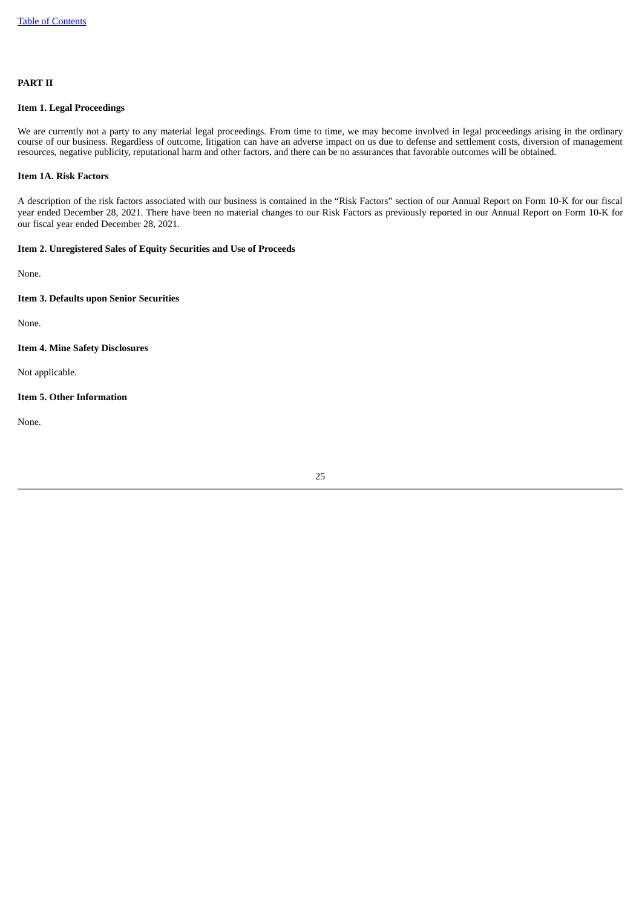## PART II

### Item 1. Legal Proceedings

We are currently not a party to any material legal proceedings. From time to time, we may become involved in legal proceedings arising in the ordinary course of our business. Regardless of outcome, litigation can have an adverse impact on us due to defense and settlement costs, diversion of management resources, negative publicity, reputational harm and other factors, and there can be no assurances that favorable outcomes will be obtained.

### Item 1A. Risk Factors

A description of the risk factors associated with our business is contained in the "Risk Factors" section of our Annual Report on Form 10-K for our fiscal year ended December 28, 2021. There have been no material changes to our Risk Factors as previously reported in our Annual Report on Form 10-K for our fiscal year ended December 28, 2021.

### Item 2. Unregistered Sales of Equity Securities and Use of Proceeds

None.

### Item 3. Defaults upon Senior Securities

None.

### Item 4. Mine Safety Disclosures

Not applicable.

### Item 5. Other Information

None.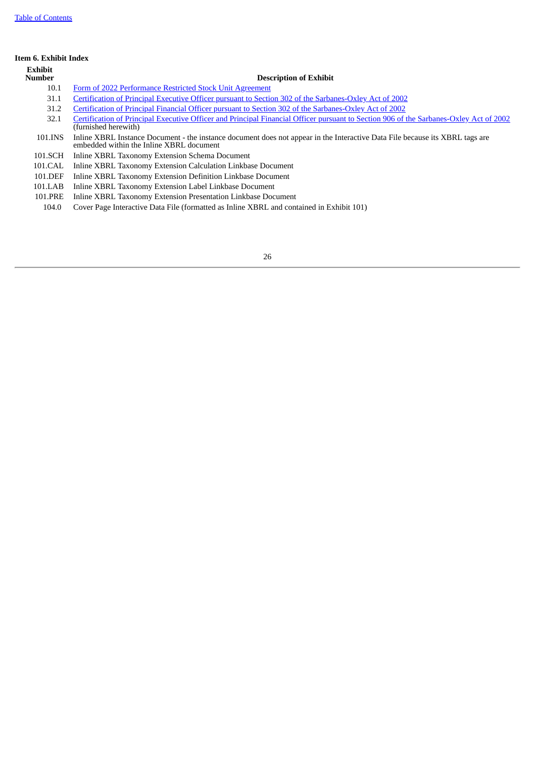Table of Contents

## Item 6. Exhibit Index

| Exhibit Number | Description of Exhibit |
|---|---|
| 10.1 | Form of 2022 Performance Restricted Stock Unit Agreement |
| 31.1 | Certification of Principal Executive Officer pursuant to Section 302 of the Sarbanes-Oxley Act of 2002 |
| 31.2 | Certification of Principal Financial Officer pursuant to Section 302 of the Sarbanes-Oxley Act of 2002 |
| 32.1 | Certification of Principal Executive Officer and Principal Financial Officer pursuant to Section 906 of the Sarbanes-Oxley Act of 2002 (furnished herewith) |
| 101.INS | Inline XBRL Instance Document - the instance document does not appear in the Interactive Data File because its XBRL tags are embedded within the Inline XBRL document |
| 101.SCH | Inline XBRL Taxonomy Extension Schema Document |
| 101.CAL | Inline XBRL Taxonomy Extension Calculation Linkbase Document |
| 101.DEF | Inline XBRL Taxonomy Extension Definition Linkbase Document |
| 101.LAB | Inline XBRL Taxonomy Extension Label Linkbase Document |
| 101.PRE | Inline XBRL Taxonomy Extension Presentation Linkbase Document |
| 104.0 | Cover Page Interactive Data File (formatted as Inline XBRL and contained in Exhibit 101) |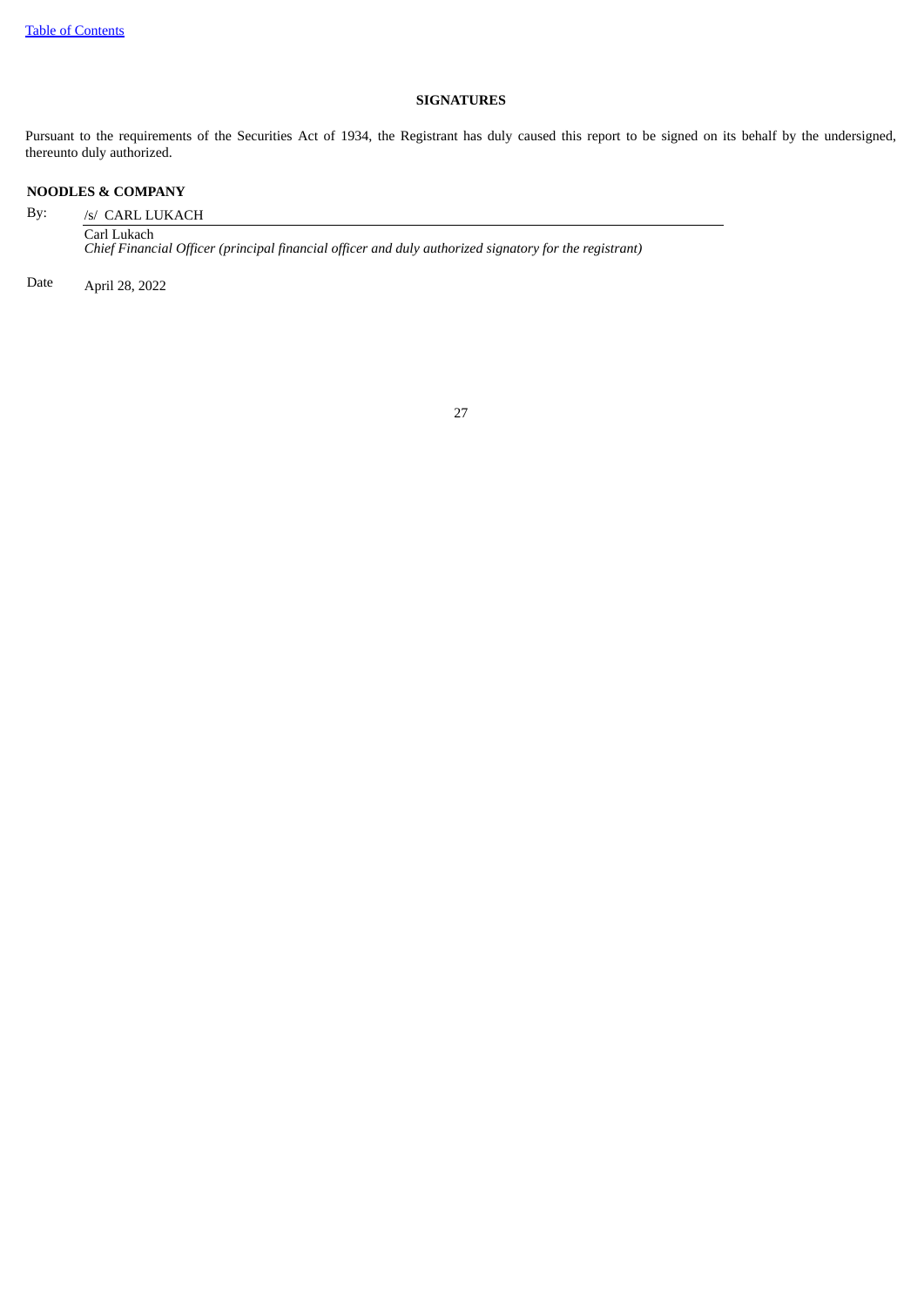[Table of Contents](#)

## SIGNATURES

Pursuant to the requirements of the Securities Act of 1934, the Registrant has duly caused this report to be signed on its behalf by the undersigned, thereunto duly authorized.

**NOODLES & COMPANY**

By: /s/ CARL LUKACH

Carl Lukach
*Chief Financial Officer (principal financial officer and duly authorized signatory for the registrant)*

Date April 28, 2022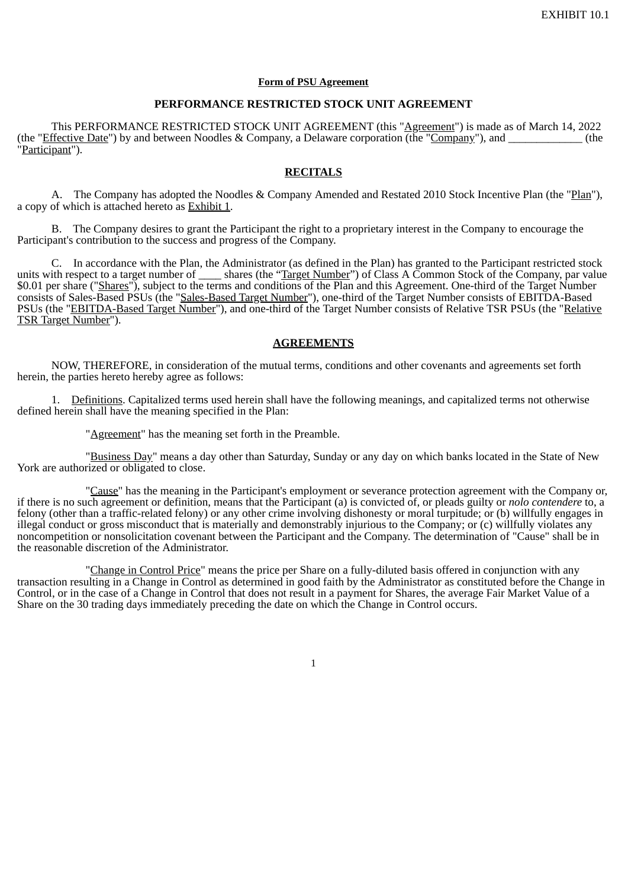EXHIBIT 10.1

**Form of PSU Agreement**

**PERFORMANCE RESTRICTED STOCK UNIT AGREEMENT**

This PERFORMANCE RESTRICTED STOCK UNIT AGREEMENT (this "Agreement") is made as of March 14, 2022 (the "Effective Date") by and between Noodles & Company, a Delaware corporation (the "Company"), and _____________ (the "Participant").

**RECITALS**

A. The Company has adopted the Noodles & Company Amended and Restated 2010 Stock Incentive Plan (the "Plan"), a copy of which is attached hereto as Exhibit 1.

B. The Company desires to grant the Participant the right to a proprietary interest in the Company to encourage the Participant's contribution to the success and progress of the Company.

C. In accordance with the Plan, the Administrator (as defined in the Plan) has granted to the Participant restricted stock units with respect to a target number of ____ shares (the "Target Number") of Class A Common Stock of the Company, par value $0.01 per share ("Shares"), subject to the terms and conditions of the Plan and this Agreement. One-third of the Target Number consists of Sales-Based PSUs (the "Sales-Based Target Number"), one-third of the Target Number consists of EBITDA-Based PSUs (the "EBITDA-Based Target Number"), and one-third of the Target Number consists of Relative TSR PSUs (the "Relative TSR Target Number").

**AGREEMENTS**

NOW, THEREFORE, in consideration of the mutual terms, conditions and other covenants and agreements set forth herein, the parties hereto hereby agree as follows:

1. Definitions. Capitalized terms used herein shall have the following meanings, and capitalized terms not otherwise defined herein shall have the meaning specified in the Plan:

"Agreement" has the meaning set forth in the Preamble.

"Business Day" means a day other than Saturday, Sunday or any day on which banks located in the State of New York are authorized or obligated to close.

"Cause" has the meaning in the Participant's employment or severance protection agreement with the Company or, if there is no such agreement or definition, means that the Participant (a) is convicted of, or pleads guilty or *nolo contendere* to, a felony (other than a traffic-related felony) or any other crime involving dishonesty or moral turpitude; or (b) willfully engages in illegal conduct or gross misconduct that is materially and demonstrably injurious to the Company; or (c) willfully violates any noncompetition or nonsolicitation covenant between the Participant and the Company. The determination of "Cause" shall be in the reasonable discretion of the Administrator.

"Change in Control Price" means the price per Share on a fully-diluted basis offered in conjunction with any transaction resulting in a Change in Control as determined in good faith by the Administrator as constituted before the Change in Control, or in the case of a Change in Control that does not result in a payment for Shares, the average Fair Market Value of a Share on the 30 trading days immediately preceding the date on which the Change in Control occurs.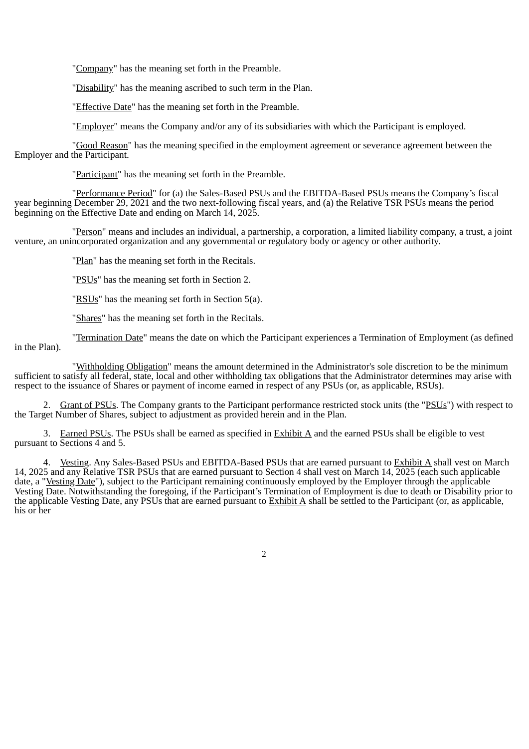"Company" has the meaning set forth in the Preamble.

"Disability" has the meaning ascribed to such term in the Plan.

"Effective Date" has the meaning set forth in the Preamble.

"Employer" means the Company and/or any of its subsidiaries with which the Participant is employed.

"Good Reason" has the meaning specified in the employment agreement or severance agreement between the Employer and the Participant.

"Participant" has the meaning set forth in the Preamble.

"Performance Period" for (a) the Sales-Based PSUs and the EBITDA-Based PSUs means the Company's fiscal year beginning December 29, 2021 and the two next-following fiscal years, and (a) the Relative TSR PSUs means the period beginning on the Effective Date and ending on March 14, 2025.

"Person" means and includes an individual, a partnership, a corporation, a limited liability company, a trust, a joint venture, an unincorporated organization and any governmental or regulatory body or agency or other authority.

"Plan" has the meaning set forth in the Recitals.

"PSUs" has the meaning set forth in Section 2.

"RSUs" has the meaning set forth in Section 5(a).

"Shares" has the meaning set forth in the Recitals.

"Termination Date" means the date on which the Participant experiences a Termination of Employment (as defined in the Plan).

"Withholding Obligation" means the amount determined in the Administrator's sole discretion to be the minimum sufficient to satisfy all federal, state, local and other withholding tax obligations that the Administrator determines may arise with respect to the issuance of Shares or payment of income earned in respect of any PSUs (or, as applicable, RSUs).

2. Grant of PSUs. The Company grants to the Participant performance restricted stock units (the "PSUs") with respect to the Target Number of Shares, subject to adjustment as provided herein and in the Plan.

3. Earned PSUs. The PSUs shall be earned as specified in Exhibit A and the earned PSUs shall be eligible to vest pursuant to Sections 4 and 5.

4. Vesting. Any Sales-Based PSUs and EBITDA-Based PSUs that are earned pursuant to Exhibit A shall vest on March 14, 2025 and any Relative TSR PSUs that are earned pursuant to Section 4 shall vest on March 14, 2025 (each such applicable date, a "Vesting Date"), subject to the Participant remaining continuously employed by the Employer through the applicable Vesting Date. Notwithstanding the foregoing, if the Participant's Termination of Employment is due to death or Disability prior to the applicable Vesting Date, any PSUs that are earned pursuant to Exhibit A shall be settled to the Participant (or, as applicable, his or her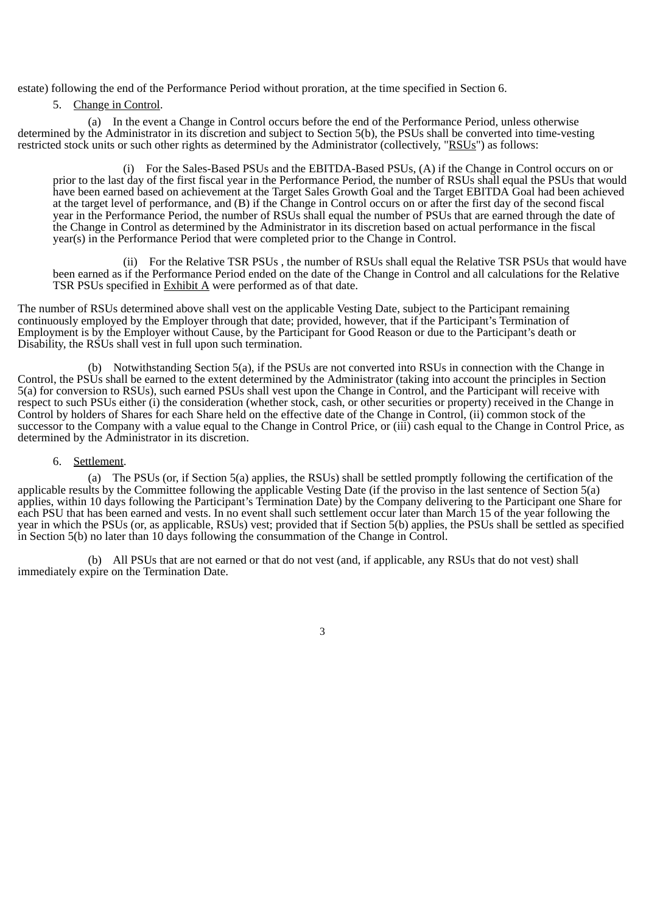estate) following the end of the Performance Period without proration, at the time specified in Section 6.

5. Change in Control.

(a) In the event a Change in Control occurs before the end of the Performance Period, unless otherwise determined by the Administrator in its discretion and subject to Section 5(b), the PSUs shall be converted into time-vesting restricted stock units or such other rights as determined by the Administrator (collectively, "RSUs") as follows:

(i) For the Sales-Based PSUs and the EBITDA-Based PSUs, (A) if the Change in Control occurs on or prior to the last day of the first fiscal year in the Performance Period, the number of RSUs shall equal the PSUs that would have been earned based on achievement at the Target Sales Growth Goal and the Target EBITDA Goal had been achieved at the target level of performance, and (B) if the Change in Control occurs on or after the first day of the second fiscal year in the Performance Period, the number of RSUs shall equal the number of PSUs that are earned through the date of the Change in Control as determined by the Administrator in its discretion based on actual performance in the fiscal year(s) in the Performance Period that were completed prior to the Change in Control.

(ii) For the Relative TSR PSUs , the number of RSUs shall equal the Relative TSR PSUs that would have been earned as if the Performance Period ended on the date of the Change in Control and all calculations for the Relative TSR PSUs specified in Exhibit A were performed as of that date.

The number of RSUs determined above shall vest on the applicable Vesting Date, subject to the Participant remaining continuously employed by the Employer through that date; provided, however, that if the Participant's Termination of Employment is by the Employer without Cause, by the Participant for Good Reason or due to the Participant's death or Disability, the RSUs shall vest in full upon such termination.

(b) Notwithstanding Section 5(a), if the PSUs are not converted into RSUs in connection with the Change in Control, the PSUs shall be earned to the extent determined by the Administrator (taking into account the principles in Section 5(a) for conversion to RSUs), such earned PSUs shall vest upon the Change in Control, and the Participant will receive with respect to such PSUs either (i) the consideration (whether stock, cash, or other securities or property) received in the Change in Control by holders of Shares for each Share held on the effective date of the Change in Control, (ii) common stock of the successor to the Company with a value equal to the Change in Control Price, or (iii) cash equal to the Change in Control Price, as determined by the Administrator in its discretion.

6. Settlement.

(a) The PSUs (or, if Section 5(a) applies, the RSUs) shall be settled promptly following the certification of the applicable results by the Committee following the applicable Vesting Date (if the proviso in the last sentence of Section 5(a) applies, within 10 days following the Participant's Termination Date) by the Company delivering to the Participant one Share for each PSU that has been earned and vests. In no event shall such settlement occur later than March 15 of the year following the year in which the PSUs (or, as applicable, RSUs) vest; provided that if Section 5(b) applies, the PSUs shall be settled as specified in Section 5(b) no later than 10 days following the consummation of the Change in Control.

(b) All PSUs that are not earned or that do not vest (and, if applicable, any RSUs that do not vest) shall immediately expire on the Termination Date.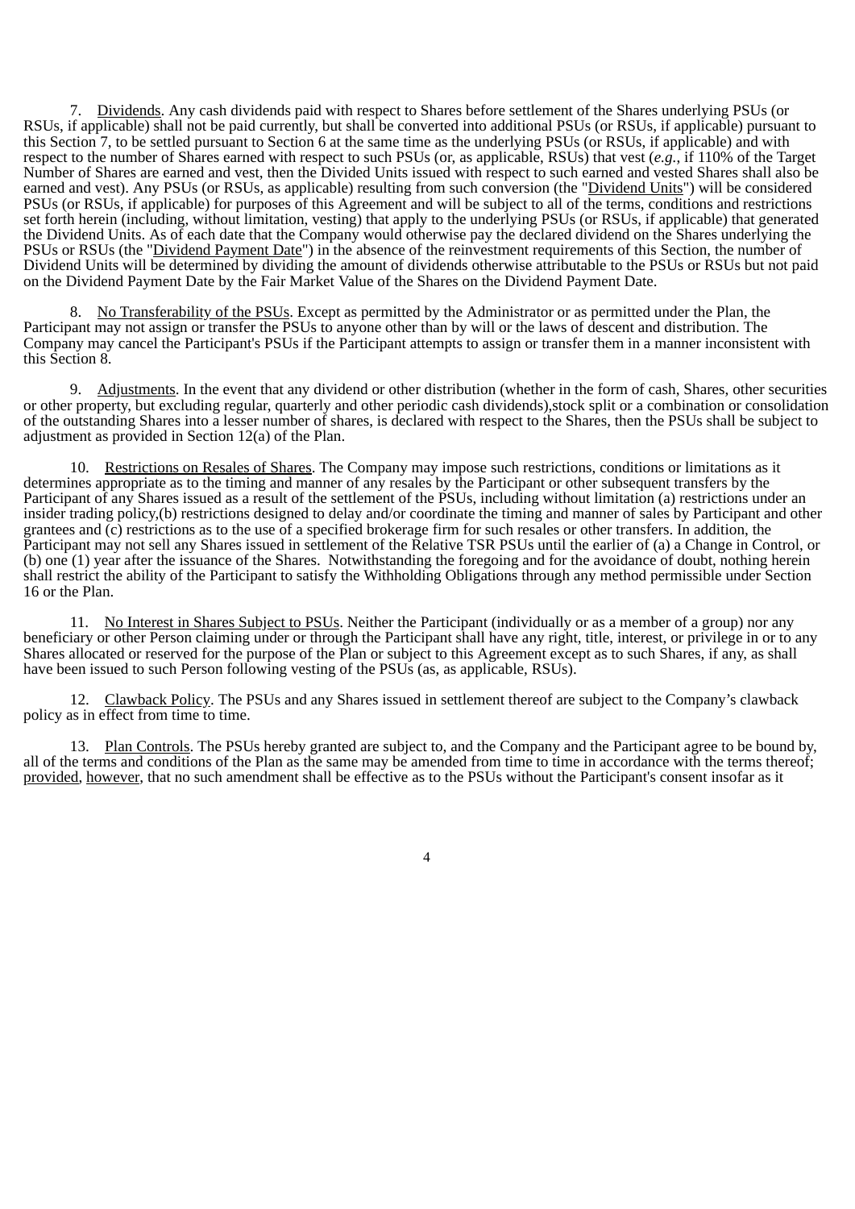7. Dividends. Any cash dividends paid with respect to Shares before settlement of the Shares underlying PSUs (or RSUs, if applicable) shall not be paid currently, but shall be converted into additional PSUs (or RSUs, if applicable) pursuant to this Section 7, to be settled pursuant to Section 6 at the same time as the underlying PSUs (or RSUs, if applicable) and with respect to the number of Shares earned with respect to such PSUs (or, as applicable, RSUs) that vest (*e.g.*, if 110% of the Target Number of Shares are earned and vest, then the Divided Units issued with respect to such earned and vested Shares shall also be earned and vest). Any PSUs (or RSUs, as applicable) resulting from such conversion (the "Dividend Units") will be considered PSUs (or RSUs, if applicable) for purposes of this Agreement and will be subject to all of the terms, conditions and restrictions set forth herein (including, without limitation, vesting) that apply to the underlying PSUs (or RSUs, if applicable) that generated the Dividend Units. As of each date that the Company would otherwise pay the declared dividend on the Shares underlying the PSUs or RSUs (the "Dividend Payment Date") in the absence of the reinvestment requirements of this Section, the number of Dividend Units will be determined by dividing the amount of dividends otherwise attributable to the PSUs or RSUs but not paid on the Dividend Payment Date by the Fair Market Value of the Shares on the Dividend Payment Date.

8. No Transferability of the PSUs. Except as permitted by the Administrator or as permitted under the Plan, the Participant may not assign or transfer the PSUs to anyone other than by will or the laws of descent and distribution. The Company may cancel the Participant's PSUs if the Participant attempts to assign or transfer them in a manner inconsistent with this Section 8.

9. Adjustments. In the event that any dividend or other distribution (whether in the form of cash, Shares, other securities or other property, but excluding regular, quarterly and other periodic cash dividends),stock split or a combination or consolidation of the outstanding Shares into a lesser number of shares, is declared with respect to the Shares, then the PSUs shall be subject to adjustment as provided in Section 12(a) of the Plan.

10. Restrictions on Resales of Shares. The Company may impose such restrictions, conditions or limitations as it determines appropriate as to the timing and manner of any resales by the Participant or other subsequent transfers by the Participant of any Shares issued as a result of the settlement of the PSUs, including without limitation (a) restrictions under an insider trading policy,(b) restrictions designed to delay and/or coordinate the timing and manner of sales by Participant and other grantees and (c) restrictions as to the use of a specified brokerage firm for such resales or other transfers. In addition, the Participant may not sell any Shares issued in settlement of the Relative TSR PSUs until the earlier of (a) a Change in Control, or (b) one (1) year after the issuance of the Shares. Notwithstanding the foregoing and for the avoidance of doubt, nothing herein shall restrict the ability of the Participant to satisfy the Withholding Obligations through any method permissible under Section 16 or the Plan.

11. No Interest in Shares Subject to PSUs. Neither the Participant (individually or as a member of a group) nor any beneficiary or other Person claiming under or through the Participant shall have any right, title, interest, or privilege in or to any Shares allocated or reserved for the purpose of the Plan or subject to this Agreement except as to such Shares, if any, as shall have been issued to such Person following vesting of the PSUs (as, as applicable, RSUs).

12. Clawback Policy. The PSUs and any Shares issued in settlement thereof are subject to the Company's clawback policy as in effect from time to time.

13. Plan Controls. The PSUs hereby granted are subject to, and the Company and the Participant agree to be bound by, all of the terms and conditions of the Plan as the same may be amended from time to time in accordance with the terms thereof; provided, however, that no such amendment shall be effective as to the PSUs without the Participant's consent insofar as it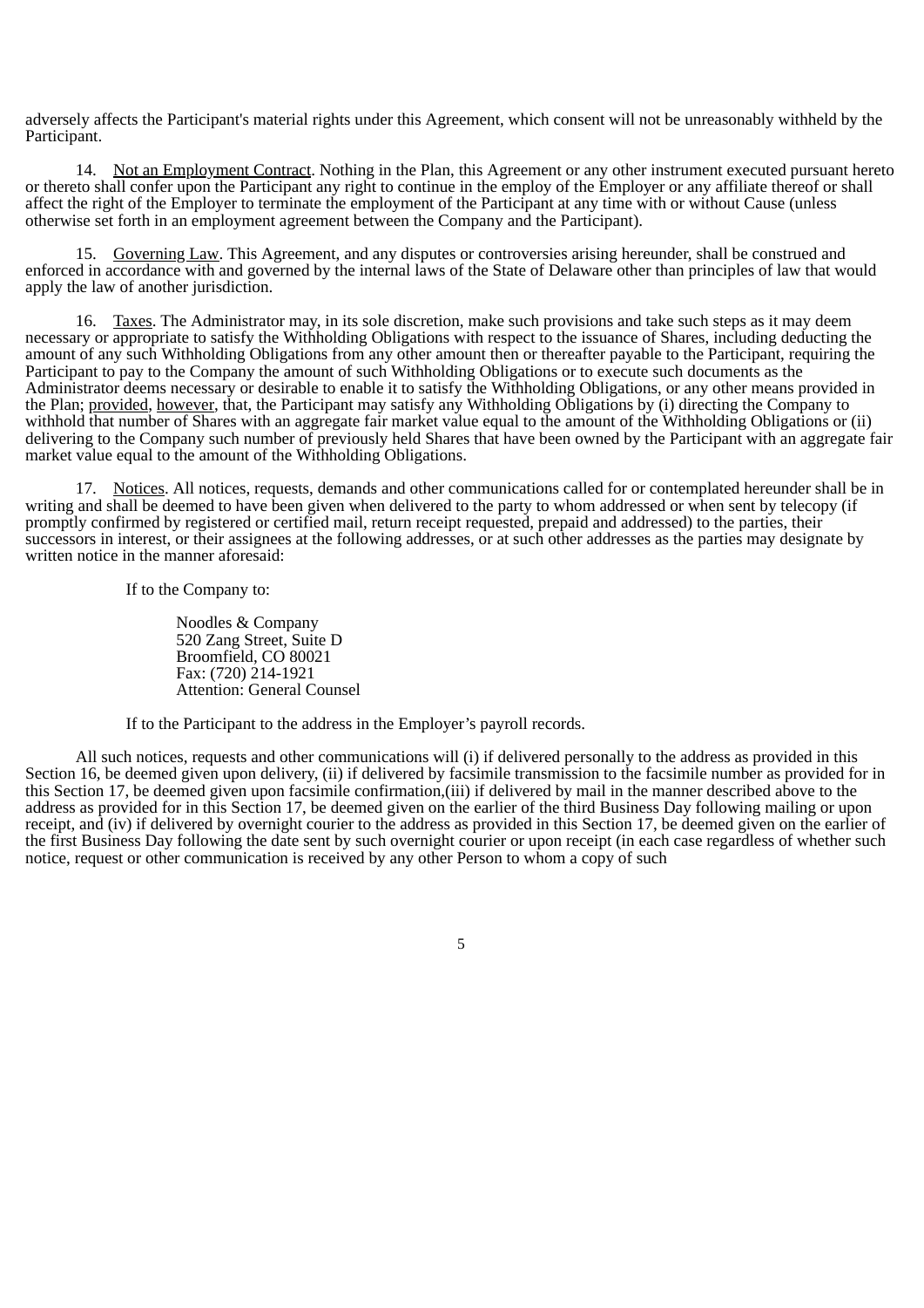adversely affects the Participant's material rights under this Agreement, which consent will not be unreasonably withheld by the Participant.

14. Not an Employment Contract. Nothing in the Plan, this Agreement or any other instrument executed pursuant hereto or thereto shall confer upon the Participant any right to continue in the employ of the Employer or any affiliate thereof or shall affect the right of the Employer to terminate the employment of the Participant at any time with or without Cause (unless otherwise set forth in an employment agreement between the Company and the Participant).

15. Governing Law. This Agreement, and any disputes or controversies arising hereunder, shall be construed and enforced in accordance with and governed by the internal laws of the State of Delaware other than principles of law that would apply the law of another jurisdiction.

16. Taxes. The Administrator may, in its sole discretion, make such provisions and take such steps as it may deem necessary or appropriate to satisfy the Withholding Obligations with respect to the issuance of Shares, including deducting the amount of any such Withholding Obligations from any other amount then or thereafter payable to the Participant, requiring the Participant to pay to the Company the amount of such Withholding Obligations or to execute such documents as the Administrator deems necessary or desirable to enable it to satisfy the Withholding Obligations, or any other means provided in the Plan; provided, however, that, the Participant may satisfy any Withholding Obligations by (i) directing the Company to withhold that number of Shares with an aggregate fair market value equal to the amount of the Withholding Obligations or (ii) delivering to the Company such number of previously held Shares that have been owned by the Participant with an aggregate fair market value equal to the amount of the Withholding Obligations.

17. Notices. All notices, requests, demands and other communications called for or contemplated hereunder shall be in writing and shall be deemed to have been given when delivered to the party to whom addressed or when sent by telecopy (if promptly confirmed by registered or certified mail, return receipt requested, prepaid and addressed) to the parties, their successors in interest, or their assignees at the following addresses, or at such other addresses as the parties may designate by written notice in the manner aforesaid:

If to the Company to:

Noodles & Company
520 Zang Street, Suite D
Broomfield, CO 80021
Fax: (720) 214-1921
Attention: General Counsel

If to the Participant to the address in the Employer's payroll records.

All such notices, requests and other communications will (i) if delivered personally to the address as provided in this Section 16, be deemed given upon delivery, (ii) if delivered by facsimile transmission to the facsimile number as provided for in this Section 17, be deemed given upon facsimile confirmation,(iii) if delivered by mail in the manner described above to the address as provided for in this Section 17, be deemed given on the earlier of the third Business Day following mailing or upon receipt, and (iv) if delivered by overnight courier to the address as provided in this Section 17, be deemed given on the earlier of the first Business Day following the date sent by such overnight courier or upon receipt (in each case regardless of whether such notice, request or other communication is received by any other Person to whom a copy of such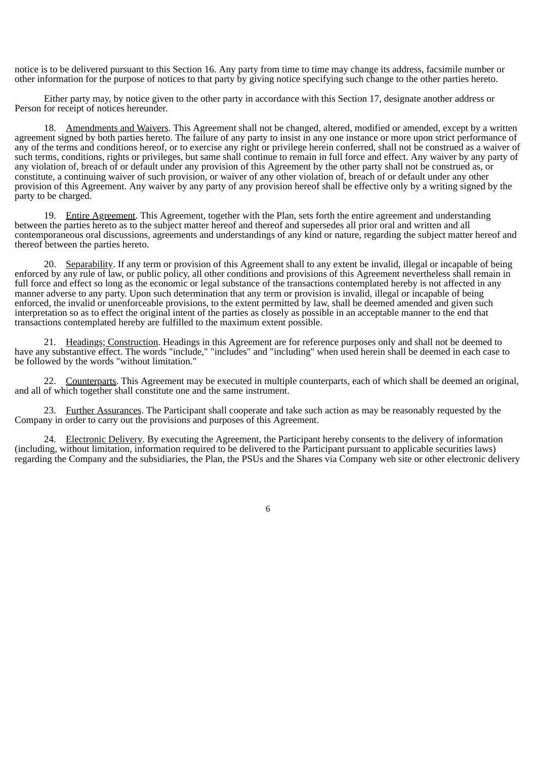notice is to be delivered pursuant to this Section 16. Any party from time to time may change its address, facsimile number or other information for the purpose of notices to that party by giving notice specifying such change to the other parties hereto.

Either party may, by notice given to the other party in accordance with this Section 17, designate another address or Person for receipt of notices hereunder.

18. Amendments and Waivers. This Agreement shall not be changed, altered, modified or amended, except by a written agreement signed by both parties hereto. The failure of any party to insist in any one instance or more upon strict performance of any of the terms and conditions hereof, or to exercise any right or privilege herein conferred, shall not be construed as a waiver of such terms, conditions, rights or privileges, but same shall continue to remain in full force and effect. Any waiver by any party of any violation of, breach of or default under any provision of this Agreement by the other party shall not be construed as, or constitute, a continuing waiver of such provision, or waiver of any other violation of, breach of or default under any other provision of this Agreement. Any waiver by any party of any provision hereof shall be effective only by a writing signed by the party to be charged.

19. Entire Agreement. This Agreement, together with the Plan, sets forth the entire agreement and understanding between the parties hereto as to the subject matter hereof and thereof and supersedes all prior oral and written and all contemporaneous oral discussions, agreements and understandings of any kind or nature, regarding the subject matter hereof and thereof between the parties hereto.

20. Separability. If any term or provision of this Agreement shall to any extent be invalid, illegal or incapable of being enforced by any rule of law, or public policy, all other conditions and provisions of this Agreement nevertheless shall remain in full force and effect so long as the economic or legal substance of the transactions contemplated hereby is not affected in any manner adverse to any party. Upon such determination that any term or provision is invalid, illegal or incapable of being enforced, the invalid or unenforceable provisions, to the extent permitted by law, shall be deemed amended and given such interpretation so as to effect the original intent of the parties as closely as possible in an acceptable manner to the end that transactions contemplated hereby are fulfilled to the maximum extent possible.

21. Headings; Construction. Headings in this Agreement are for reference purposes only and shall not be deemed to have any substantive effect. The words "include," "includes" and "including" when used herein shall be deemed in each case to be followed by the words "without limitation."

22. Counterparts. This Agreement may be executed in multiple counterparts, each of which shall be deemed an original, and all of which together shall constitute one and the same instrument.

23. Further Assurances. The Participant shall cooperate and take such action as may be reasonably requested by the Company in order to carry out the provisions and purposes of this Agreement.

24. Electronic Delivery. By executing the Agreement, the Participant hereby consents to the delivery of information (including, without limitation, information required to be delivered to the Participant pursuant to applicable securities laws) regarding the Company and the subsidiaries, the Plan, the PSUs and the Shares via Company web site or other electronic delivery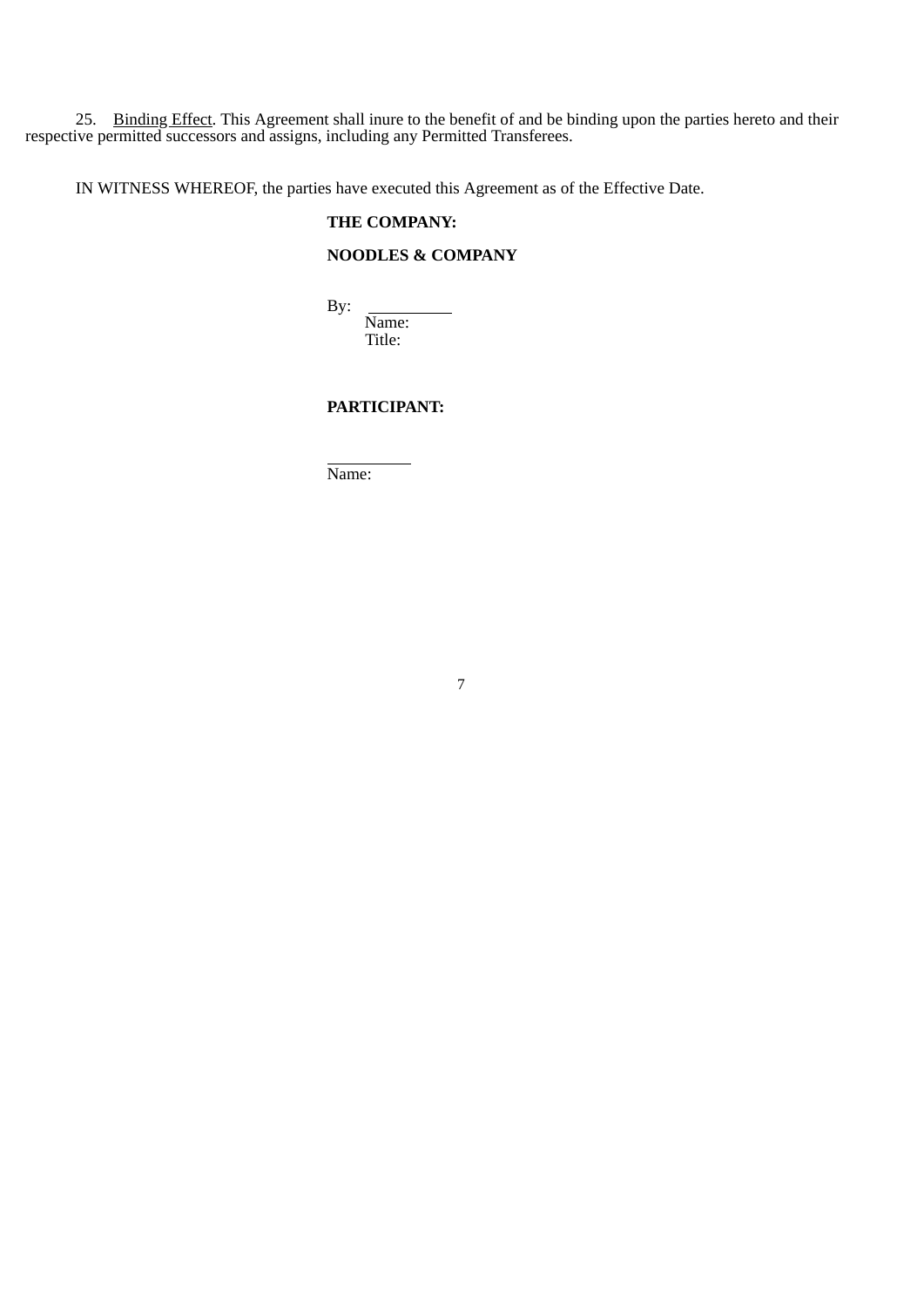25. Binding Effect. This Agreement shall inure to the benefit of and be binding upon the parties hereto and their respective permitted successors and assigns, including any Permitted Transferees.

IN WITNESS WHEREOF, the parties have executed this Agreement as of the Effective Date.

**THE COMPANY:**

**NOODLES & COMPANY**

By: ____________
Name:
Title:

**PARTICIPANT:**

____________
Name: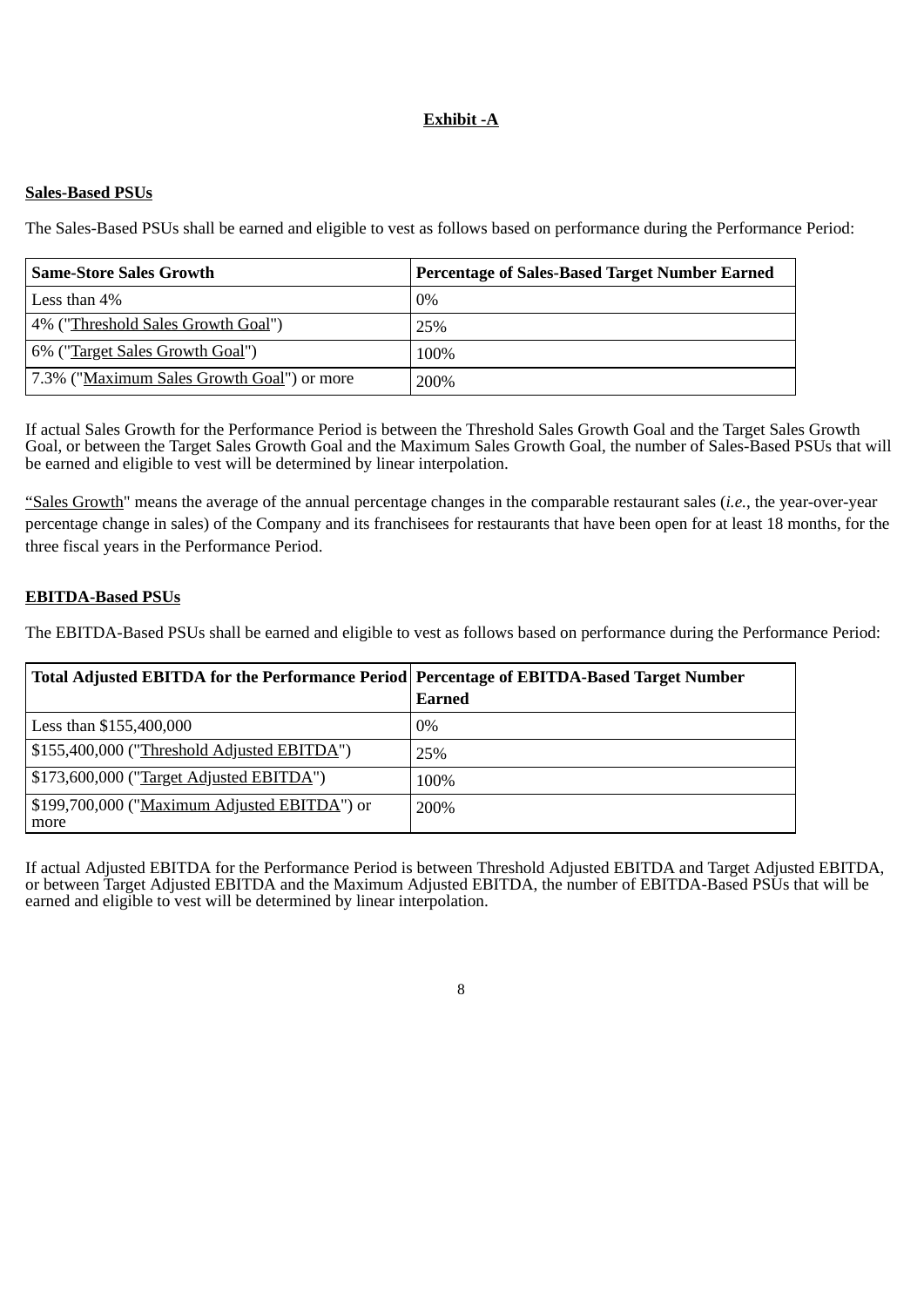**Exhibit -A**

**Sales-Based PSUs**

The Sales-Based PSUs shall be earned and eligible to vest as follows based on performance during the Performance Period:

| **Same-Store Sales Growth** | **Percentage of Sales-Based Target Number Earned** |
|---|---|
| Less than 4% | 0% |
| 4% ("Threshold Sales Growth Goal") | 25% |
| 6% ("Target Sales Growth Goal") | 100% |
| 7.3% ("Maximum Sales Growth Goal") or more | 200% |

If actual Sales Growth for the Performance Period is between the Threshold Sales Growth Goal and the Target Sales Growth Goal, or between the Target Sales Growth Goal and the Maximum Sales Growth Goal, the number of Sales-Based PSUs that will be earned and eligible to vest will be determined by linear interpolation.

"Sales Growth" means the average of the annual percentage changes in the comparable restaurant sales (*i.e.*, the year-over-year percentage change in sales) of the Company and its franchisees for restaurants that have been open for at least 18 months, for the three fiscal years in the Performance Period.

**EBITDA-Based PSUs**

The EBITDA-Based PSUs shall be earned and eligible to vest as follows based on performance during the Performance Period:

| **Total Adjusted EBITDA for the Performance Period** | **Percentage of EBITDA-Based Target Number Earned** |
|---|---|
| Less than $155,400,000 | 0% |
| $155,400,000 ("Threshold Adjusted EBITDA") | 25% |
| $173,600,000 ("Target Adjusted EBITDA") | 100% |
| $199,700,000 ("Maximum Adjusted EBITDA") or more | 200% |

If actual Adjusted EBITDA for the Performance Period is between Threshold Adjusted EBITDA and Target Adjusted EBITDA, or between Target Adjusted EBITDA and the Maximum Adjusted EBITDA, the number of EBITDA-Based PSUs that will be earned and eligible to vest will be determined by linear interpolation.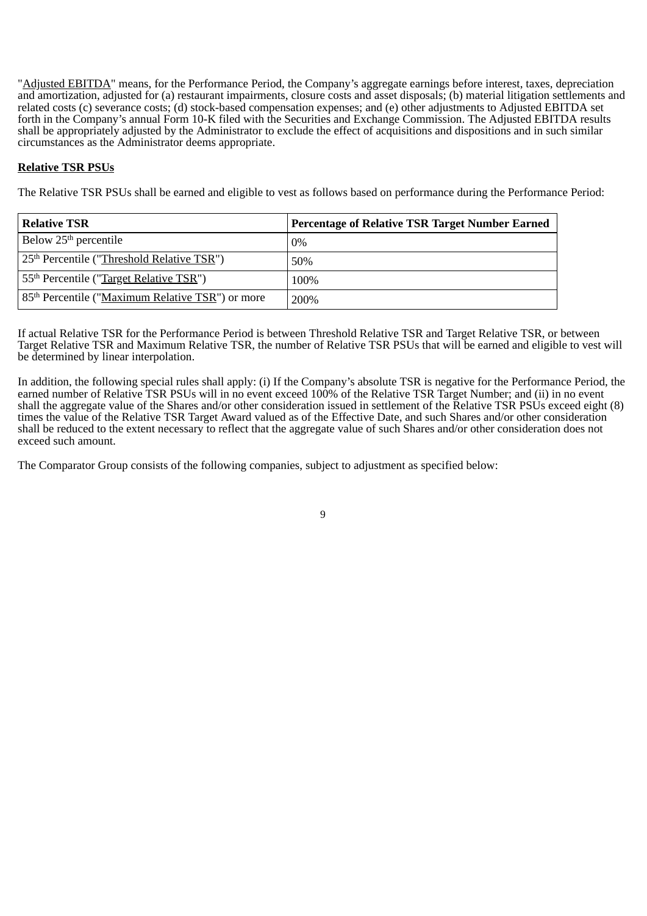"Adjusted EBITDA" means, for the Performance Period, the Company's aggregate earnings before interest, taxes, depreciation and amortization, adjusted for (a) restaurant impairments, closure costs and asset disposals; (b) material litigation settlements and related costs (c) severance costs; (d) stock-based compensation expenses; and (e) other adjustments to Adjusted EBITDA set forth in the Company's annual Form 10-K filed with the Securities and Exchange Commission. The Adjusted EBITDA results shall be appropriately adjusted by the Administrator to exclude the effect of acquisitions and dispositions and in such similar circumstances as the Administrator deems appropriate.

**Relative TSR PSUs**

The Relative TSR PSUs shall be earned and eligible to vest as follows based on performance during the Performance Period:

| **Relative TSR** | **Percentage of Relative TSR Target Number Earned** |
|---|---|
| Below 25th percentile | 0% |
| 25th Percentile ("Threshold Relative TSR") | 50% |
| 55th Percentile ("Target Relative TSR") | 100% |
| 85th Percentile ("Maximum Relative TSR") or more | 200% |

If actual Relative TSR for the Performance Period is between Threshold Relative TSR and Target Relative TSR, or between Target Relative TSR and Maximum Relative TSR, the number of Relative TSR PSUs that will be earned and eligible to vest will be determined by linear interpolation.

In addition, the following special rules shall apply: (i) If the Company's absolute TSR is negative for the Performance Period, the earned number of Relative TSR PSUs will in no event exceed 100% of the Relative TSR Target Number; and (ii) in no event shall the aggregate value of the Shares and/or other consideration issued in settlement of the Relative TSR PSUs exceed eight (8) times the value of the Relative TSR Target Award valued as of the Effective Date, and such Shares and/or other consideration shall be reduced to the extent necessary to reflect that the aggregate value of such Shares and/or other consideration does not exceed such amount.

The Comparator Group consists of the following companies, subject to adjustment as specified below: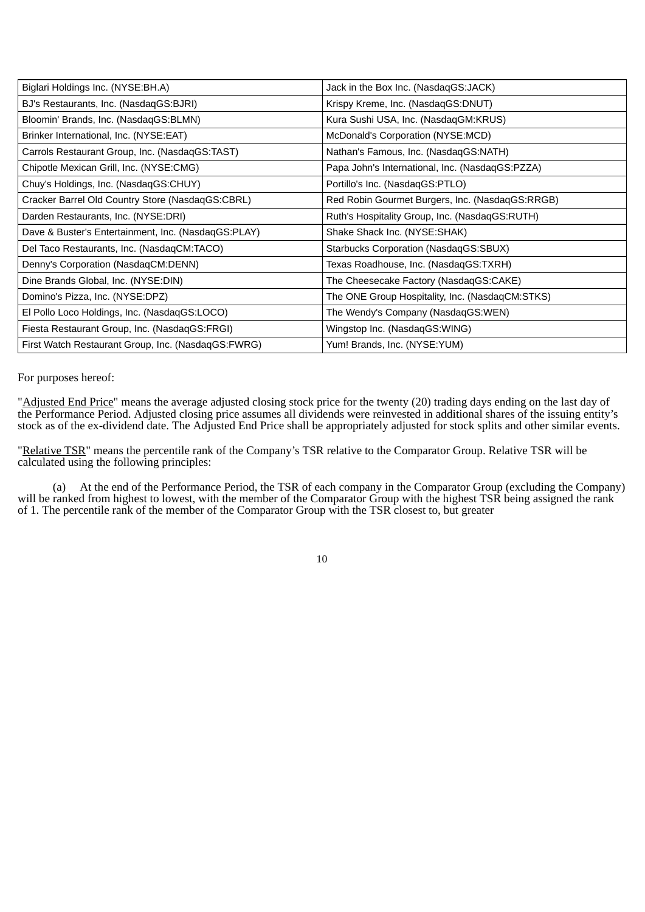| Biglari Holdings Inc. (NYSE:BH.A) | Jack in the Box Inc. (NasdaqGS:JACK) |
|---|---|
| BJ's Restaurants, Inc. (NasdaqGS:BJRI) | Krispy Kreme, Inc. (NasdaqGS:DNUT) |
| Bloomin' Brands, Inc. (NasdaqGS:BLMN) | Kura Sushi USA, Inc. (NasdaqGM:KRUS) |
| Brinker International, Inc. (NYSE:EAT) | McDonald's Corporation (NYSE:MCD) |
| Carrols Restaurant Group, Inc. (NasdaqGS:TAST) | Nathan's Famous, Inc. (NasdaqGS:NATH) |
| Chipotle Mexican Grill, Inc. (NYSE:CMG) | Papa John's International, Inc. (NasdaqGS:PZZA) |
| Chuy's Holdings, Inc. (NasdaqGS:CHUY) | Portillo's Inc. (NasdaqGS:PTLO) |
| Cracker Barrel Old Country Store (NasdaqGS:CBRL) | Red Robin Gourmet Burgers, Inc. (NasdaqGS:RRGB) |
| Darden Restaurants, Inc. (NYSE:DRI) | Ruth's Hospitality Group, Inc. (NasdaqGS:RUTH) |
| Dave & Buster's Entertainment, Inc. (NasdaqGS:PLAY) | Shake Shack Inc. (NYSE:SHAK) |
| Del Taco Restaurants, Inc. (NasdaqCM:TACO) | Starbucks Corporation (NasdaqGS:SBUX) |
| Denny's Corporation (NasdaqCM:DENN) | Texas Roadhouse, Inc. (NasdaqGS:TXRH) |
| Dine Brands Global, Inc. (NYSE:DIN) | The Cheesecake Factory (NasdaqGS:CAKE) |
| Domino's Pizza, Inc. (NYSE:DPZ) | The ONE Group Hospitality, Inc. (NasdaqCM:STKS) |
| El Pollo Loco Holdings, Inc. (NasdaqGS:LOCO) | The Wendy's Company (NasdaqGS:WEN) |
| Fiesta Restaurant Group, Inc. (NasdaqGS:FRGI) | Wingstop Inc. (NasdaqGS:WING) |
| First Watch Restaurant Group, Inc. (NasdaqGS:FWRG) | Yum! Brands, Inc. (NYSE:YUM) |

For purposes hereof:

"Adjusted End Price" means the average adjusted closing stock price for the twenty (20) trading days ending on the last day of the Performance Period. Adjusted closing price assumes all dividends were reinvested in additional shares of the issuing entity's stock as of the ex-dividend date. The Adjusted End Price shall be appropriately adjusted for stock splits and other similar events.

"Relative TSR" means the percentile rank of the Company's TSR relative to the Comparator Group. Relative TSR will be calculated using the following principles:

(a) At the end of the Performance Period, the TSR of each company in the Comparator Group (excluding the Company) will be ranked from highest to lowest, with the member of the Comparator Group with the highest TSR being assigned the rank of 1. The percentile rank of the member of the Comparator Group with the TSR closest to, but greater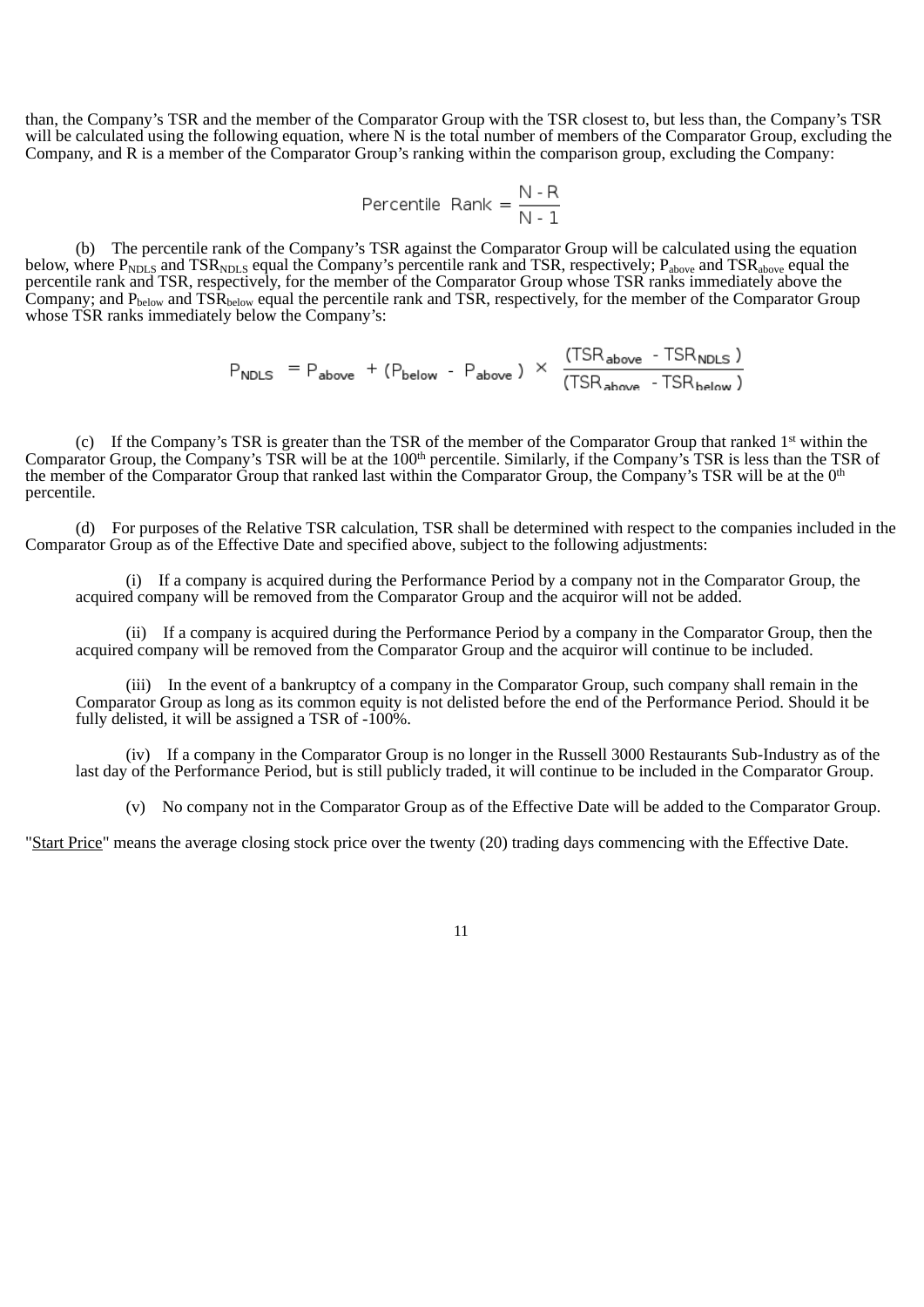than, the Company's TSR and the member of the Comparator Group with the TSR closest to, but less than, the Company's TSR will be calculated using the following equation, where N is the total number of members of the Comparator Group, excluding the Company, and R is a member of the Comparator Group's ranking within the comparison group, excluding the Company:

$$\text{Percentile Rank} = \frac{N - R}{N - 1}$$

(b) The percentile rank of the Company's TSR against the Comparator Group will be calculated using the equation below, where $P_{NDLS}$ and $TSR_{NDLS}$ equal the Company's percentile rank and TSR, respectively; $P_{above}$ and $TSR_{above}$ equal the percentile rank and TSR, respectively, for the member of the Comparator Group whose TSR ranks immediately above the Company; and $P_{below}$ and $TSR_{below}$ equal the percentile rank and TSR, respectively, for the member of the Comparator Group whose TSR ranks immediately below the Company's:

$$P_{NDLS} = P_{above} + (P_{below} - P_{above}) \times \frac{(TSR_{above} - TSR_{NDLS})}{(TSR_{above} - TSR_{below})}$$

(c) If the Company's TSR is greater than the TSR of the member of the Comparator Group that ranked 1st within the Comparator Group, the Company's TSR will be at the 100th percentile. Similarly, if the Company's TSR is less than the TSR of the member of the Comparator Group that ranked last within the Comparator Group, the Company's TSR will be at the 0th percentile.

(d) For purposes of the Relative TSR calculation, TSR shall be determined with respect to the companies included in the Comparator Group as of the Effective Date and specified above, subject to the following adjustments:

(i) If a company is acquired during the Performance Period by a company not in the Comparator Group, the acquired company will be removed from the Comparator Group and the acquiror will not be added.

(ii) If a company is acquired during the Performance Period by a company in the Comparator Group, then the acquired company will be removed from the Comparator Group and the acquiror will continue to be included.

(iii) In the event of a bankruptcy of a company in the Comparator Group, such company shall remain in the Comparator Group as long as its common equity is not delisted before the end of the Performance Period. Should it be fully delisted, it will be assigned a TSR of -100%.

(iv) If a company in the Comparator Group is no longer in the Russell 3000 Restaurants Sub-Industry as of the last day of the Performance Period, but is still publicly traded, it will continue to be included in the Comparator Group.

(v) No company not in the Comparator Group as of the Effective Date will be added to the Comparator Group.

"Start Price" means the average closing stock price over the twenty (20) trading days commencing with the Effective Date.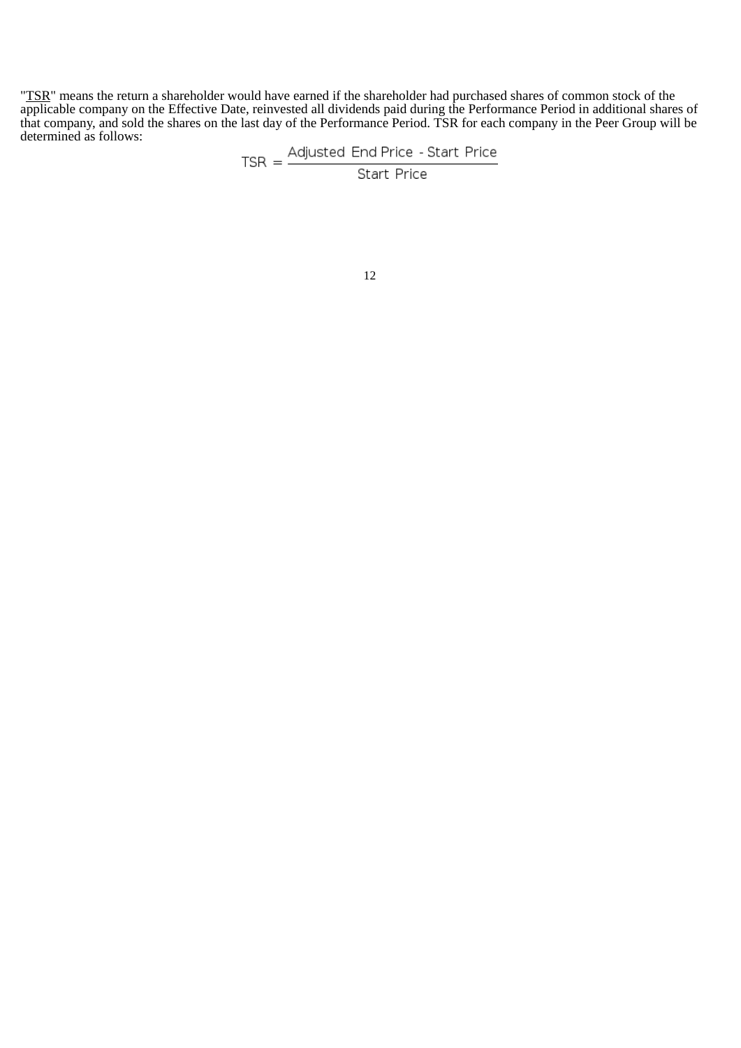"TSR" means the return a shareholder would have earned if the shareholder had purchased shares of common stock of the applicable company on the Effective Date, reinvested all dividends paid during the Performance Period in additional shares of that company, and sold the shares on the last day of the Performance Period. TSR for each company in the Peer Group will be determined as follows:

$$\text{TSR} = \frac{\text{Adjusted End Price} - \text{Start Price}}{\text{Start Price}}$$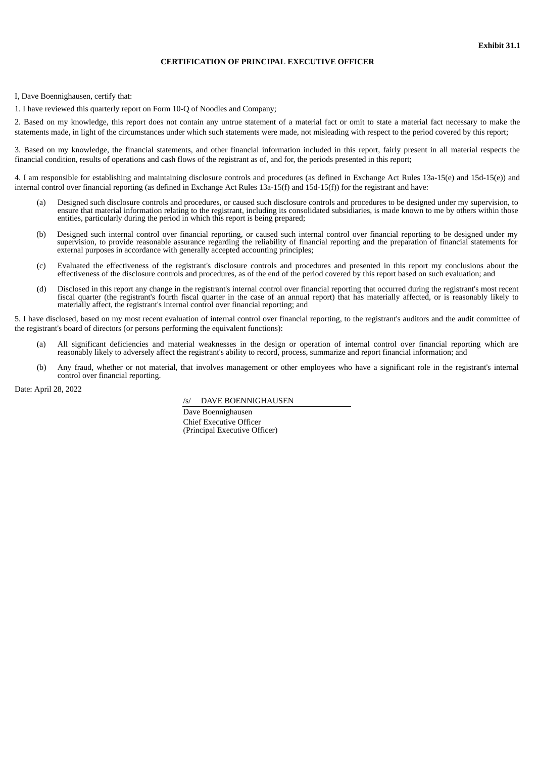**Exhibit 31.1**

**CERTIFICATION OF PRINCIPAL EXECUTIVE OFFICER**

I, Dave Boennighausen, certify that:

1. I have reviewed this quarterly report on Form 10-Q of Noodles and Company;

2. Based on my knowledge, this report does not contain any untrue statement of a material fact or omit to state a material fact necessary to make the statements made, in light of the circumstances under which such statements were made, not misleading with respect to the period covered by this report;

3. Based on my knowledge, the financial statements, and other financial information included in this report, fairly present in all material respects the financial condition, results of operations and cash flows of the registrant as of, and for, the periods presented in this report;

4. I am responsible for establishing and maintaining disclosure controls and procedures (as defined in Exchange Act Rules 13a-15(e) and 15d-15(e)) and internal control over financial reporting (as defined in Exchange Act Rules 13a-15(f) and 15d-15(f)) for the registrant and have:

(a) Designed such disclosure controls and procedures, or caused such disclosure controls and procedures to be designed under my supervision, to ensure that material information relating to the registrant, including its consolidated subsidiaries, is made known to me by others within those entities, particularly during the period in which this report is being prepared;

(b) Designed such internal control over financial reporting, or caused such internal control over financial reporting to be designed under my supervision, to provide reasonable assurance regarding the reliability of financial reporting and the preparation of financial statements for external purposes in accordance with generally accepted accounting principles;

(c) Evaluated the effectiveness of the registrant's disclosure controls and procedures and presented in this report my conclusions about the effectiveness of the disclosure controls and procedures, as of the end of the period covered by this report based on such evaluation; and

(d) Disclosed in this report any change in the registrant's internal control over financial reporting that occurred during the registrant's most recent fiscal quarter (the registrant's fourth fiscal quarter in the case of an annual report) that has materially affected, or is reasonably likely to materially affect, the registrant's internal control over financial reporting; and

5. I have disclosed, based on my most recent evaluation of internal control over financial reporting, to the registrant's auditors and the audit committee of the registrant's board of directors (or persons performing the equivalent functions):

(a) All significant deficiencies and material weaknesses in the design or operation of internal control over financial reporting which are reasonably likely to adversely affect the registrant's ability to record, process, summarize and report financial information; and

(b) Any fraud, whether or not material, that involves management or other employees who have a significant role in the registrant's internal control over financial reporting.

Date: April 28, 2022

/s/ DAVE BOENNIGHAUSEN

Dave Boennighausen
Chief Executive Officer
(Principal Executive Officer)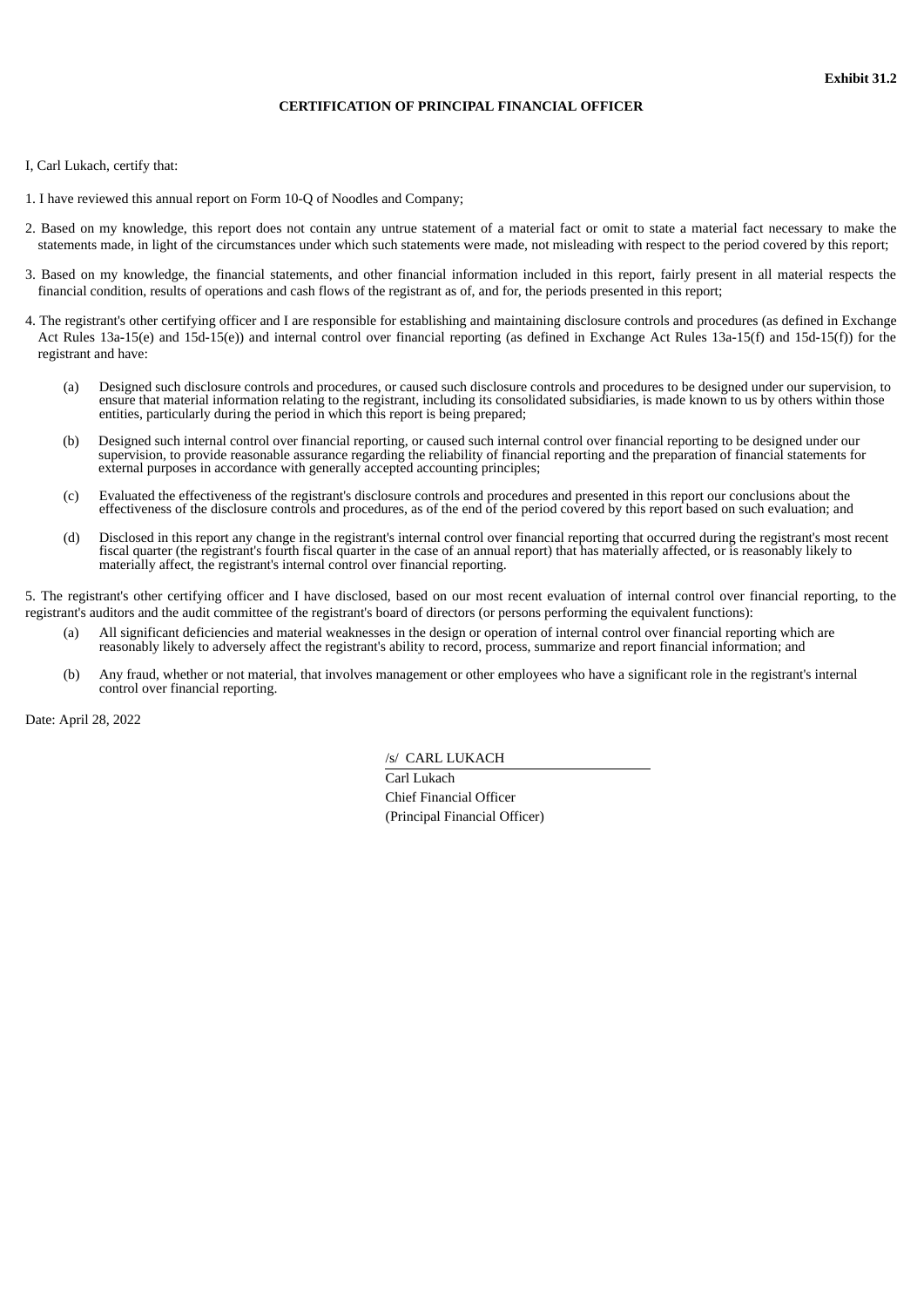**Exhibit 31.2**

**CERTIFICATION OF PRINCIPAL FINANCIAL OFFICER**

I, Carl Lukach, certify that:

1. I have reviewed this annual report on Form 10-Q of Noodles and Company;

2. Based on my knowledge, this report does not contain any untrue statement of a material fact or omit to state a material fact necessary to make the statements made, in light of the circumstances under which such statements were made, not misleading with respect to the period covered by this report;

3. Based on my knowledge, the financial statements, and other financial information included in this report, fairly present in all material respects the financial condition, results of operations and cash flows of the registrant as of, and for, the periods presented in this report;

4. The registrant's other certifying officer and I are responsible for establishing and maintaining disclosure controls and procedures (as defined in Exchange Act Rules 13a-15(e) and 15d-15(e)) and internal control over financial reporting (as defined in Exchange Act Rules 13a-15(f) and 15d-15(f)) for the registrant and have:

   (a) Designed such disclosure controls and procedures, or caused such disclosure controls and procedures to be designed under our supervision, to ensure that material information relating to the registrant, including its consolidated subsidiaries, is made known to us by others within those entities, particularly during the period in which this report is being prepared;

   (b) Designed such internal control over financial reporting, or caused such internal control over financial reporting to be designed under our supervision, to provide reasonable assurance regarding the reliability of financial reporting and the preparation of financial statements for external purposes in accordance with generally accepted accounting principles;

   (c) Evaluated the effectiveness of the registrant's disclosure controls and procedures and presented in this report our conclusions about the effectiveness of the disclosure controls and procedures, as of the end of the period covered by this report based on such evaluation; and

   (d) Disclosed in this report any change in the registrant's internal control over financial reporting that occurred during the registrant's most recent fiscal quarter (the registrant's fourth fiscal quarter in the case of an annual report) that has materially affected, or is reasonably likely to materially affect, the registrant's internal control over financial reporting.

5. The registrant's other certifying officer and I have disclosed, based on our most recent evaluation of internal control over financial reporting, to the registrant's auditors and the audit committee of the registrant's board of directors (or persons performing the equivalent functions):

   (a) All significant deficiencies and material weaknesses in the design or operation of internal control over financial reporting which are reasonably likely to adversely affect the registrant's ability to record, process, summarize and report financial information; and

   (b) Any fraud, whether or not material, that involves management or other employees who have a significant role in the registrant's internal control over financial reporting.

Date: April 28, 2022

/s/ CARL LUKACH

Carl Lukach
Chief Financial Officer
(Principal Financial Officer)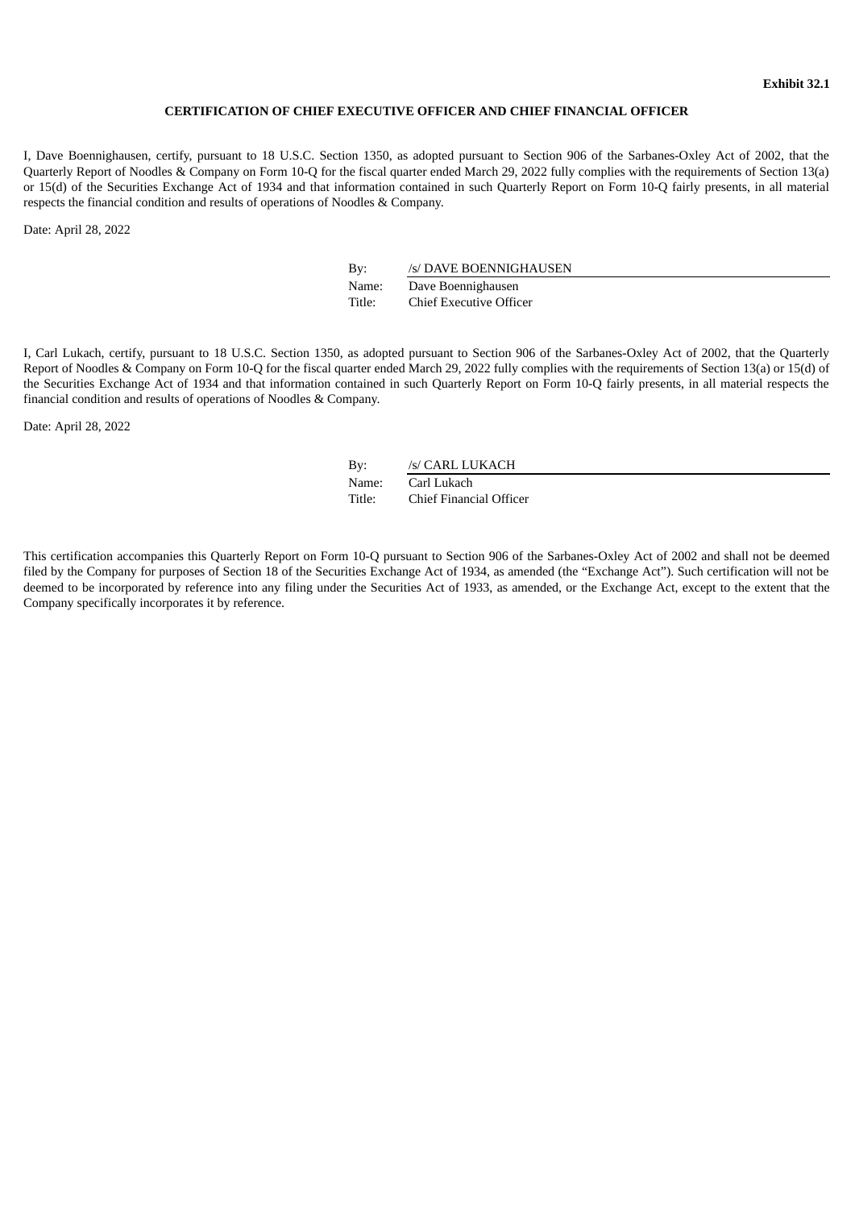**Exhibit 32.1**

**CERTIFICATION OF CHIEF EXECUTIVE OFFICER AND CHIEF FINANCIAL OFFICER**

I, Dave Boennighausen, certify, pursuant to 18 U.S.C. Section 1350, as adopted pursuant to Section 906 of the Sarbanes-Oxley Act of 2002, that the Quarterly Report of Noodles & Company on Form 10-Q for the fiscal quarter ended March 29, 2022 fully complies with the requirements of Section 13(a) or 15(d) of the Securities Exchange Act of 1934 and that information contained in such Quarterly Report on Form 10-Q fairly presents, in all material respects the financial condition and results of operations of Noodles & Company.

Date: April 28, 2022

| | |
|---|---|
| By: | /s/ DAVE BOENNIGHAUSEN |
| Name: | Dave Boennighausen |
| Title: | Chief Executive Officer |

I, Carl Lukach, certify, pursuant to 18 U.S.C. Section 1350, as adopted pursuant to Section 906 of the Sarbanes-Oxley Act of 2002, that the Quarterly Report of Noodles & Company on Form 10-Q for the fiscal quarter ended March 29, 2022 fully complies with the requirements of Section 13(a) or 15(d) of the Securities Exchange Act of 1934 and that information contained in such Quarterly Report on Form 10-Q fairly presents, in all material respects the financial condition and results of operations of Noodles & Company.

Date: April 28, 2022

| | |
|---|---|
| By: | /s/ CARL LUKACH |
| Name: | Carl Lukach |
| Title: | Chief Financial Officer |

This certification accompanies this Quarterly Report on Form 10-Q pursuant to Section 906 of the Sarbanes-Oxley Act of 2002 and shall not be deemed filed by the Company for purposes of Section 18 of the Securities Exchange Act of 1934, as amended (the "Exchange Act"). Such certification will not be deemed to be incorporated by reference into any filing under the Securities Act of 1933, as amended, or the Exchange Act, except to the extent that the Company specifically incorporates it by reference.